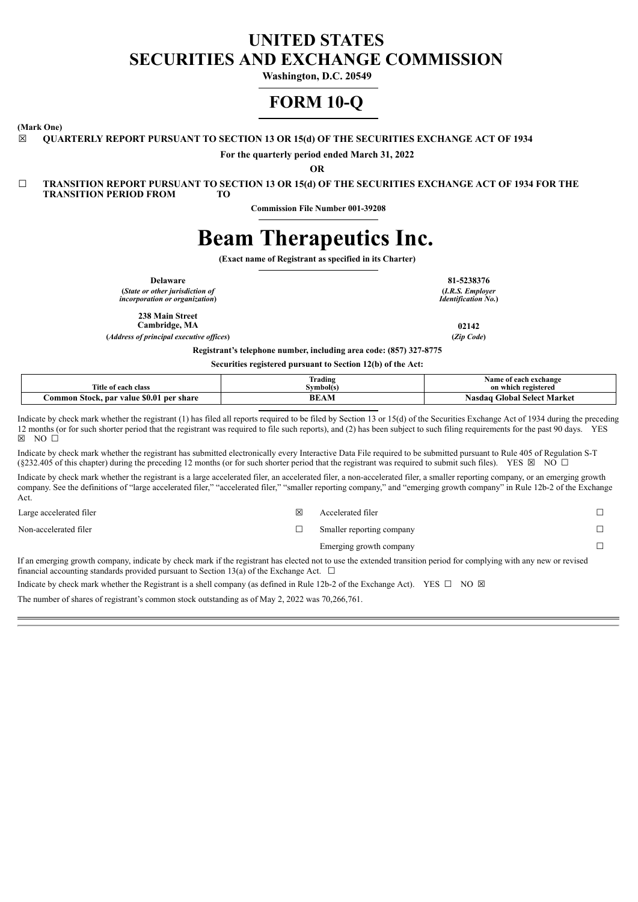# UNITED STATES
# SECURITIES AND EXCHANGE COMMISSION

**Washington, D.C. 20549**

# FORM 10-Q

**(Mark One)**

☒ **QUARTERLY REPORT PURSUANT TO SECTION 13 OR 15(d) OF THE SECURITIES EXCHANGE ACT OF 1934**

**For the quarterly period ended March 31, 2022**

**OR**

☐ **TRANSITION REPORT PURSUANT TO SECTION 13 OR 15(d) OF THE SECURITIES EXCHANGE ACT OF 1934 FOR THE TRANSITION PERIOD FROM TO**

**Commission File Number 001-39208**

# Beam Therapeutics Inc.

**(Exact name of Registrant as specified in its Charter)**

| | |
|---|---|
| **Delaware** | **81-5238376** |
| **(*State or other jurisdiction of incorporation or organization*)** | **(*I.R.S. Employer Identification No.*)** |
| **238 Main Street Cambridge, MA** | **02142** |
| **(*Address of principal executive offices*)** | **(*Zip Code*)** |

**Registrant's telephone number, including area code: (857) 327-8775**

**Securities registered pursuant to Section 12(b) of the Act:**

| Title of each class | Trading Symbol(s) | Name of each exchange on which registered |
|---|---|---|
| **Common Stock, par value $0.01 per share** | **BEAM** | **Nasdaq Global Select Market** |

Indicate by check mark whether the registrant (1) has filed all reports required to be filed by Section 13 or 15(d) of the Securities Exchange Act of 1934 during the preceding 12 months (or for such shorter period that the registrant was required to file such reports), and (2) has been subject to such filing requirements for the past 90 days. YES ☒ NO ☐

Indicate by check mark whether the registrant has submitted electronically every Interactive Data File required to be submitted pursuant to Rule 405 of Regulation S-T (§232.405 of this chapter) during the preceding 12 months (or for such shorter period that the registrant was required to submit such files). YES ☒ NO ☐

Indicate by check mark whether the registrant is a large accelerated filer, an accelerated filer, a non-accelerated filer, a smaller reporting company, or an emerging growth company. See the definitions of "large accelerated filer," "accelerated filer," "smaller reporting company," and "emerging growth company" in Rule 12b-2 of the Exchange Act.

| | | | |
|---|---|---|---|
| Large accelerated filer | ☒ | Accelerated filer | ☐ |
| Non-accelerated filer | ☐ | Smaller reporting company | ☐ |
| | | Emerging growth company | ☐ |

If an emerging growth company, indicate by check mark if the registrant has elected not to use the extended transition period for complying with any new or revised financial accounting standards provided pursuant to Section 13(a) of the Exchange Act. ☐

Indicate by check mark whether the Registrant is a shell company (as defined in Rule 12b-2 of the Exchange Act). YES ☐ NO ☒

The number of shares of registrant's common stock outstanding as of May 2, 2022 was 70,266,761.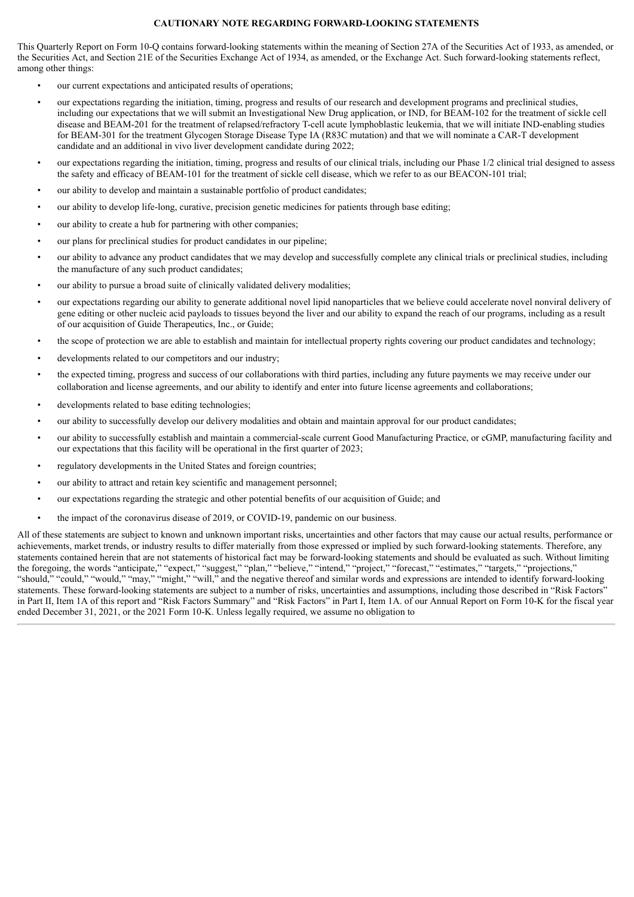**CAUTIONARY NOTE REGARDING FORWARD-LOOKING STATEMENTS**

This Quarterly Report on Form 10-Q contains forward-looking statements within the meaning of Section 27A of the Securities Act of 1933, as amended, or the Securities Act, and Section 21E of the Securities Exchange Act of 1934, as amended, or the Exchange Act. Such forward-looking statements reflect, among other things:

- our current expectations and anticipated results of operations;
- our expectations regarding the initiation, timing, progress and results of our research and development programs and preclinical studies, including our expectations that we will submit an Investigational New Drug application, or IND, for BEAM-102 for the treatment of sickle cell disease and BEAM-201 for the treatment of relapsed/refractory T-cell acute lymphoblastic leukemia, that we will initiate IND-enabling studies for BEAM-301 for the treatment Glycogen Storage Disease Type IA (R83C mutation) and that we will nominate a CAR-T development candidate and an additional in vivo liver development candidate during 2022;
- our expectations regarding the initiation, timing, progress and results of our clinical trials, including our Phase 1/2 clinical trial designed to assess the safety and efficacy of BEAM-101 for the treatment of sickle cell disease, which we refer to as our BEACON-101 trial;
- our ability to develop and maintain a sustainable portfolio of product candidates;
- our ability to develop life-long, curative, precision genetic medicines for patients through base editing;
- our ability to create a hub for partnering with other companies;
- our plans for preclinical studies for product candidates in our pipeline;
- our ability to advance any product candidates that we may develop and successfully complete any clinical trials or preclinical studies, including the manufacture of any such product candidates;
- our ability to pursue a broad suite of clinically validated delivery modalities;
- our expectations regarding our ability to generate additional novel lipid nanoparticles that we believe could accelerate novel nonviral delivery of gene editing or other nucleic acid payloads to tissues beyond the liver and our ability to expand the reach of our programs, including as a result of our acquisition of Guide Therapeutics, Inc., or Guide;
- the scope of protection we are able to establish and maintain for intellectual property rights covering our product candidates and technology;
- developments related to our competitors and our industry;
- the expected timing, progress and success of our collaborations with third parties, including any future payments we may receive under our collaboration and license agreements, and our ability to identify and enter into future license agreements and collaborations;
- developments related to base editing technologies;
- our ability to successfully develop our delivery modalities and obtain and maintain approval for our product candidates;
- our ability to successfully establish and maintain a commercial-scale current Good Manufacturing Practice, or cGMP, manufacturing facility and our expectations that this facility will be operational in the first quarter of 2023;
- regulatory developments in the United States and foreign countries;
- our ability to attract and retain key scientific and management personnel;
- our expectations regarding the strategic and other potential benefits of our acquisition of Guide; and
- the impact of the coronavirus disease of 2019, or COVID-19, pandemic on our business.

All of these statements are subject to known and unknown important risks, uncertainties and other factors that may cause our actual results, performance or achievements, market trends, or industry results to differ materially from those expressed or implied by such forward-looking statements. Therefore, any statements contained herein that are not statements of historical fact may be forward-looking statements and should be evaluated as such. Without limiting the foregoing, the words "anticipate," "expect," "suggest," "plan," "believe," "intend," "project," "forecast," "estimates," "targets," "projections," "should," "could," "would," "may," "might," "will," and the negative thereof and similar words and expressions are intended to identify forward-looking statements. These forward-looking statements are subject to a number of risks, uncertainties and assumptions, including those described in "Risk Factors" in Part II, Item 1A of this report and "Risk Factors Summary" and "Risk Factors" in Part I, Item 1A. of our Annual Report on Form 10-K for the fiscal year ended December 31, 2021, or the 2021 Form 10-K. Unless legally required, we assume no obligation to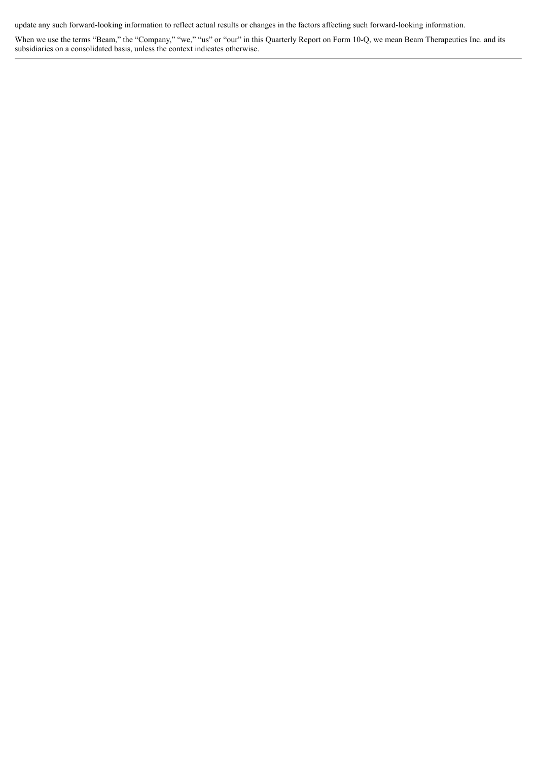update any such forward-looking information to reflect actual results or changes in the factors affecting such forward-looking information.

When we use the terms "Beam," the "Company," "we," "us" or "our" in this Quarterly Report on Form 10-Q, we mean Beam Therapeutics Inc. and its subsidiaries on a consolidated basis, unless the context indicates otherwise.

---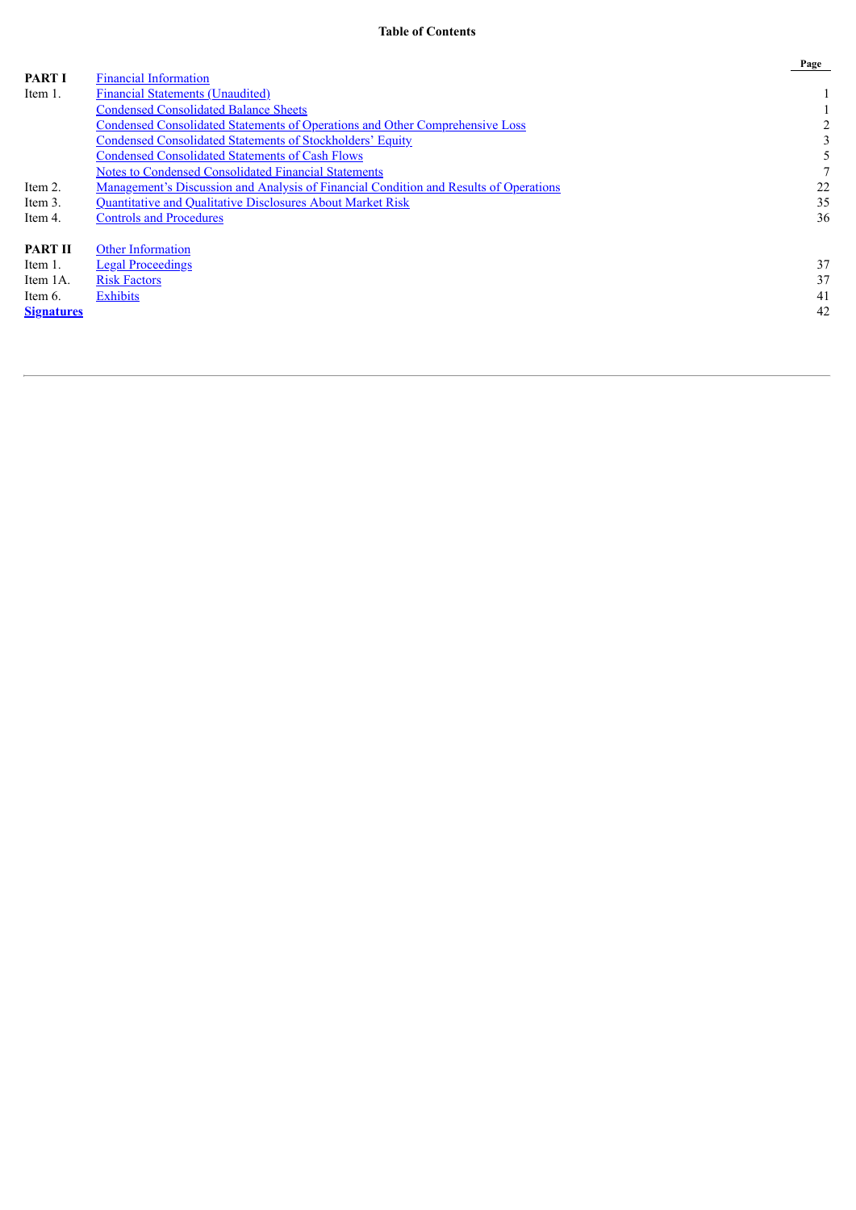## Table of Contents

| | | Page |
|---|---|---|
| **PART I** | Financial Information | |
| Item 1. | Financial Statements (Unaudited) | 1 |
| | Condensed Consolidated Balance Sheets | 1 |
| | Condensed Consolidated Statements of Operations and Other Comprehensive Loss | 2 |
| | Condensed Consolidated Statements of Stockholders' Equity | 3 |
| | Condensed Consolidated Statements of Cash Flows | 5 |
| | Notes to Condensed Consolidated Financial Statements | 7 |
| Item 2. | Management's Discussion and Analysis of Financial Condition and Results of Operations | 22 |
| Item 3. | Quantitative and Qualitative Disclosures About Market Risk | 35 |
| Item 4. | Controls and Procedures | 36 |
| | | |
| **PART II** | Other Information | |
| Item 1. | Legal Proceedings | 37 |
| Item 1A. | Risk Factors | 37 |
| Item 6. | Exhibits | 41 |
| **Signatures** | | 42 |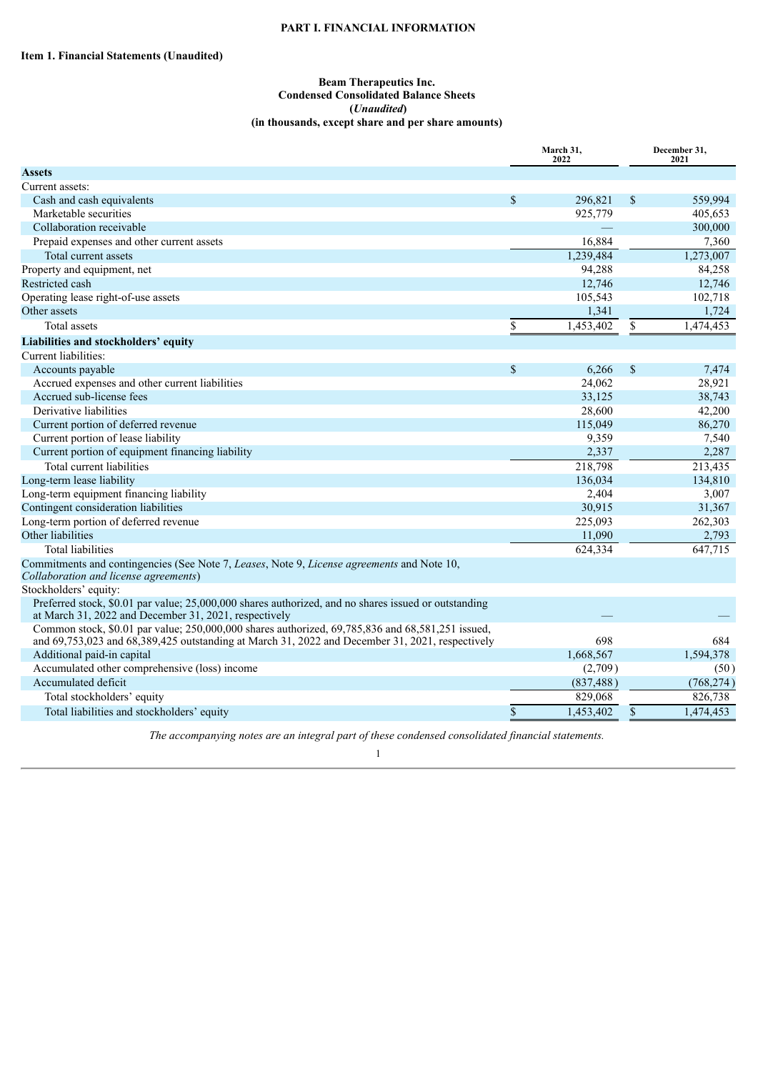# PART I. FINANCIAL INFORMATION

## Item 1. Financial Statements (Unaudited)

### Beam Therapeutics Inc.
### Condensed Consolidated Balance Sheets
### (*Unaudited*)
### (in thousands, except share and per share amounts)

| | March 31, 2022 | December 31, 2021 |
|---|---|---|
| **Assets** | | |
| Current assets: | | |
| Cash and cash equivalents | $ 296,821 | $ 559,994 |
| Marketable securities | 925,779 | 405,653 |
| Collaboration receivable | — | 300,000 |
| Prepaid expenses and other current assets | 16,884 | 7,360 |
| Total current assets | 1,239,484 | 1,273,007 |
| Property and equipment, net | 94,288 | 84,258 |
| Restricted cash | 12,746 | 12,746 |
| Operating lease right-of-use assets | 105,543 | 102,718 |
| Other assets | 1,341 | 1,724 |
| Total assets | $ 1,453,402 | $ 1,474,453 |
| **Liabilities and stockholders' equity** | | |
| Current liabilities: | | |
| Accounts payable | $ 6,266 | $ 7,474 |
| Accrued expenses and other current liabilities | 24,062 | 28,921 |
| Accrued sub-license fees | 33,125 | 38,743 |
| Derivative liabilities | 28,600 | 42,200 |
| Current portion of deferred revenue | 115,049 | 86,270 |
| Current portion of lease liability | 9,359 | 7,540 |
| Current portion of equipment financing liability | 2,337 | 2,287 |
| Total current liabilities | 218,798 | 213,435 |
| Long-term lease liability | 136,034 | 134,810 |
| Long-term equipment financing liability | 2,404 | 3,007 |
| Contingent consideration liabilities | 30,915 | 31,367 |
| Long-term portion of deferred revenue | 225,093 | 262,303 |
| Other liabilities | 11,090 | 2,793 |
| Total liabilities | 624,334 | 647,715 |
| Commitments and contingencies (See Note 7, *Leases*, Note 9, *License agreements* and Note 10, *Collaboration and license agreements*) | | |
| Stockholders' equity: | | |
| Preferred stock, $0.01 par value; 25,000,000 shares authorized, and no shares issued or outstanding at March 31, 2022 and December 31, 2021, respectively | — | — |
| Common stock, $0.01 par value; 250,000,000 shares authorized, 69,785,836 and 68,581,251 issued, and 69,753,023 and 68,389,425 outstanding at March 31, 2022 and December 31, 2021, respectively | 698 | 684 |
| Additional paid-in capital | 1,668,567 | 1,594,378 |
| Accumulated other comprehensive (loss) income | (2,709) | (50) |
| Accumulated deficit | (837,488) | (768,274) |
| Total stockholders' equity | 829,068 | 826,738 |
| Total liabilities and stockholders' equity | $ 1,453,402 | $ 1,474,453 |

*The accompanying notes are an integral part of these condensed consolidated financial statements.*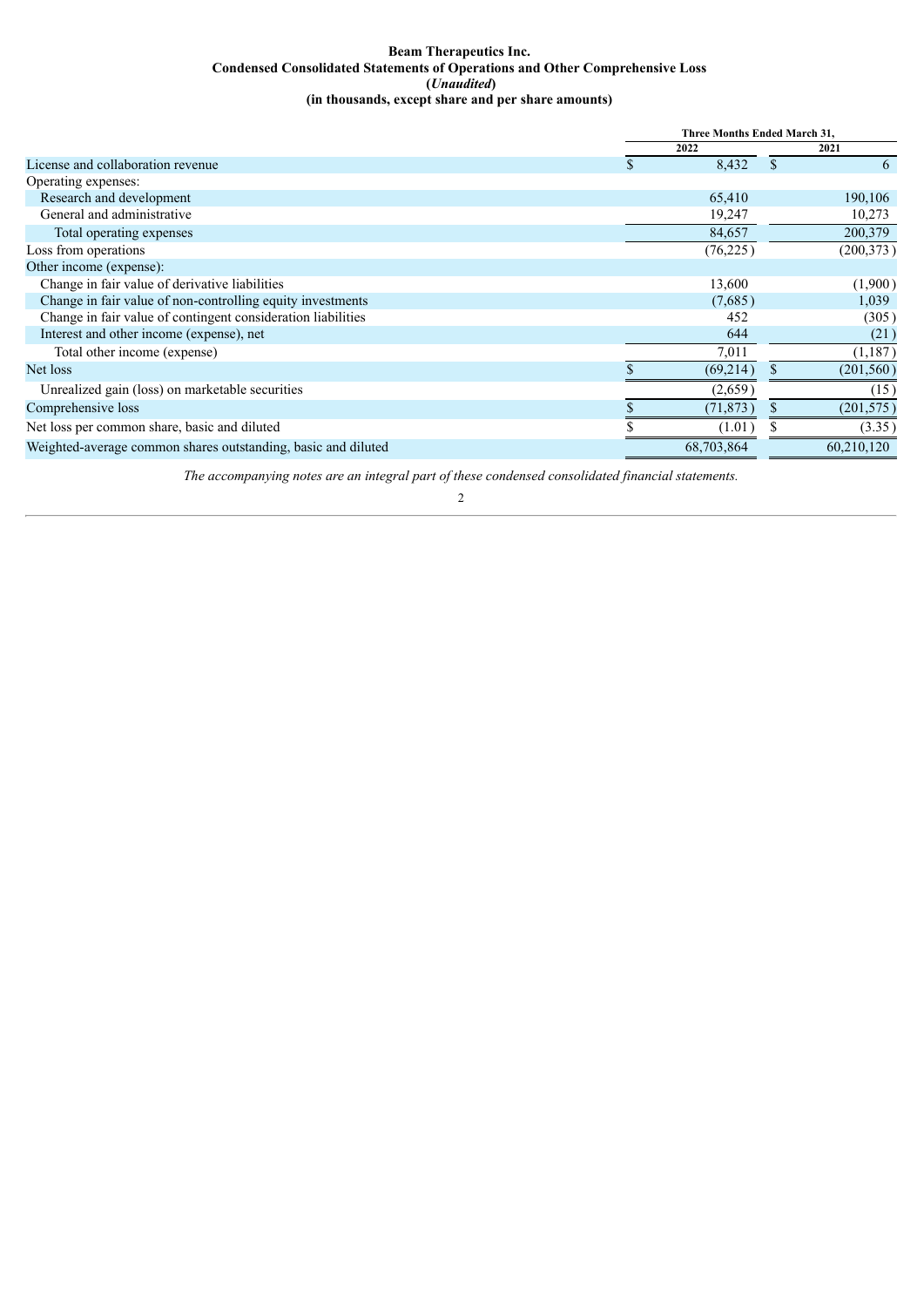**Beam Therapeutics Inc.**
**Condensed Consolidated Statements of Operations and Other Comprehensive Loss**
**(*Unaudited*)**
**(in thousands, except share and per share amounts)**

| | Three Months Ended March 31, | |
|---|---|---|
| | 2022 | 2021 |
| License and collaboration revenue | $ 8,432 | $ 6 |
| Operating expenses: | | |
| Research and development | 65,410 | 190,106 |
| General and administrative | 19,247 | 10,273 |
| Total operating expenses | 84,657 | 200,379 |
| Loss from operations | (76,225) | (200,373) |
| Other income (expense): | | |
| Change in fair value of derivative liabilities | 13,600 | (1,900) |
| Change in fair value of non-controlling equity investments | (7,685) | 1,039 |
| Change in fair value of contingent consideration liabilities | 452 | (305) |
| Interest and other income (expense), net | 644 | (21) |
| Total other income (expense) | 7,011 | (1,187) |
| Net loss | $ (69,214) | $ (201,560) |
| Unrealized gain (loss) on marketable securities | (2,659) | (15) |
| Comprehensive loss | $ (71,873) | $ (201,575) |
| Net loss per common share, basic and diluted | $ (1.01) | $ (3.35) |
| Weighted-average common shares outstanding, basic and diluted | 68,703,864 | 60,210,120 |

*The accompanying notes are an integral part of these condensed consolidated financial statements.*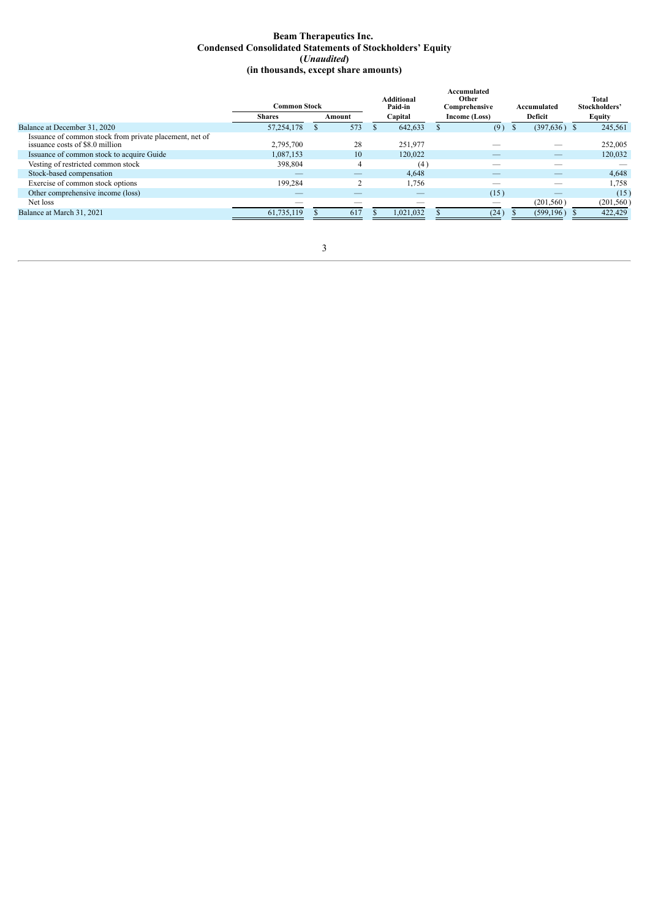# Beam Therapeutics Inc.
# Condensed Consolidated Statements of Stockholders' Equity
# (*Unaudited*)
# (in thousands, except share amounts)

| | Common Stock | | Additional Paid-in | Accumulated Other Comprehensive | Accumulated | Total Stockholders' |
|---|---|---|---|---|---|---|
| | Shares | Amount | Capital | Income (Loss) | Deficit | Equity |
| Balance at December 31, 2020 | 57,254,178 | $ 573 | $ 642,633 | $ (9) | $ (397,636) | $ 245,561 |
| Issuance of common stock from private placement, net of issuance costs of $8.0 million | 2,795,700 | 28 | 251,977 | — | — | 252,005 |
| Issuance of common stock to acquire Guide | 1,087,153 | 10 | 120,022 | — | — | 120,032 |
| Vesting of restricted common stock | 398,804 | 4 | (4) | — | — | — |
| Stock-based compensation | — | — | 4,648 | — | — | 4,648 |
| Exercise of common stock options | 199,284 | 2 | 1,756 | — | — | 1,758 |
| Other comprehensive income (loss) | — | — | — | (15) | — | (15) |
| Net loss | — | — | — | — | (201,560) | (201,560) |
| Balance at March 31, 2021 | 61,735,119 | $ 617 | $ 1,021,032 | $ (24) | $ (599,196) | $ 422,429 |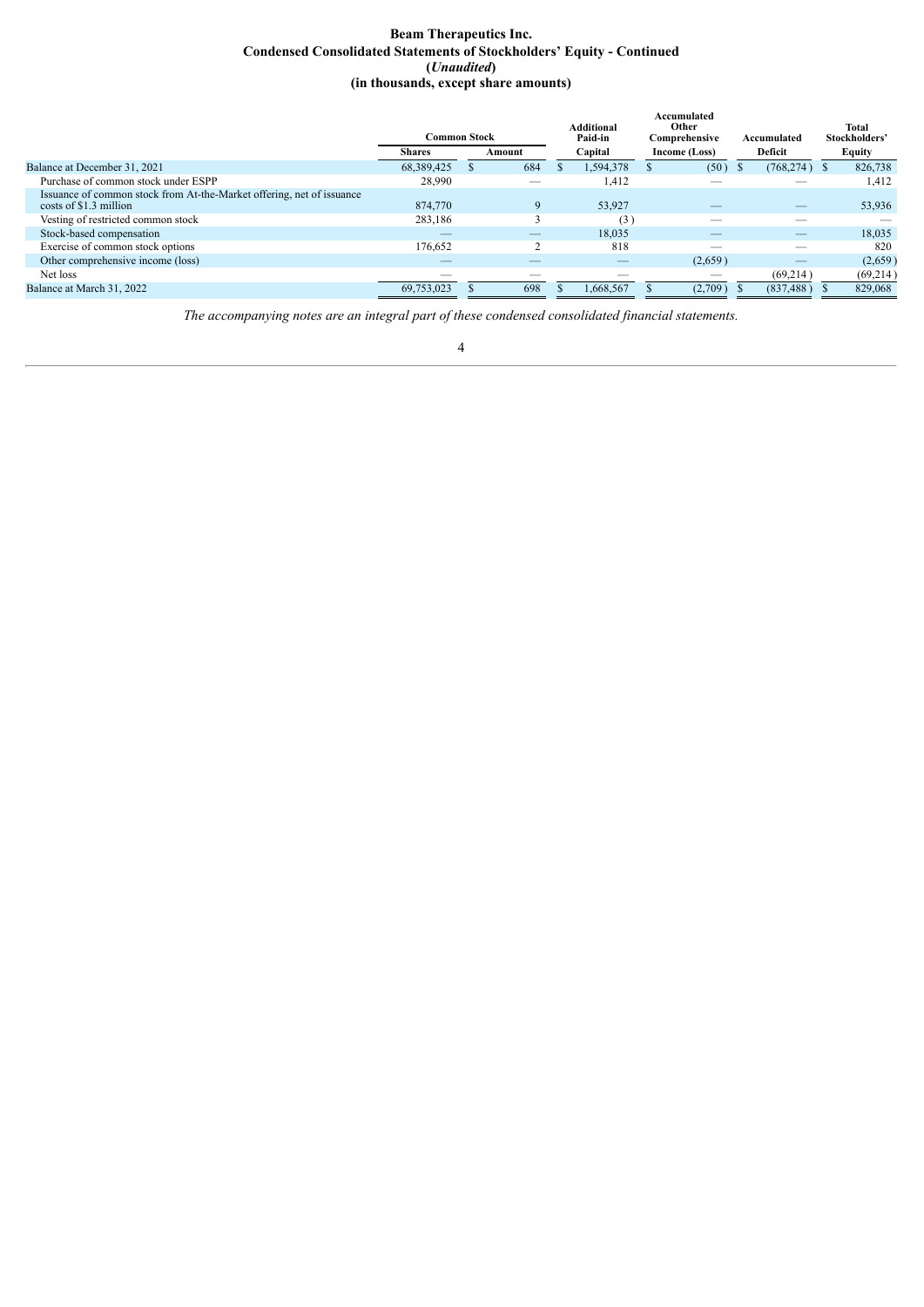**Beam Therapeutics Inc.**
**Condensed Consolidated Statements of Stockholders' Equity - Continued**
**(*Unaudited*)**
**(in thousands, except share amounts)**

| | Common Stock | | Additional Paid-in | Accumulated Other Comprehensive | Accumulated | Total Stockholders' |
|---|---|---|---|---|---|---|
| | Shares | Amount | Capital | Income (Loss) | Deficit | Equity |
| Balance at December 31, 2021 | 68,389,425 | $ 684 | $ 1,594,378 | $ (50) | $ (768,274) | $ 826,738 |
| Purchase of common stock under ESPP | 28,990 | — | 1,412 | — | — | 1,412 |
| Issuance of common stock from At-the-Market offering, net of issuance costs of $1.3 million | 874,770 | 9 | 53,927 | — | — | 53,936 |
| Vesting of restricted common stock | 283,186 | 3 | (3) | — | — | — |
| Stock-based compensation | — | — | 18,035 | — | — | 18,035 |
| Exercise of common stock options | 176,652 | 2 | 818 | — | — | 820 |
| Other comprehensive income (loss) | — | — | — | (2,659) | — | (2,659) |
| Net loss | — | — | — | — | (69,214) | (69,214) |
| Balance at March 31, 2022 | 69,753,023 | $ 698 | $ 1,668,567 | $ (2,709) | $ (837,488) | $ 829,068 |

*The accompanying notes are an integral part of these condensed consolidated financial statements.*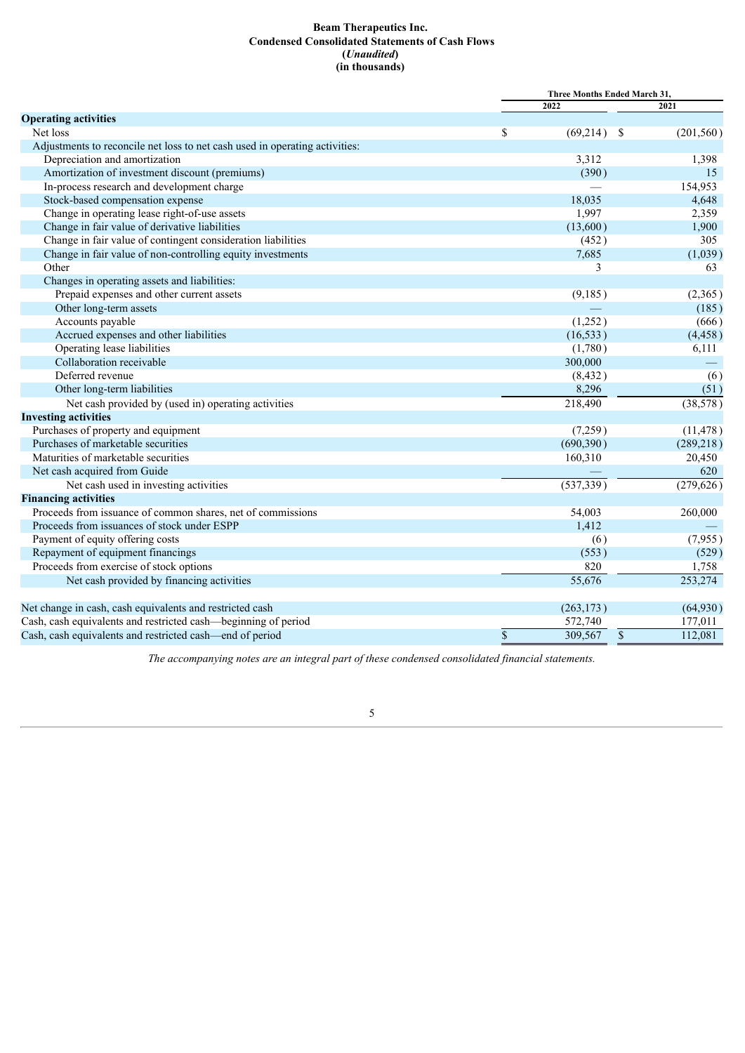# Beam Therapeutics Inc.
## Condensed Consolidated Statements of Cash Flows
### (*Unaudited*)
### (in thousands)

| | Three Months Ended March 31, | |
|---|---|---|
| | 2022 | 2021 |
| **Operating activities** | | |
| Net loss | $ (69,214) | $ (201,560) |
| Adjustments to reconcile net loss to net cash used in operating activities: | | |
| Depreciation and amortization | 3,312 | 1,398 |
| Amortization of investment discount (premiums) | (390) | 15 |
| In-process research and development charge | — | 154,953 |
| Stock-based compensation expense | 18,035 | 4,648 |
| Change in operating lease right-of-use assets | 1,997 | 2,359 |
| Change in fair value of derivative liabilities | (13,600) | 1,900 |
| Change in fair value of contingent consideration liabilities | (452) | 305 |
| Change in fair value of non-controlling equity investments | 7,685 | (1,039) |
| Other | 3 | 63 |
| Changes in operating assets and liabilities: | | |
| Prepaid expenses and other current assets | (9,185) | (2,365) |
| Other long-term assets | — | (185) |
| Accounts payable | (1,252) | (666) |
| Accrued expenses and other liabilities | (16,533) | (4,458) |
| Operating lease liabilities | (1,780) | 6,111 |
| Collaboration receivable | 300,000 | — |
| Deferred revenue | (8,432) | (6) |
| Other long-term liabilities | 8,296 | (51) |
| Net cash provided by (used in) operating activities | 218,490 | (38,578) |
| **Investing activities** | | |
| Purchases of property and equipment | (7,259) | (11,478) |
| Purchases of marketable securities | (690,390) | (289,218) |
| Maturities of marketable securities | 160,310 | 20,450 |
| Net cash acquired from Guide | — | 620 |
| Net cash used in investing activities | (537,339) | (279,626) |
| **Financing activities** | | |
| Proceeds from issuance of common shares, net of commissions | 54,003 | 260,000 |
| Proceeds from issuances of stock under ESPP | 1,412 | — |
| Payment of equity offering costs | (6) | (7,955) |
| Repayment of equipment financings | (553) | (529) |
| Proceeds from exercise of stock options | 820 | 1,758 |
| Net cash provided by financing activities | 55,676 | 253,274 |
| | | |
| Net change in cash, cash equivalents and restricted cash | (263,173) | (64,930) |
| Cash, cash equivalents and restricted cash—beginning of period | 572,740 | 177,011 |
| Cash, cash equivalents and restricted cash—end of period | $ 309,567 | $ 112,081 |

*The accompanying notes are an integral part of these condensed consolidated financial statements.*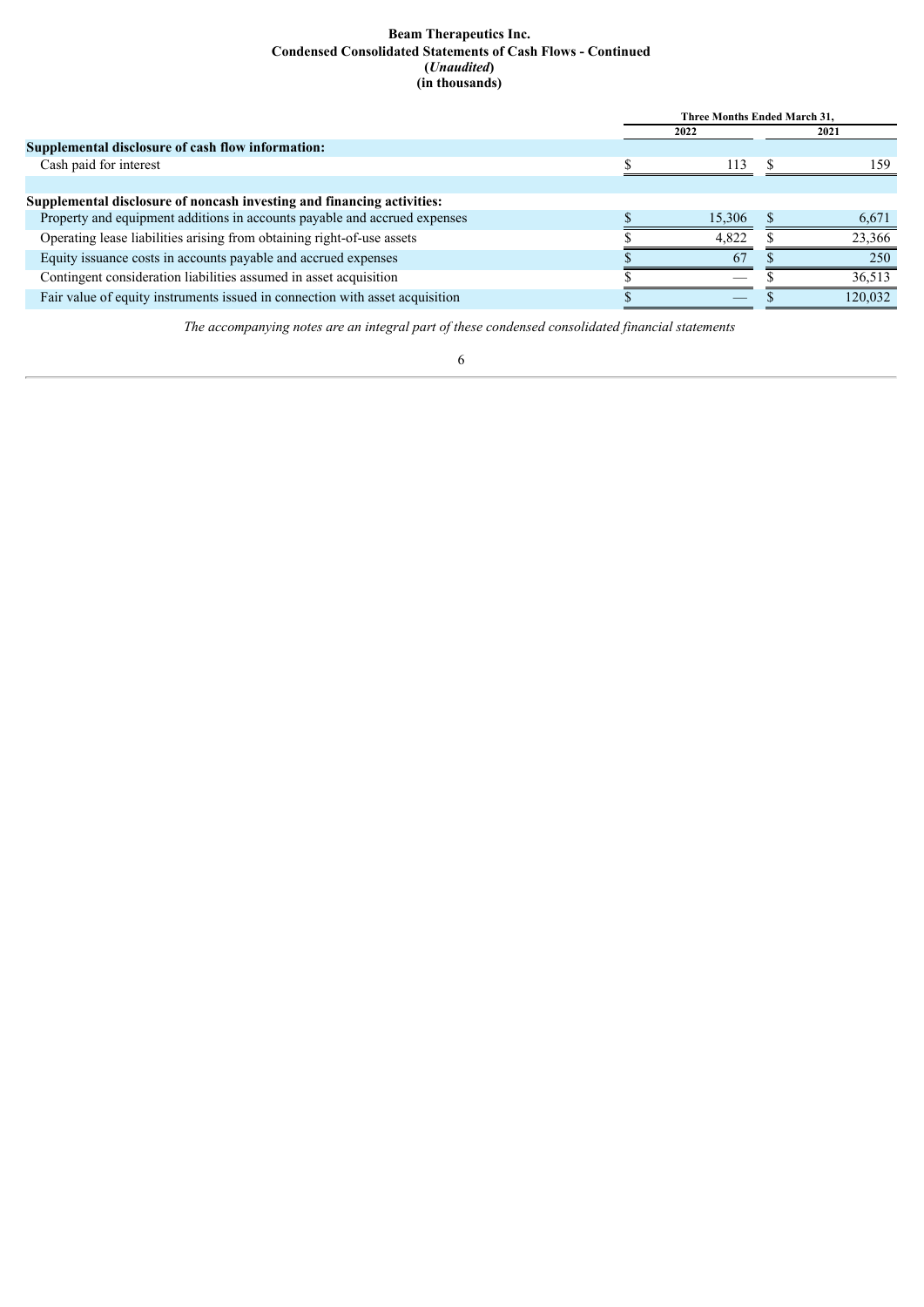# Beam Therapeutics Inc.
## Condensed Consolidated Statements of Cash Flows - Continued
**(*Unaudited*)**
**(in thousands)**

| | Three Months Ended March 31, | |
|---|---|---|
| | 2022 | 2021 |
| **Supplemental disclosure of cash flow information:** | | |
| Cash paid for interest | $ 113 | $ 159 |
| | | |
| **Supplemental disclosure of noncash investing and financing activities:** | | |
| Property and equipment additions in accounts payable and accrued expenses | $ 15,306 | $ 6,671 |
| Operating lease liabilities arising from obtaining right-of-use assets | $ 4,822 | $ 23,366 |
| Equity issuance costs in accounts payable and accrued expenses | $ 67 | $ 250 |
| Contingent consideration liabilities assumed in asset acquisition | $ — | $ 36,513 |
| Fair value of equity instruments issued in connection with asset acquisition | $ — | $ 120,032 |

*The accompanying notes are an integral part of these condensed consolidated financial statements*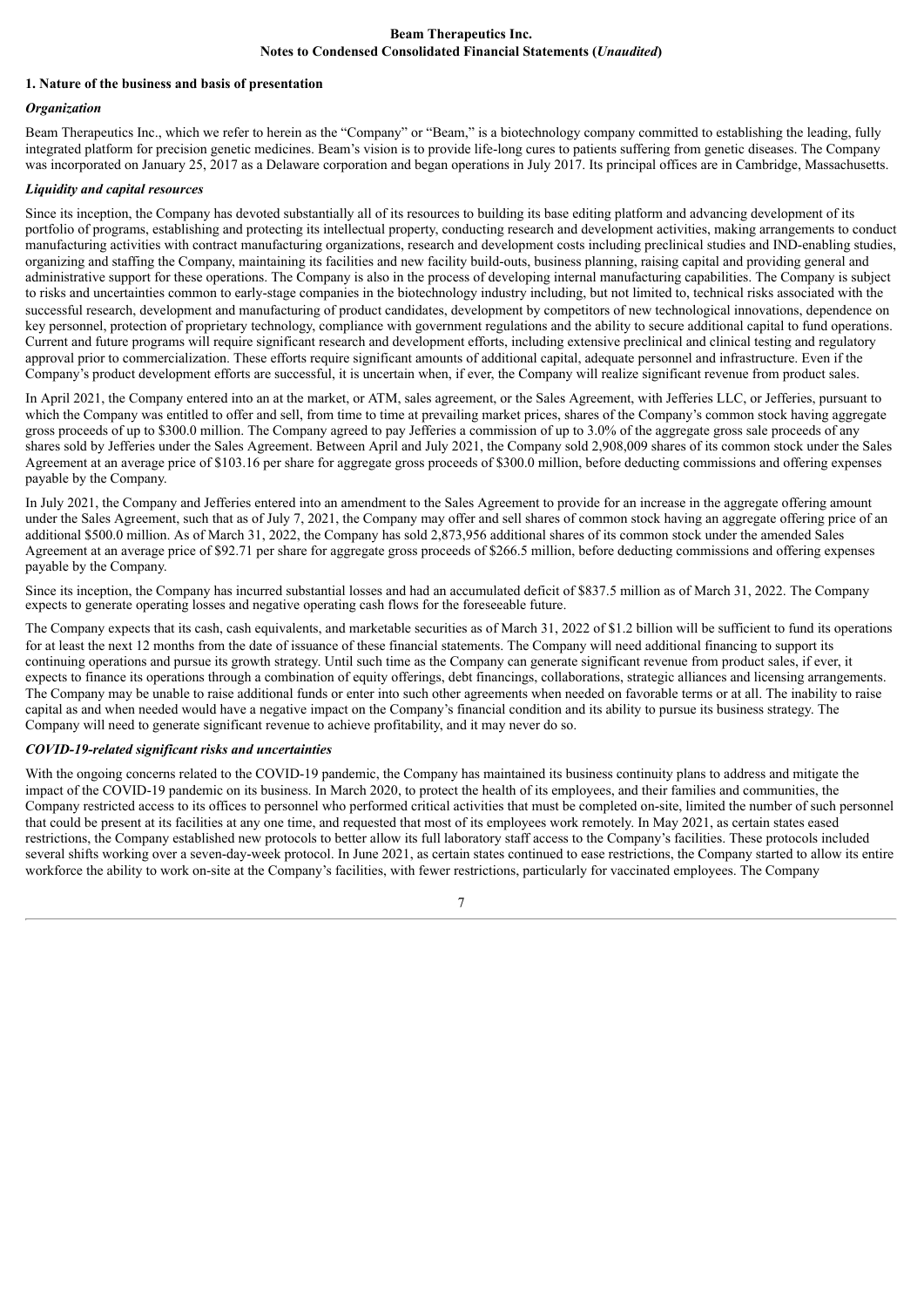**Beam Therapeutics Inc.**
**Notes to Condensed Consolidated Financial Statements (*Unaudited*)**

## 1. Nature of the business and basis of presentation

### *Organization*

Beam Therapeutics Inc., which we refer to herein as the "Company" or "Beam," is a biotechnology company committed to establishing the leading, fully integrated platform for precision genetic medicines. Beam's vision is to provide life-long cures to patients suffering from genetic diseases. The Company was incorporated on January 25, 2017 as a Delaware corporation and began operations in July 2017. Its principal offices are in Cambridge, Massachusetts.

### *Liquidity and capital resources*

Since its inception, the Company has devoted substantially all of its resources to building its base editing platform and advancing development of its portfolio of programs, establishing and protecting its intellectual property, conducting research and development activities, making arrangements to conduct manufacturing activities with contract manufacturing organizations, research and development costs including preclinical studies and IND-enabling studies, organizing and staffing the Company, maintaining its facilities and new facility build-outs, business planning, raising capital and providing general and administrative support for these operations. The Company is also in the process of developing internal manufacturing capabilities. The Company is subject to risks and uncertainties common to early-stage companies in the biotechnology industry including, but not limited to, technical risks associated with the successful research, development and manufacturing of product candidates, development by competitors of new technological innovations, dependence on key personnel, protection of proprietary technology, compliance with government regulations and the ability to secure additional capital to fund operations. Current and future programs will require significant research and development efforts, including extensive preclinical and clinical testing and regulatory approval prior to commercialization. These efforts require significant amounts of additional capital, adequate personnel and infrastructure. Even if the Company's product development efforts are successful, it is uncertain when, if ever, the Company will realize significant revenue from product sales.

In April 2021, the Company entered into an at the market, or ATM, sales agreement, or the Sales Agreement, with Jefferies LLC, or Jefferies, pursuant to which the Company was entitled to offer and sell, from time to time at prevailing market prices, shares of the Company's common stock having aggregate gross proceeds of up to $300.0 million. The Company agreed to pay Jefferies a commission of up to 3.0% of the aggregate gross sale proceeds of any shares sold by Jefferies under the Sales Agreement. Between April and July 2021, the Company sold 2,908,009 shares of its common stock under the Sales Agreement at an average price of $103.16 per share for aggregate gross proceeds of $300.0 million, before deducting commissions and offering expenses payable by the Company.

In July 2021, the Company and Jefferies entered into an amendment to the Sales Agreement to provide for an increase in the aggregate offering amount under the Sales Agreement, such that as of July 7, 2021, the Company may offer and sell shares of common stock having an aggregate offering price of an additional $500.0 million. As of March 31, 2022, the Company has sold 2,873,956 additional shares of its common stock under the amended Sales Agreement at an average price of $92.71 per share for aggregate gross proceeds of $266.5 million, before deducting commissions and offering expenses payable by the Company.

Since its inception, the Company has incurred substantial losses and had an accumulated deficit of $837.5 million as of March 31, 2022. The Company expects to generate operating losses and negative operating cash flows for the foreseeable future.

The Company expects that its cash, cash equivalents, and marketable securities as of March 31, 2022 of $1.2 billion will be sufficient to fund its operations for at least the next 12 months from the date of issuance of these financial statements. The Company will need additional financing to support its continuing operations and pursue its growth strategy. Until such time as the Company can generate significant revenue from product sales, if ever, it expects to finance its operations through a combination of equity offerings, debt financings, collaborations, strategic alliances and licensing arrangements. The Company may be unable to raise additional funds or enter into such other agreements when needed on favorable terms or at all. The inability to raise capital as and when needed would have a negative impact on the Company's financial condition and its ability to pursue its business strategy. The Company will need to generate significant revenue to achieve profitability, and it may never do so.

### *COVID-19-related significant risks and uncertainties*

With the ongoing concerns related to the COVID-19 pandemic, the Company has maintained its business continuity plans to address and mitigate the impact of the COVID-19 pandemic on its business. In March 2020, to protect the health of its employees, and their families and communities, the Company restricted access to its offices to personnel who performed critical activities that must be completed on-site, limited the number of such personnel that could be present at its facilities at any one time, and requested that most of its employees work remotely. In May 2021, as certain states eased restrictions, the Company established new protocols to better allow its full laboratory staff access to the Company's facilities. These protocols included several shifts working over a seven-day-week protocol. In June 2021, as certain states continued to ease restrictions, the Company started to allow its entire workforce the ability to work on-site at the Company's facilities, with fewer restrictions, particularly for vaccinated employees. The Company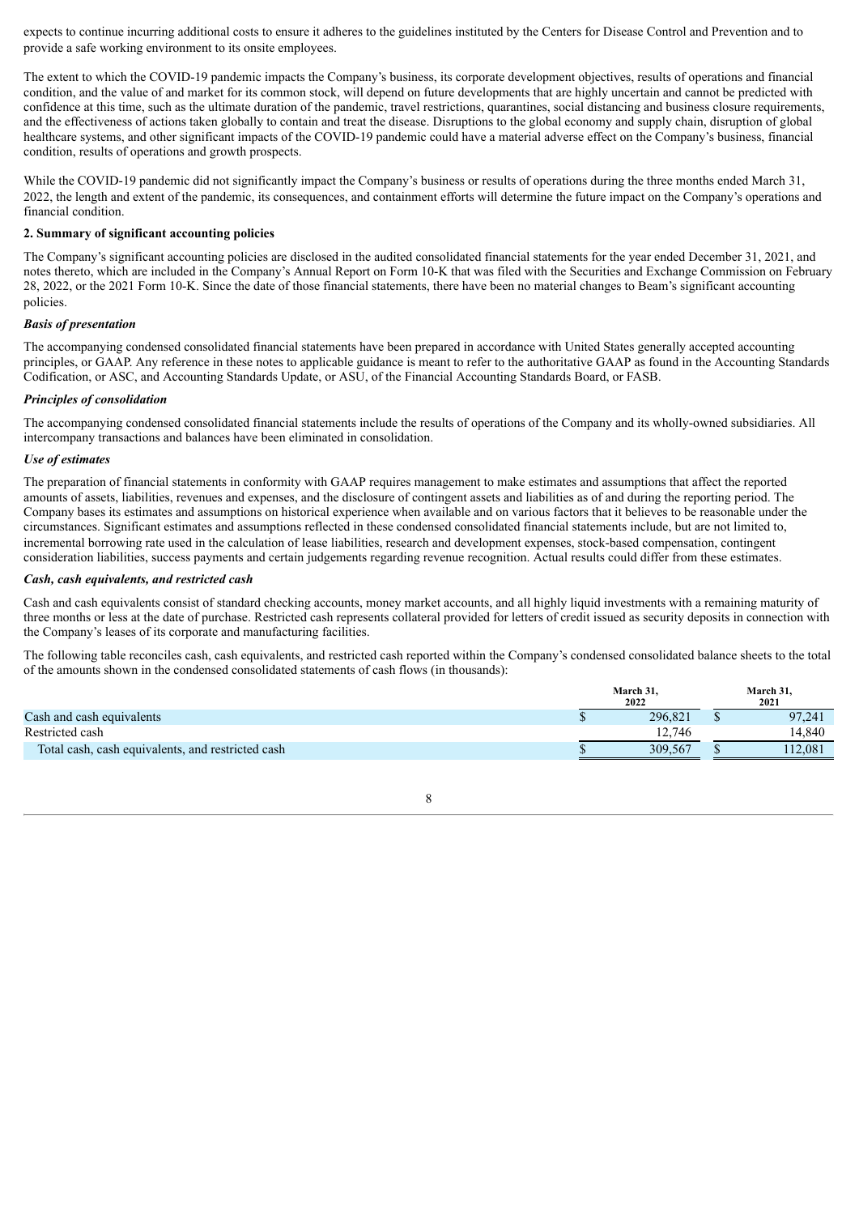expects to continue incurring additional costs to ensure it adheres to the guidelines instituted by the Centers for Disease Control and Prevention and to provide a safe working environment to its onsite employees.

The extent to which the COVID-19 pandemic impacts the Company's business, its corporate development objectives, results of operations and financial condition, and the value of and market for its common stock, will depend on future developments that are highly uncertain and cannot be predicted with confidence at this time, such as the ultimate duration of the pandemic, travel restrictions, quarantines, social distancing and business closure requirements, and the effectiveness of actions taken globally to contain and treat the disease. Disruptions to the global economy and supply chain, disruption of global healthcare systems, and other significant impacts of the COVID-19 pandemic could have a material adverse effect on the Company's business, financial condition, results of operations and growth prospects.

While the COVID-19 pandemic did not significantly impact the Company's business or results of operations during the three months ended March 31, 2022, the length and extent of the pandemic, its consequences, and containment efforts will determine the future impact on the Company's operations and financial condition.

**2. Summary of significant accounting policies**

The Company's significant accounting policies are disclosed in the audited consolidated financial statements for the year ended December 31, 2021, and notes thereto, which are included in the Company's Annual Report on Form 10-K that was filed with the Securities and Exchange Commission on February 28, 2022, or the 2021 Form 10-K. Since the date of those financial statements, there have been no material changes to Beam's significant accounting policies.

***Basis of presentation***

The accompanying condensed consolidated financial statements have been prepared in accordance with United States generally accepted accounting principles, or GAAP. Any reference in these notes to applicable guidance is meant to refer to the authoritative GAAP as found in the Accounting Standards Codification, or ASC, and Accounting Standards Update, or ASU, of the Financial Accounting Standards Board, or FASB.

***Principles of consolidation***

The accompanying condensed consolidated financial statements include the results of operations of the Company and its wholly-owned subsidiaries. All intercompany transactions and balances have been eliminated in consolidation.

***Use of estimates***

The preparation of financial statements in conformity with GAAP requires management to make estimates and assumptions that affect the reported amounts of assets, liabilities, revenues and expenses, and the disclosure of contingent assets and liabilities as of and during the reporting period. The Company bases its estimates and assumptions on historical experience when available and on various factors that it believes to be reasonable under the circumstances. Significant estimates and assumptions reflected in these condensed consolidated financial statements include, but are not limited to, incremental borrowing rate used in the calculation of lease liabilities, research and development expenses, stock-based compensation, contingent consideration liabilities, success payments and certain judgements regarding revenue recognition. Actual results could differ from these estimates.

***Cash, cash equivalents, and restricted cash***

Cash and cash equivalents consist of standard checking accounts, money market accounts, and all highly liquid investments with a remaining maturity of three months or less at the date of purchase. Restricted cash represents collateral provided for letters of credit issued as security deposits in connection with the Company's leases of its corporate and manufacturing facilities.

The following table reconciles cash, cash equivalents, and restricted cash reported within the Company's condensed consolidated balance sheets to the total of the amounts shown in the condensed consolidated statements of cash flows (in thousands):

| | March 31, 2022 | March 31, 2021 |
|---|---|---|
| Cash and cash equivalents | $ 296,821 | $ 97,241 |
| Restricted cash | 12,746 | 14,840 |
| Total cash, cash equivalents, and restricted cash | $ 309,567 | $ 112,081 |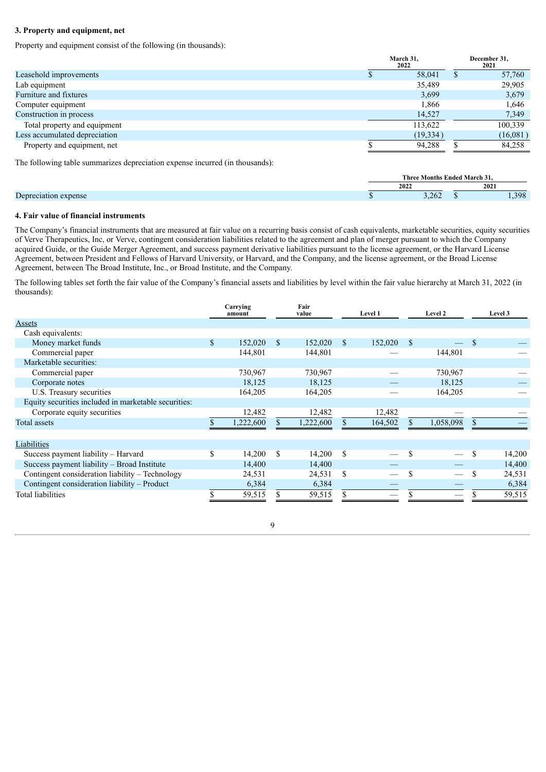**3. Property and equipment, net**

Property and equipment consist of the following (in thousands):

| | March 31, 2022 | December 31, 2021 |
|---|---|---|
| Leasehold improvements | $ 58,041 | $ 57,760 |
| Lab equipment | 35,489 | 29,905 |
| Furniture and fixtures | 3,699 | 3,679 |
| Computer equipment | 1,866 | 1,646 |
| Construction in process | 14,527 | 7,349 |
| Total property and equipment | 113,622 | 100,339 |
| Less accumulated depreciation | (19,334) | (16,081) |
| Property and equipment, net | $ 94,288 | $ 84,258 |

The following table summarizes depreciation expense incurred (in thousands):

| | Three Months Ended March 31, | |
|---|---|---|
| | 2022 | 2021 |
| Depreciation expense | $ 3,262 | $ 1,398 |

**4. Fair value of financial instruments**

The Company's financial instruments that are measured at fair value on a recurring basis consist of cash equivalents, marketable securities, equity securities of Verve Therapeutics, Inc, or Verve, contingent consideration liabilities related to the agreement and plan of merger pursuant to which the Company acquired Guide, or the Guide Merger Agreement, and success payment derivative liabilities pursuant to the license agreement, or the Harvard License Agreement, between President and Fellows of Harvard University, or Harvard, and the Company, and the license agreement, or the Broad License Agreement, between The Broad Institute, Inc., or Broad Institute, and the Company.

The following tables set forth the fair value of the Company's financial assets and liabilities by level within the fair value hierarchy at March 31, 2022 (in thousands):

| | Carrying amount | Fair value | Level 1 | Level 2 | Level 3 |
|---|---|---|---|---|---|
| Assets | | | | | |
| Cash equivalents: | | | | | |
| Money market funds | $ 152,020 | $ 152,020 | $ 152,020 | $ — | $ — |
| Commercial paper | 144,801 | 144,801 | — | 144,801 | — |
| Marketable securities: | | | | | |
| Commercial paper | 730,967 | 730,967 | — | 730,967 | — |
| Corporate notes | 18,125 | 18,125 | — | 18,125 | — |
| U.S. Treasury securities | 164,205 | 164,205 | — | 164,205 | — |
| Equity securities included in marketable securities: | | | | | |
| Corporate equity securities | 12,482 | 12,482 | 12,482 | — | — |
| Total assets | $ 1,222,600 | $ 1,222,600 | $ 164,502 | $ 1,058,098 | $ — |
| | | | | | |
| Liabilities | | | | | |
| Success payment liability – Harvard | $ 14,200 | $ 14,200 | $ — | $ — | $ 14,200 |
| Success payment liability – Broad Institute | 14,400 | 14,400 | — | — | 14,400 |
| Contingent consideration liability – Technology | 24,531 | 24,531 | $ — | $ — | $ 24,531 |
| Contingent consideration liability – Product | 6,384 | 6,384 | — | — | 6,384 |
| Total liabilities | $ 59,515 | $ 59,515 | $ — | $ — | $ 59,515 |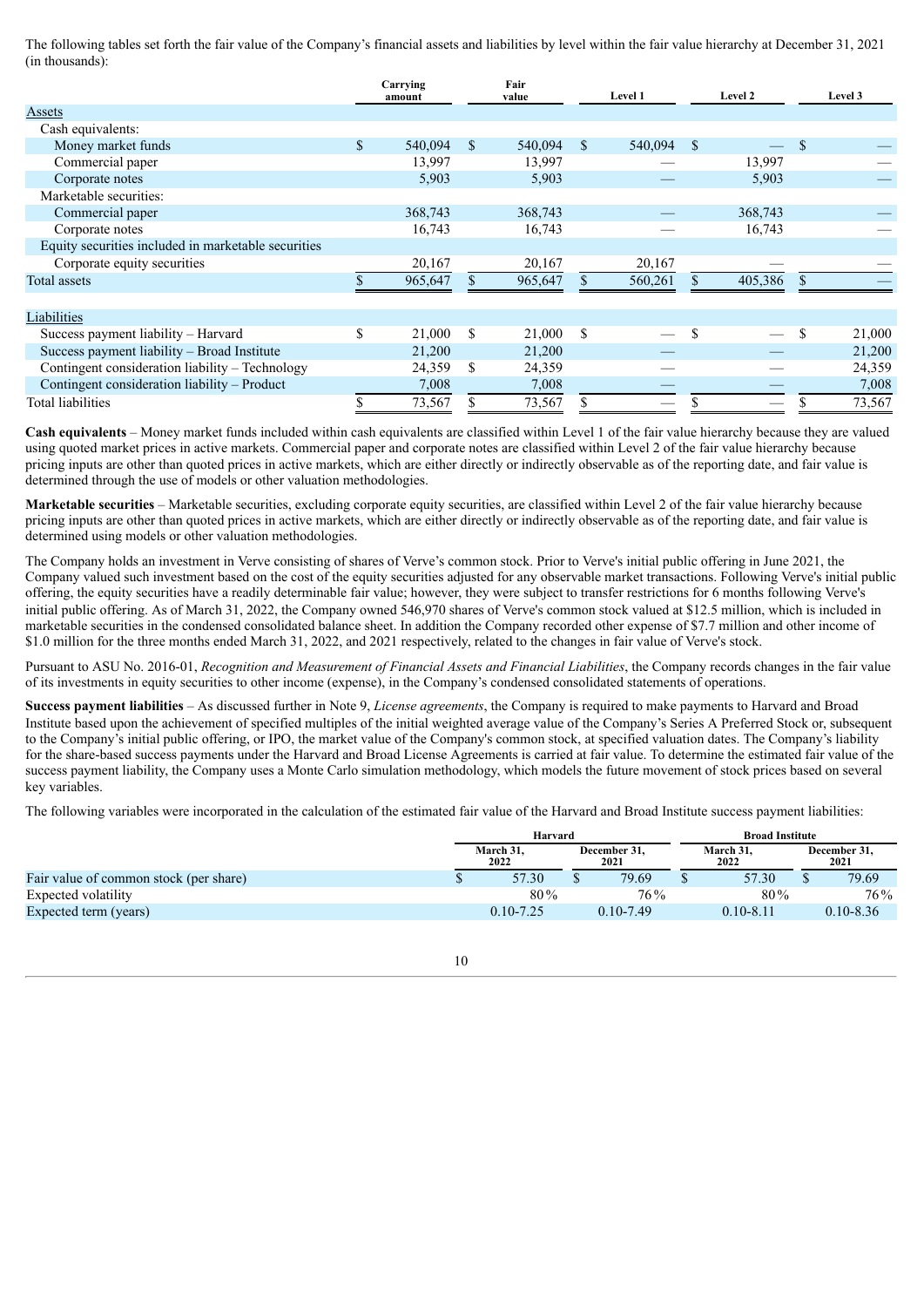The following tables set forth the fair value of the Company's financial assets and liabilities by level within the fair value hierarchy at December 31, 2021 (in thousands):

| | Carrying amount | Fair value | Level 1 | Level 2 | Level 3 |
|---|---|---|---|---|---|
| Assets | | | | | |
| Cash equivalents: | | | | | |
| Money market funds | $ 540,094 | $ 540,094 | $ 540,094 | $ — | $ — |
| Commercial paper | 13,997 | 13,997 | — | 13,997 | — |
| Corporate notes | 5,903 | 5,903 | — | 5,903 | — |
| Marketable securities: | | | | | |
| Commercial paper | 368,743 | 368,743 | — | 368,743 | — |
| Corporate notes | 16,743 | 16,743 | — | 16,743 | — |
| Equity securities included in marketable securities | | | | | |
| Corporate equity securities | 20,167 | 20,167 | 20,167 | — | — |
| Total assets | $ 965,647 | $ 965,647 | $ 560,261 | $ 405,386 | $ — |
| | | | | | |
| Liabilities | | | | | |
| Success payment liability – Harvard | $ 21,000 | $ 21,000 | $ — | $ — | $ 21,000 |
| Success payment liability – Broad Institute | 21,200 | 21,200 | — | — | 21,200 |
| Contingent consideration liability – Technology | 24,359 | $ 24,359 | — | — | 24,359 |
| Contingent consideration liability – Product | 7,008 | 7,008 | — | — | 7,008 |
| Total liabilities | $ 73,567 | $ 73,567 | $ — | $ — | $ 73,567 |

**Cash equivalents** – Money market funds included within cash equivalents are classified within Level 1 of the fair value hierarchy because they are valued using quoted market prices in active markets. Commercial paper and corporate notes are classified within Level 2 of the fair value hierarchy because pricing inputs are other than quoted prices in active markets, which are either directly or indirectly observable as of the reporting date, and fair value is determined through the use of models or other valuation methodologies.

**Marketable securities** – Marketable securities, excluding corporate equity securities, are classified within Level 2 of the fair value hierarchy because pricing inputs are other than quoted prices in active markets, which are either directly or indirectly observable as of the reporting date, and fair value is determined using models or other valuation methodologies.

The Company holds an investment in Verve consisting of shares of Verve's common stock. Prior to Verve's initial public offering in June 2021, the Company valued such investment based on the cost of the equity securities adjusted for any observable market transactions. Following Verve's initial public offering, the equity securities have a readily determinable fair value; however, they were subject to transfer restrictions for 6 months following Verve's initial public offering. As of March 31, 2022, the Company owned 546,970 shares of Verve's common stock valued at $12.5 million, which is included in marketable securities in the condensed consolidated balance sheet. In addition the Company recorded other expense of $7.7 million and other income of $1.0 million for the three months ended March 31, 2022, and 2021 respectively, related to the changes in fair value of Verve's stock.

Pursuant to ASU No. 2016-01, *Recognition and Measurement of Financial Assets and Financial Liabilities*, the Company records changes in the fair value of its investments in equity securities to other income (expense), in the Company's condensed consolidated statements of operations.

**Success payment liabilities** – As discussed further in Note 9, *License agreements*, the Company is required to make payments to Harvard and Broad Institute based upon the achievement of specified multiples of the initial weighted average value of the Company's Series A Preferred Stock or, subsequent to the Company's initial public offering, or IPO, the market value of the Company's common stock, at specified valuation dates. The Company's liability for the share-based success payments under the Harvard and Broad License Agreements is carried at fair value. To determine the estimated fair value of the success payment liability, the Company uses a Monte Carlo simulation methodology, which models the future movement of stock prices based on several key variables.

The following variables were incorporated in the calculation of the estimated fair value of the Harvard and Broad Institute success payment liabilities:

| | Harvard | | Broad Institute | |
|---|---|---|---|---|
| | March 31, 2022 | December 31, 2021 | March 31, 2022 | December 31, 2021 |
| Fair value of common stock (per share) | $ 57.30 | $ 79.69 | $ 57.30 | $ 79.69 |
| Expected volatility | 80% | 76% | 80% | 76% |
| Expected term (years) | 0.10-7.25 | 0.10-7.49 | 0.10-8.11 | 0.10-8.36 |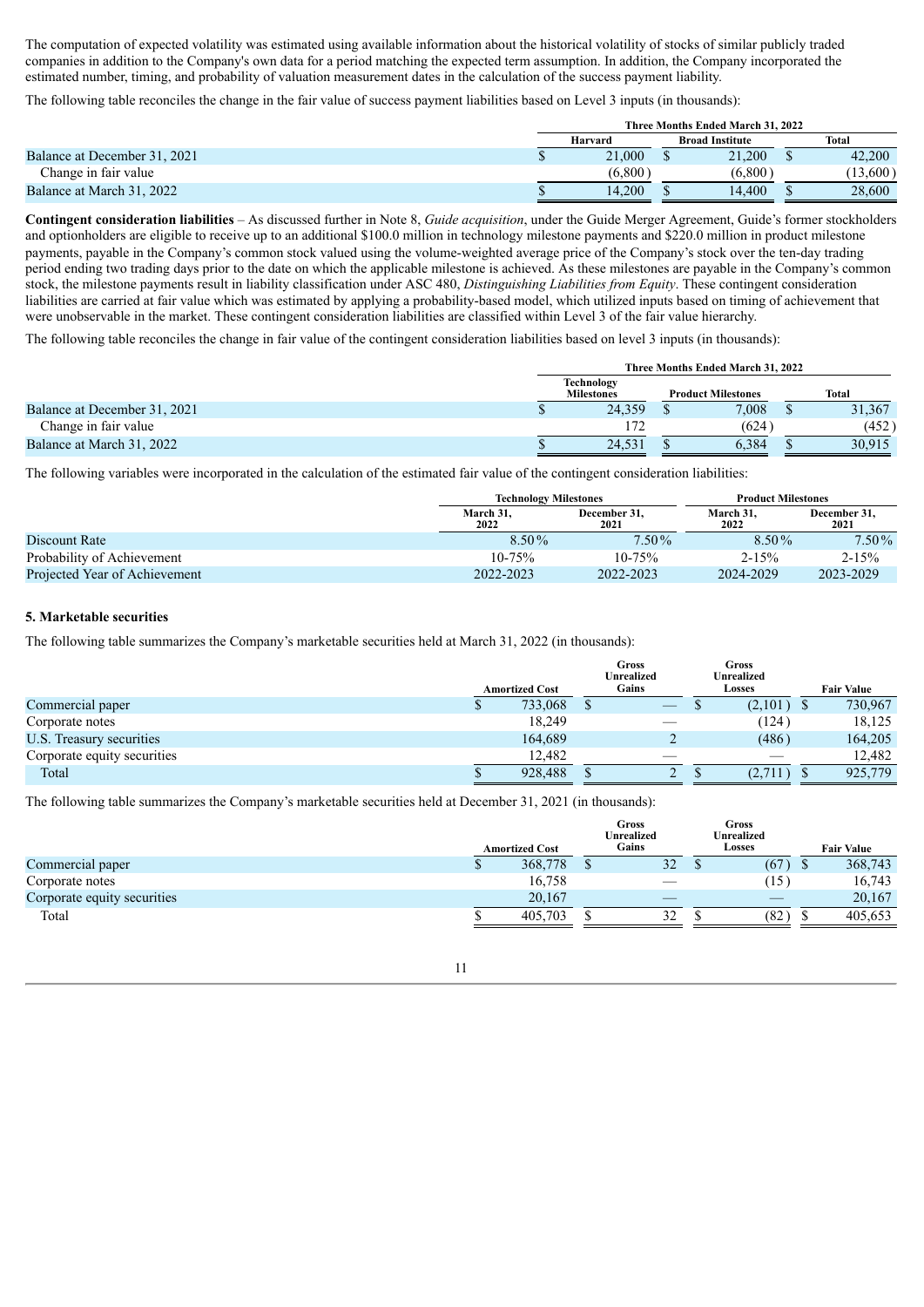The computation of expected volatility was estimated using available information about the historical volatility of stocks of similar publicly traded companies in addition to the Company's own data for a period matching the expected term assumption. In addition, the Company incorporated the estimated number, timing, and probability of valuation measurement dates in the calculation of the success payment liability.

The following table reconciles the change in the fair value of success payment liabilities based on Level 3 inputs (in thousands):

| | Three Months Ended March 31, 2022 | | |
|---|---|---|---|
| | Harvard | Broad Institute | Total |
| Balance at December 31, 2021 | $ 21,000 | $ 21,200 | $ 42,200 |
| Change in fair value | (6,800) | (6,800) | (13,600) |
| Balance at March 31, 2022 | $ 14,200 | $ 14,400 | $ 28,600 |

**Contingent consideration liabilities** – As discussed further in Note 8, *Guide acquisition*, under the Guide Merger Agreement, Guide's former stockholders and optionholders are eligible to receive up to an additional $100.0 million in technology milestone payments and $220.0 million in product milestone payments, payable in the Company's common stock valued using the volume-weighted average price of the Company's stock over the ten-day trading period ending two trading days prior to the date on which the applicable milestone is achieved. As these milestones are payable in the Company's common stock, the milestone payments result in liability classification under ASC 480, *Distinguishing Liabilities from Equity*. These contingent consideration liabilities are carried at fair value which was estimated by applying a probability-based model, which utilized inputs based on timing of achievement that were unobservable in the market. These contingent consideration liabilities are classified within Level 3 of the fair value hierarchy.

The following table reconciles the change in fair value of the contingent consideration liabilities based on level 3 inputs (in thousands):

| | Three Months Ended March 31, 2022 | | |
|---|---|---|---|
| | Technology Milestones | Product Milestones | Total |
| Balance at December 31, 2021 | $ 24,359 | $ 7,008 | $ 31,367 |
| Change in fair value | 172 | (624) | (452) |
| Balance at March 31, 2022 | $ 24,531 | $ 6,384 | $ 30,915 |

The following variables were incorporated in the calculation of the estimated fair value of the contingent consideration liabilities:

| | Technology Milestones | | Product Milestones | |
|---|---|---|---|---|
| | March 31, 2022 | December 31, 2021 | March 31, 2022 | December 31, 2021 |
| Discount Rate | 8.50% | 7.50% | 8.50% | 7.50% |
| Probability of Achievement | 10-75% | 10-75% | 2-15% | 2-15% |
| Projected Year of Achievement | 2022-2023 | 2022-2023 | 2024-2029 | 2023-2029 |

### 5. Marketable securities

The following table summarizes the Company's marketable securities held at March 31, 2022 (in thousands):

| | Amortized Cost | Gross Unrealized Gains | Gross Unrealized Losses | Fair Value |
|---|---|---|---|---|
| Commercial paper | $ 733,068 | $ — | $ (2,101) | $ 730,967 |
| Corporate notes | 18,249 | — | (124) | 18,125 |
| U.S. Treasury securities | 164,689 | 2 | (486) | 164,205 |
| Corporate equity securities | 12,482 | — | — | 12,482 |
| Total | $ 928,488 | $ 2 | $ (2,711) | $ 925,779 |

The following table summarizes the Company's marketable securities held at December 31, 2021 (in thousands):

| | Amortized Cost | Gross Unrealized Gains | Gross Unrealized Losses | Fair Value |
|---|---|---|---|---|
| Commercial paper | $ 368,778 | $ 32 | $ (67) | $ 368,743 |
| Corporate notes | 16,758 | — | (15) | 16,743 |
| Corporate equity securities | 20,167 | — | — | 20,167 |
| Total | $ 405,703 | $ 32 | $ (82) | $ 405,653 |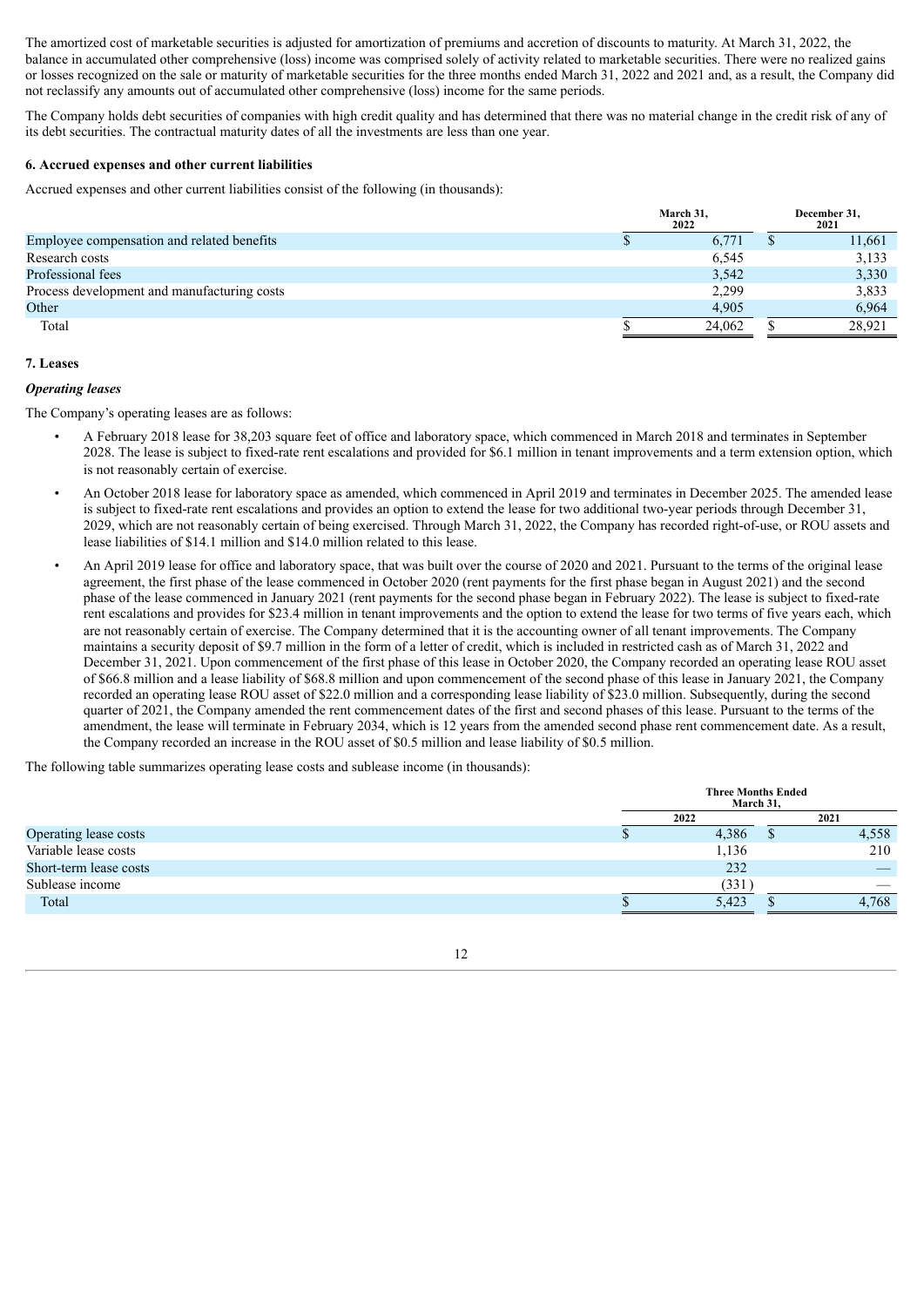The amortized cost of marketable securities is adjusted for amortization of premiums and accretion of discounts to maturity. At March 31, 2022, the balance in accumulated other comprehensive (loss) income was comprised solely of activity related to marketable securities. There were no realized gains or losses recognized on the sale or maturity of marketable securities for the three months ended March 31, 2022 and 2021 and, as a result, the Company did not reclassify any amounts out of accumulated other comprehensive (loss) income for the same periods.

The Company holds debt securities of companies with high credit quality and has determined that there was no material change in the credit risk of any of its debt securities. The contractual maturity dates of all the investments are less than one year.

**6. Accrued expenses and other current liabilities**

Accrued expenses and other current liabilities consist of the following (in thousands):

| | March 31, 2022 | December 31, 2021 |
|---|---|---|
| Employee compensation and related benefits | $ 6,771 | $ 11,661 |
| Research costs | 6,545 | 3,133 |
| Professional fees | 3,542 | 3,330 |
| Process development and manufacturing costs | 2,299 | 3,833 |
| Other | 4,905 | 6,964 |
| Total | $ 24,062 | $ 28,921 |

**7. Leases**

***Operating leases***

The Company's operating leases are as follows:

- A February 2018 lease for 38,203 square feet of office and laboratory space, which commenced in March 2018 and terminates in September 2028. The lease is subject to fixed-rate rent escalations and provided for $6.1 million in tenant improvements and a term extension option, which is not reasonably certain of exercise.
- An October 2018 lease for laboratory space as amended, which commenced in April 2019 and terminates in December 2025. The amended lease is subject to fixed-rate rent escalations and provides an option to extend the lease for two additional two-year periods through December 31, 2029, which are not reasonably certain of being exercised. Through March 31, 2022, the Company has recorded right-of-use, or ROU assets and lease liabilities of $14.1 million and $14.0 million related to this lease.
- An April 2019 lease for office and laboratory space, that was built over the course of 2020 and 2021. Pursuant to the terms of the original lease agreement, the first phase of the lease commenced in October 2020 (rent payments for the first phase began in August 2021) and the second phase of the lease commenced in January 2021 (rent payments for the second phase began in February 2022). The lease is subject to fixed-rate rent escalations and provides for $23.4 million in tenant improvements and the option to extend the lease for two terms of five years each, which are not reasonably certain of exercise. The Company determined that it is the accounting owner of all tenant improvements. The Company maintains a security deposit of $9.7 million in the form of a letter of credit, which is included in restricted cash as of March 31, 2022 and December 31, 2021. Upon commencement of the first phase of this lease in October 2020, the Company recorded an operating lease ROU asset of $66.8 million and a lease liability of $68.8 million and upon commencement of the second phase of this lease in January 2021, the Company recorded an operating lease ROU asset of $22.0 million and a corresponding lease liability of $23.0 million. Subsequently, during the second quarter of 2021, the Company amended the rent commencement dates of the first and second phases of this lease. Pursuant to the terms of the amendment, the lease will terminate in February 2034, which is 12 years from the amended second phase rent commencement date. As a result, the Company recorded an increase in the ROU asset of $0.5 million and lease liability of $0.5 million.

The following table summarizes operating lease costs and sublease income (in thousands):

| | Three Months Ended March 31, | |
|---|---|---|
| | 2022 | 2021 |
| Operating lease costs | $ 4,386 | $ 4,558 |
| Variable lease costs | 1,136 | 210 |
| Short-term lease costs | 232 | — |
| Sublease income | (331) | — |
| Total | $ 5,423 | $ 4,768 |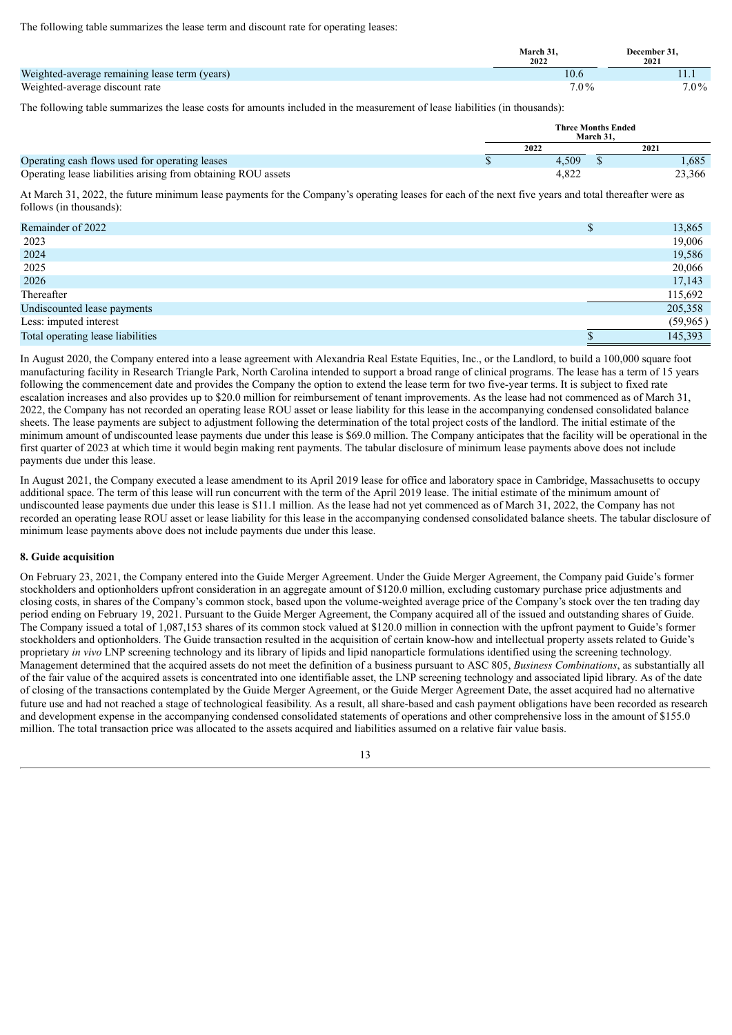The following table summarizes the lease term and discount rate for operating leases:

| | March 31, 2022 | December 31, 2021 |
|---|---|---|
| Weighted-average remaining lease term (years) | 10.6 | 11.1 |
| Weighted-average discount rate | 7.0% | 7.0% |

The following table summarizes the lease costs for amounts included in the measurement of lease liabilities (in thousands):

| | Three Months Ended March 31, | |
|---|---|---|
| | 2022 | 2021 |
| Operating cash flows used for operating leases | $ 4,509 | $ 1,685 |
| Operating lease liabilities arising from obtaining ROU assets | 4,822 | 23,366 |

At March 31, 2022, the future minimum lease payments for the Company's operating leases for each of the next five years and total thereafter were as follows (in thousands):

| | |
|---|---|
| Remainder of 2022 | $ 13,865 |
| 2023 | 19,006 |
| 2024 | 19,586 |
| 2025 | 20,066 |
| 2026 | 17,143 |
| Thereafter | 115,692 |
| Undiscounted lease payments | 205,358 |
| Less: imputed interest | (59,965) |
| Total operating lease liabilities | $ 145,393 |

In August 2020, the Company entered into a lease agreement with Alexandria Real Estate Equities, Inc., or the Landlord, to build a 100,000 square foot manufacturing facility in Research Triangle Park, North Carolina intended to support a broad range of clinical programs. The lease has a term of 15 years following the commencement date and provides the Company the option to extend the lease term for two five-year terms. It is subject to fixed rate escalation increases and also provides up to $20.0 million for reimbursement of tenant improvements. As the lease had not commenced as of March 31, 2022, the Company has not recorded an operating lease ROU asset or lease liability for this lease in the accompanying condensed consolidated balance sheets. The lease payments are subject to adjustment following the determination of the total project costs of the landlord. The initial estimate of the minimum amount of undiscounted lease payments due under this lease is $69.0 million. The Company anticipates that the facility will be operational in the first quarter of 2023 at which time it would begin making rent payments. The tabular disclosure of minimum lease payments above does not include payments due under this lease.

In August 2021, the Company executed a lease amendment to its April 2019 lease for office and laboratory space in Cambridge, Massachusetts to occupy additional space. The term of this lease will run concurrent with the term of the April 2019 lease. The initial estimate of the minimum amount of undiscounted lease payments due under this lease is $11.1 million. As the lease had not yet commenced as of March 31, 2022, the Company has not recorded an operating lease ROU asset or lease liability for this lease in the accompanying condensed consolidated balance sheets. The tabular disclosure of minimum lease payments above does not include payments due under this lease.

## 8. Guide acquisition

On February 23, 2021, the Company entered into the Guide Merger Agreement. Under the Guide Merger Agreement, the Company paid Guide's former stockholders and optionholders upfront consideration in an aggregate amount of $120.0 million, excluding customary purchase price adjustments and closing costs, in shares of the Company's common stock, based upon the volume-weighted average price of the Company's stock over the ten trading day period ending on February 19, 2021. Pursuant to the Guide Merger Agreement, the Company acquired all of the issued and outstanding shares of Guide. The Company issued a total of 1,087,153 shares of its common stock valued at $120.0 million in connection with the upfront payment to Guide's former stockholders and optionholders. The Guide transaction resulted in the acquisition of certain know-how and intellectual property assets related to Guide's proprietary *in vivo* LNP screening technology and its library of lipids and lipid nanoparticle formulations identified using the screening technology. Management determined that the acquired assets do not meet the definition of a business pursuant to ASC 805, *Business Combinations*, as substantially all of the fair value of the acquired assets is concentrated into one identifiable asset, the LNP screening technology and associated lipid library. As of the date of closing of the transactions contemplated by the Guide Merger Agreement, or the Guide Merger Agreement Date, the asset acquired had no alternative future use and had not reached a stage of technological feasibility. As a result, all share-based and cash payment obligations have been recorded as research and development expense in the accompanying condensed consolidated statements of operations and other comprehensive loss in the amount of $155.0 million. The total transaction price was allocated to the assets acquired and liabilities assumed on a relative fair value basis.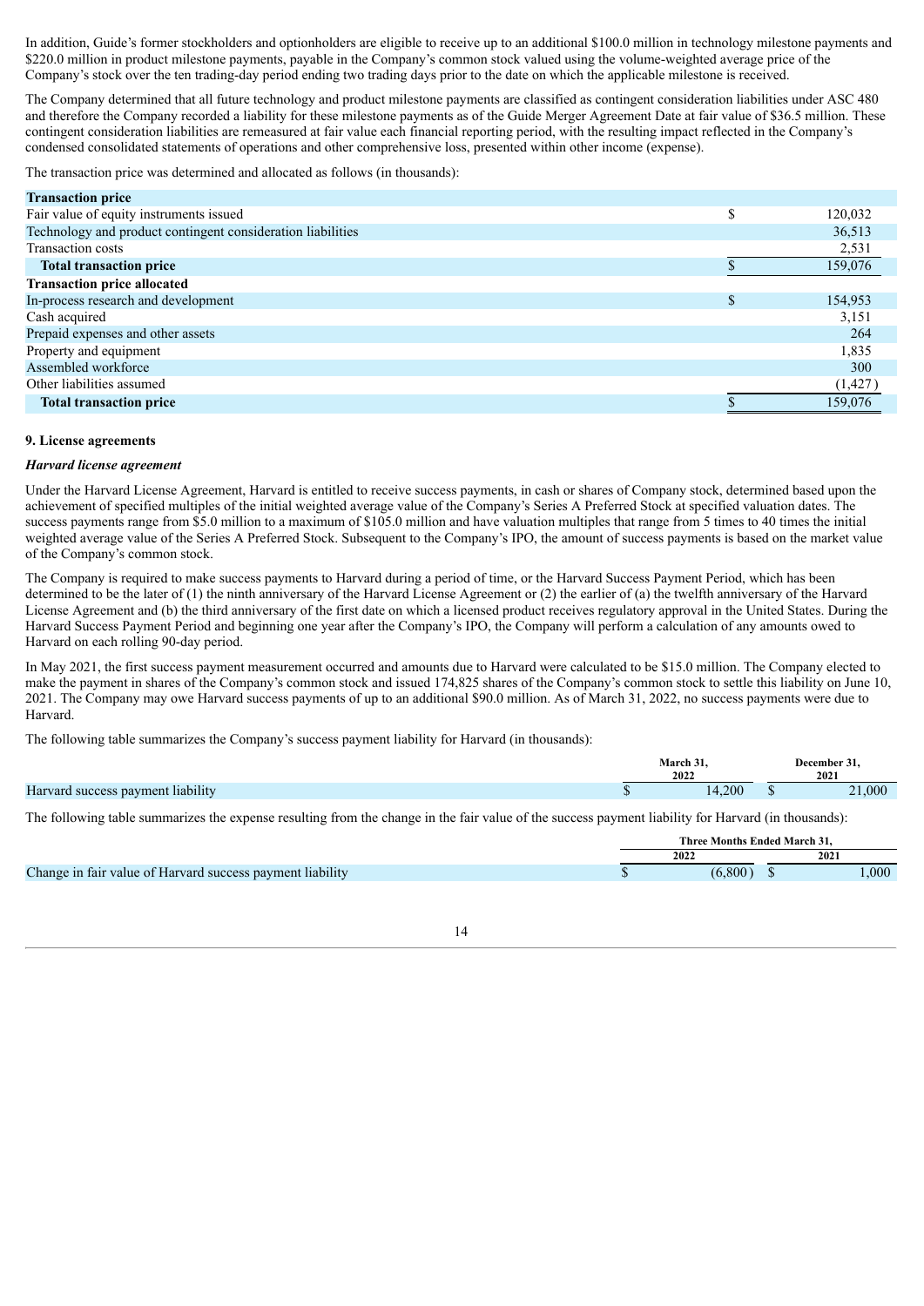In addition, Guide's former stockholders and optionholders are eligible to receive up to an additional $100.0 million in technology milestone payments and $220.0 million in product milestone payments, payable in the Company's common stock valued using the volume-weighted average price of the Company's stock over the ten trading-day period ending two trading days prior to the date on which the applicable milestone is received.

The Company determined that all future technology and product milestone payments are classified as contingent consideration liabilities under ASC 480 and therefore the Company recorded a liability for these milestone payments as of the Guide Merger Agreement Date at fair value of $36.5 million. These contingent consideration liabilities are remeasured at fair value each financial reporting period, with the resulting impact reflected in the Company's condensed consolidated statements of operations and other comprehensive loss, presented within other income (expense).

The transaction price was determined and allocated as follows (in thousands):

| | | |
|---|---|---|
| **Transaction price** | | |
| Fair value of equity instruments issued | $ | 120,032 |
| Technology and product contingent consideration liabilities | | 36,513 |
| Transaction costs | | 2,531 |
| **Total transaction price** | $ | 159,076 |
| **Transaction price allocated** | | |
| In-process research and development | $ | 154,953 |
| Cash acquired | | 3,151 |
| Prepaid expenses and other assets | | 264 |
| Property and equipment | | 1,835 |
| Assembled workforce | | 300 |
| Other liabilities assumed | | (1,427) |
| **Total transaction price** | $ | 159,076 |

## 9. License agreements

### *Harvard license agreement*

Under the Harvard License Agreement, Harvard is entitled to receive success payments, in cash or shares of Company stock, determined based upon the achievement of specified multiples of the initial weighted average value of the Company's Series A Preferred Stock at specified valuation dates. The success payments range from $5.0 million to a maximum of $105.0 million and have valuation multiples that range from 5 times to 40 times the initial weighted average value of the Series A Preferred Stock. Subsequent to the Company's IPO, the amount of success payments is based on the market value of the Company's common stock.

The Company is required to make success payments to Harvard during a period of time, or the Harvard Success Payment Period, which has been determined to be the later of (1) the ninth anniversary of the Harvard License Agreement or (2) the earlier of (a) the twelfth anniversary of the Harvard License Agreement and (b) the third anniversary of the first date on which a licensed product receives regulatory approval in the United States. During the Harvard Success Payment Period and beginning one year after the Company's IPO, the Company will perform a calculation of any amounts owed to Harvard on each rolling 90-day period.

In May 2021, the first success payment measurement occurred and amounts due to Harvard were calculated to be $15.0 million. The Company elected to make the payment in shares of the Company's common stock and issued 174,825 shares of the Company's common stock to settle this liability on June 10, 2021. The Company may owe Harvard success payments of up to an additional $90.0 million. As of March 31, 2022, no success payments were due to Harvard.

The following table summarizes the Company's success payment liability for Harvard (in thousands):

| | March 31, 2022 | December 31, 2021 |
|---|---|---|
| Harvard success payment liability | $ 14,200 | $ 21,000 |

The following table summarizes the expense resulting from the change in the fair value of the success payment liability for Harvard (in thousands):

| | Three Months Ended March 31, | |
|---|---|---|
| | 2022 | 2021 |
| Change in fair value of Harvard success payment liability | $ (6,800) | $ 1,000 |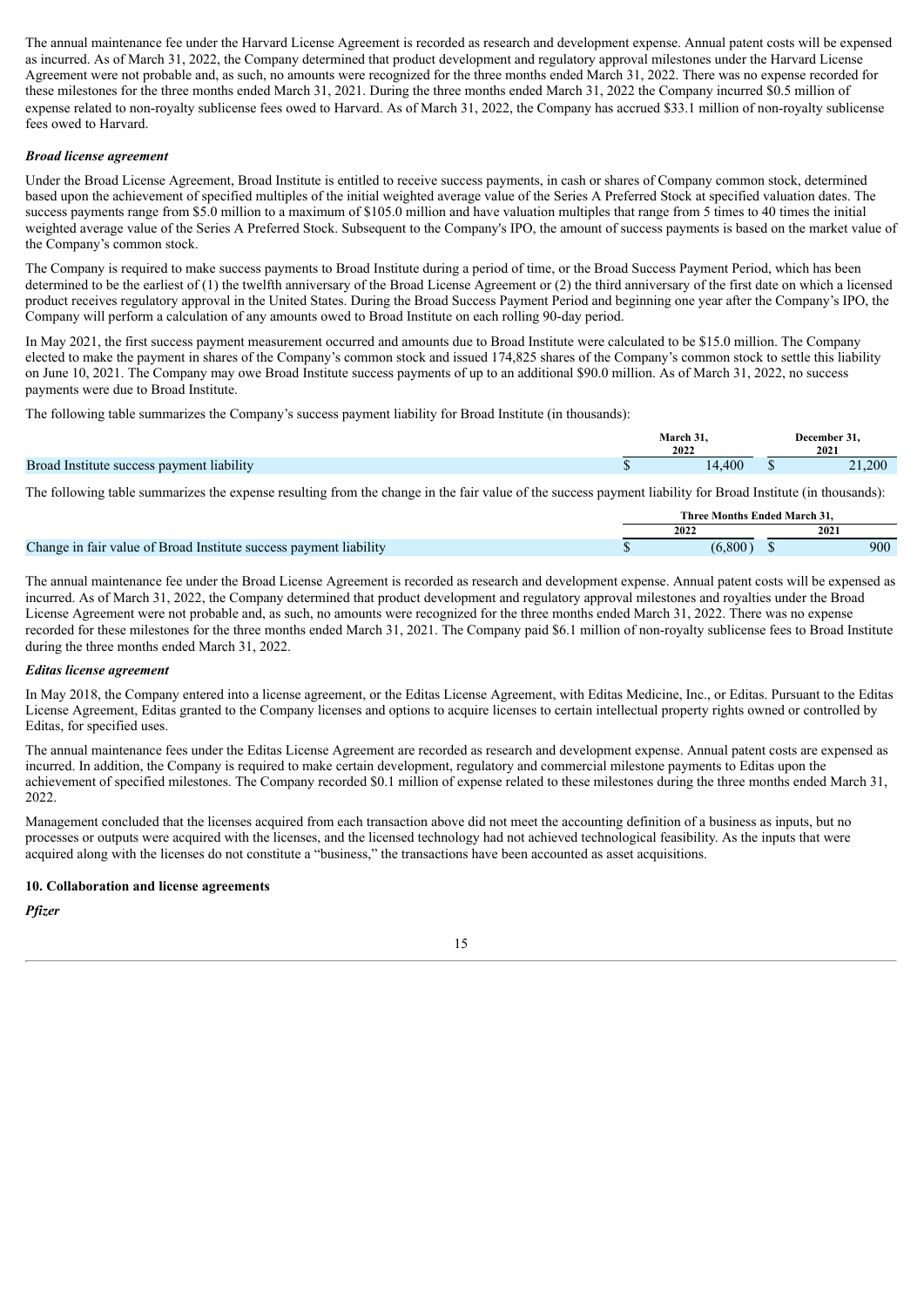The annual maintenance fee under the Harvard License Agreement is recorded as research and development expense. Annual patent costs will be expensed as incurred. As of March 31, 2022, the Company determined that product development and regulatory approval milestones under the Harvard License Agreement were not probable and, as such, no amounts were recognized for the three months ended March 31, 2022. There was no expense recorded for these milestones for the three months ended March 31, 2021. During the three months ended March 31, 2022 the Company incurred $0.5 million of expense related to non-royalty sublicense fees owed to Harvard. As of March 31, 2022, the Company has accrued $33.1 million of non-royalty sublicense fees owed to Harvard.

***Broad license agreement***

Under the Broad License Agreement, Broad Institute is entitled to receive success payments, in cash or shares of Company common stock, determined based upon the achievement of specified multiples of the initial weighted average value of the Series A Preferred Stock at specified valuation dates. The success payments range from $5.0 million to a maximum of $105.0 million and have valuation multiples that range from 5 times to 40 times the initial weighted average value of the Series A Preferred Stock. Subsequent to the Company's IPO, the amount of success payments is based on the market value of the Company's common stock.

The Company is required to make success payments to Broad Institute during a period of time, or the Broad Success Payment Period, which has been determined to be the earliest of (1) the twelfth anniversary of the Broad License Agreement or (2) the third anniversary of the first date on which a licensed product receives regulatory approval in the United States. During the Broad Success Payment Period and beginning one year after the Company's IPO, the Company will perform a calculation of any amounts owed to Broad Institute on each rolling 90-day period.

In May 2021, the first success payment measurement occurred and amounts due to Broad Institute were calculated to be $15.0 million. The Company elected to make the payment in shares of the Company's common stock and issued 174,825 shares of the Company's common stock to settle this liability on June 10, 2021. The Company may owe Broad Institute success payments of up to an additional $90.0 million. As of March 31, 2022, no success payments were due to Broad Institute.

The following table summarizes the Company's success payment liability for Broad Institute (in thousands):

| | March 31, 2022 | December 31, 2021 |
|---|---|---|
| Broad Institute success payment liability | $ 14,400 | $ 21,200 |

The following table summarizes the expense resulting from the change in the fair value of the success payment liability for Broad Institute (in thousands):

| | Three Months Ended March 31, | |
|---|---|---|
| | 2022 | 2021 |
| Change in fair value of Broad Institute success payment liability | $ (6,800) | $ 900 |

The annual maintenance fee under the Broad License Agreement is recorded as research and development expense. Annual patent costs will be expensed as incurred. As of March 31, 2022, the Company determined that product development and regulatory approval milestones and royalties under the Broad License Agreement were not probable and, as such, no amounts were recognized for the three months ended March 31, 2022. There was no expense recorded for these milestones for the three months ended March 31, 2021. The Company paid $6.1 million of non-royalty sublicense fees to Broad Institute during the three months ended March 31, 2022.

***Editas license agreement***

In May 2018, the Company entered into a license agreement, or the Editas License Agreement, with Editas Medicine, Inc., or Editas. Pursuant to the Editas License Agreement, Editas granted to the Company licenses and options to acquire licenses to certain intellectual property rights owned or controlled by Editas, for specified uses.

The annual maintenance fees under the Editas License Agreement are recorded as research and development expense. Annual patent costs are expensed as incurred. In addition, the Company is required to make certain development, regulatory and commercial milestone payments to Editas upon the achievement of specified milestones. The Company recorded $0.1 million of expense related to these milestones during the three months ended March 31, 2022.

Management concluded that the licenses acquired from each transaction above did not meet the accounting definition of a business as inputs, but no processes or outputs were acquired with the licenses, and the licensed technology had not achieved technological feasibility. As the inputs that were acquired along with the licenses do not constitute a "business," the transactions have been accounted as asset acquisitions.

**10. Collaboration and license agreements**

***Pfizer***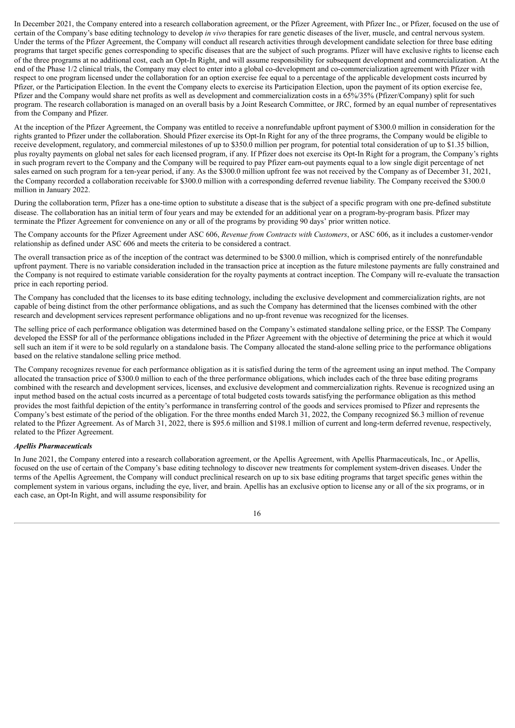In December 2021, the Company entered into a research collaboration agreement, or the Pfizer Agreement, with Pfizer Inc., or Pfizer, focused on the use of certain of the Company's base editing technology to develop *in vivo* therapies for rare genetic diseases of the liver, muscle, and central nervous system. Under the terms of the Pfizer Agreement, the Company will conduct all research activities through development candidate selection for three base editing programs that target specific genes corresponding to specific diseases that are the subject of such programs. Pfizer will have exclusive rights to license each of the three programs at no additional cost, each an Opt-In Right, and will assume responsibility for subsequent development and commercialization. At the end of the Phase 1/2 clinical trials, the Company may elect to enter into a global co-development and co-commercialization agreement with Pfizer with respect to one program licensed under the collaboration for an option exercise fee equal to a percentage of the applicable development costs incurred by Pfizer, or the Participation Election. In the event the Company elects to exercise its Participation Election, upon the payment of its option exercise fee, Pfizer and the Company would share net profits as well as development and commercialization costs in a 65%/35% (Pfizer/Company) split for such program. The research collaboration is managed on an overall basis by a Joint Research Committee, or JRC, formed by an equal number of representatives from the Company and Pfizer.

At the inception of the Pfizer Agreement, the Company was entitled to receive a nonrefundable upfront payment of $300.0 million in consideration for the rights granted to Pfizer under the collaboration. Should Pfizer exercise its Opt-In Right for any of the three programs, the Company would be eligible to receive development, regulatory, and commercial milestones of up to $350.0 million per program, for potential total consideration of up to $1.35 billion, plus royalty payments on global net sales for each licensed program, if any. If Pfizer does not exercise its Opt-In Right for a program, the Company's rights in such program revert to the Company and the Company will be required to pay Pfizer earn-out payments equal to a low single digit percentage of net sales earned on such program for a ten-year period, if any. As the $300.0 million upfront fee was not received by the Company as of December 31, 2021, the Company recorded a collaboration receivable for $300.0 million with a corresponding deferred revenue liability. The Company received the $300.0 million in January 2022.

During the collaboration term, Pfizer has a one-time option to substitute a disease that is the subject of a specific program with one pre-defined substitute disease. The collaboration has an initial term of four years and may be extended for an additional year on a program-by-program basis. Pfizer may terminate the Pfizer Agreement for convenience on any or all of the programs by providing 90 days' prior written notice.

The Company accounts for the Pfizer Agreement under ASC 606, *Revenue from Contracts with Customers*, or ASC 606, as it includes a customer-vendor relationship as defined under ASC 606 and meets the criteria to be considered a contract.

The overall transaction price as of the inception of the contract was determined to be $300.0 million, which is comprised entirely of the nonrefundable upfront payment. There is no variable consideration included in the transaction price at inception as the future milestone payments are fully constrained and the Company is not required to estimate variable consideration for the royalty payments at contract inception. The Company will re-evaluate the transaction price in each reporting period.

The Company has concluded that the licenses to its base editing technology, including the exclusive development and commercialization rights, are not capable of being distinct from the other performance obligations, and as such the Company has determined that the licenses combined with the other research and development services represent performance obligations and no up-front revenue was recognized for the licenses.

The selling price of each performance obligation was determined based on the Company's estimated standalone selling price, or the ESSP. The Company developed the ESSP for all of the performance obligations included in the Pfizer Agreement with the objective of determining the price at which it would sell such an item if it were to be sold regularly on a standalone basis. The Company allocated the stand-alone selling price to the performance obligations based on the relative standalone selling price method.

The Company recognizes revenue for each performance obligation as it is satisfied during the term of the agreement using an input method. The Company allocated the transaction price of $300.0 million to each of the three performance obligations, which includes each of the three base editing programs combined with the research and development services, licenses, and exclusive development and commercialization rights. Revenue is recognized using an input method based on the actual costs incurred as a percentage of total budgeted costs towards satisfying the performance obligation as this method provides the most faithful depiction of the entity's performance in transferring control of the goods and services promised to Pfizer and represents the Company's best estimate of the period of the obligation. For the three months ended March 31, 2022, the Company recognized $6.3 million of revenue related to the Pfizer Agreement. As of March 31, 2022, there is $95.6 million and $198.1 million of current and long-term deferred revenue, respectively, related to the Pfizer Agreement.

***Apellis Pharmaceuticals***

In June 2021, the Company entered into a research collaboration agreement, or the Apellis Agreement, with Apellis Pharmaceuticals, Inc., or Apellis, focused on the use of certain of the Company's base editing technology to discover new treatments for complement system-driven diseases. Under the terms of the Apellis Agreement, the Company will conduct preclinical research on up to six base editing programs that target specific genes within the complement system in various organs, including the eye, liver, and brain. Apellis has an exclusive option to license any or all of the six programs, or in each case, an Opt-In Right, and will assume responsibility for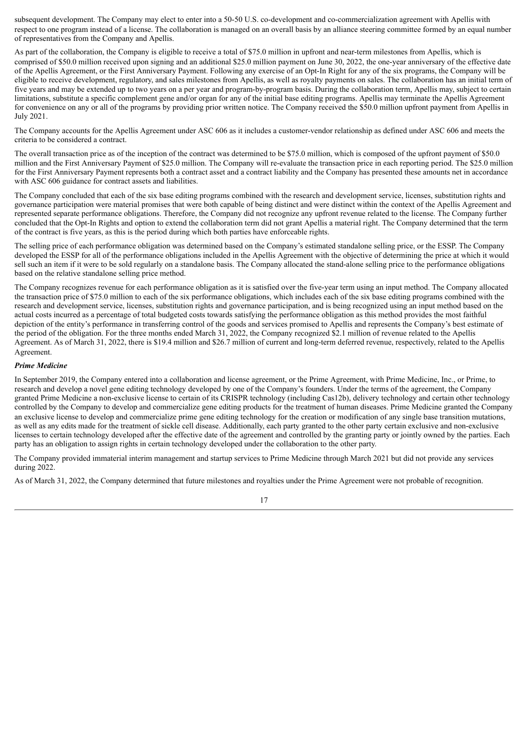subsequent development. The Company may elect to enter into a 50-50 U.S. co-development and co-commercialization agreement with Apellis with respect to one program instead of a license. The collaboration is managed on an overall basis by an alliance steering committee formed by an equal number of representatives from the Company and Apellis.

As part of the collaboration, the Company is eligible to receive a total of $75.0 million in upfront and near-term milestones from Apellis, which is comprised of $50.0 million received upon signing and an additional $25.0 million payment on June 30, 2022, the one-year anniversary of the effective date of the Apellis Agreement, or the First Anniversary Payment. Following any exercise of an Opt-In Right for any of the six programs, the Company will be eligible to receive development, regulatory, and sales milestones from Apellis, as well as royalty payments on sales. The collaboration has an initial term of five years and may be extended up to two years on a per year and program-by-program basis. During the collaboration term, Apellis may, subject to certain limitations, substitute a specific complement gene and/or organ for any of the initial base editing programs. Apellis may terminate the Apellis Agreement for convenience on any or all of the programs by providing prior written notice. The Company received the $50.0 million upfront payment from Apellis in July 2021.

The Company accounts for the Apellis Agreement under ASC 606 as it includes a customer-vendor relationship as defined under ASC 606 and meets the criteria to be considered a contract.

The overall transaction price as of the inception of the contract was determined to be $75.0 million, which is composed of the upfront payment of $50.0 million and the First Anniversary Payment of $25.0 million. The Company will re-evaluate the transaction price in each reporting period. The $25.0 million for the First Anniversary Payment represents both a contract asset and a contract liability and the Company has presented these amounts net in accordance with ASC 606 guidance for contract assets and liabilities.

The Company concluded that each of the six base editing programs combined with the research and development service, licenses, substitution rights and governance participation were material promises that were both capable of being distinct and were distinct within the context of the Apellis Agreement and represented separate performance obligations. Therefore, the Company did not recognize any upfront revenue related to the license. The Company further concluded that the Opt-In Rights and option to extend the collaboration term did not grant Apellis a material right. The Company determined that the term of the contract is five years, as this is the period during which both parties have enforceable rights.

The selling price of each performance obligation was determined based on the Company's estimated standalone selling price, or the ESSP. The Company developed the ESSP for all of the performance obligations included in the Apellis Agreement with the objective of determining the price at which it would sell such an item if it were to be sold regularly on a standalone basis. The Company allocated the stand-alone selling price to the performance obligations based on the relative standalone selling price method.

The Company recognizes revenue for each performance obligation as it is satisfied over the five-year term using an input method. The Company allocated the transaction price of $75.0 million to each of the six performance obligations, which includes each of the six base editing programs combined with the research and development service, licenses, substitution rights and governance participation, and is being recognized using an input method based on the actual costs incurred as a percentage of total budgeted costs towards satisfying the performance obligation as this method provides the most faithful depiction of the entity's performance in transferring control of the goods and services promised to Apellis and represents the Company's best estimate of the period of the obligation. For the three months ended March 31, 2022, the Company recognized $2.1 million of revenue related to the Apellis Agreement. As of March 31, 2022, there is $19.4 million and $26.7 million of current and long-term deferred revenue, respectively, related to the Apellis Agreement.

***Prime Medicine***

In September 2019, the Company entered into a collaboration and license agreement, or the Prime Agreement, with Prime Medicine, Inc., or Prime, to research and develop a novel gene editing technology developed by one of the Company's founders. Under the terms of the agreement, the Company granted Prime Medicine a non-exclusive license to certain of its CRISPR technology (including Cas12b), delivery technology and certain other technology controlled by the Company to develop and commercialize gene editing products for the treatment of human diseases. Prime Medicine granted the Company an exclusive license to develop and commercialize prime gene editing technology for the creation or modification of any single base transition mutations, as well as any edits made for the treatment of sickle cell disease. Additionally, each party granted to the other party certain exclusive and non-exclusive licenses to certain technology developed after the effective date of the agreement and controlled by the granting party or jointly owned by the parties. Each party has an obligation to assign rights in certain technology developed under the collaboration to the other party.

The Company provided immaterial interim management and startup services to Prime Medicine through March 2021 but did not provide any services during 2022.

As of March 31, 2022, the Company determined that future milestones and royalties under the Prime Agreement were not probable of recognition.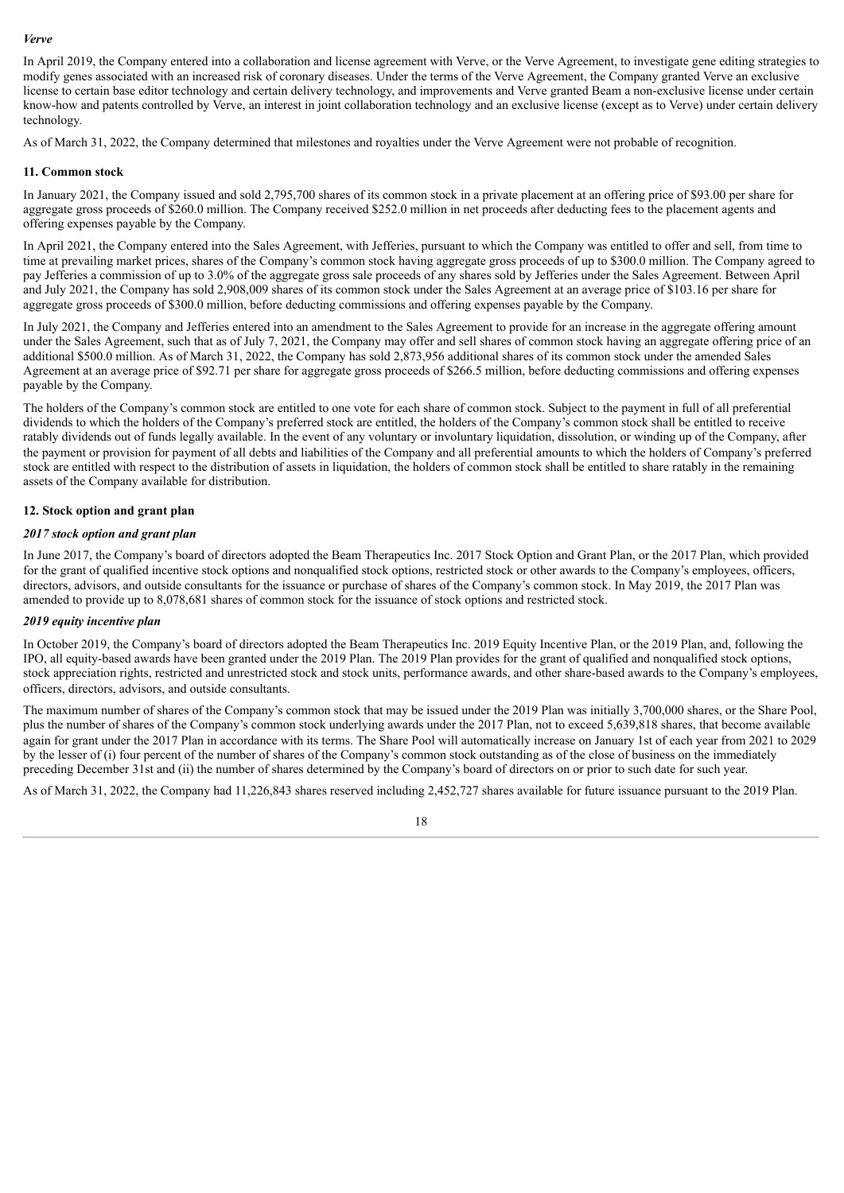*Verve*

In April 2019, the Company entered into a collaboration and license agreement with Verve, or the Verve Agreement, to investigate gene editing strategies to modify genes associated with an increased risk of coronary diseases. Under the terms of the Verve Agreement, the Company granted Verve an exclusive license to certain base editor technology and certain delivery technology, and improvements and Verve granted Beam a non-exclusive license under certain know-how and patents controlled by Verve, an interest in joint collaboration technology and an exclusive license (except as to Verve) under certain delivery technology.

As of March 31, 2022, the Company determined that milestones and royalties under the Verve Agreement were not probable of recognition.

**11. Common stock**

In January 2021, the Company issued and sold 2,795,700 shares of its common stock in a private placement at an offering price of $93.00 per share for aggregate gross proceeds of $260.0 million. The Company received $252.0 million in net proceeds after deducting fees to the placement agents and offering expenses payable by the Company.

In April 2021, the Company entered into the Sales Agreement, with Jefferies, pursuant to which the Company was entitled to offer and sell, from time to time at prevailing market prices, shares of the Company's common stock having aggregate gross proceeds of up to $300.0 million. The Company agreed to pay Jefferies a commission of up to 3.0% of the aggregate gross sale proceeds of any shares sold by Jefferies under the Sales Agreement. Between April and July 2021, the Company has sold 2,908,009 shares of its common stock under the Sales Agreement at an average price of $103.16 per share for aggregate gross proceeds of $300.0 million, before deducting commissions and offering expenses payable by the Company.

In July 2021, the Company and Jefferies entered into an amendment to the Sales Agreement to provide for an increase in the aggregate offering amount under the Sales Agreement, such that as of July 7, 2021, the Company may offer and sell shares of common stock having an aggregate offering price of an additional $500.0 million. As of March 31, 2022, the Company has sold 2,873,956 additional shares of its common stock under the amended Sales Agreement at an average price of $92.71 per share for aggregate gross proceeds of $266.5 million, before deducting commissions and offering expenses payable by the Company.

The holders of the Company's common stock are entitled to one vote for each share of common stock. Subject to the payment in full of all preferential dividends to which the holders of the Company's preferred stock are entitled, the holders of the Company's common stock shall be entitled to receive ratably dividends out of funds legally available. In the event of any voluntary or involuntary liquidation, dissolution, or winding up of the Company, after the payment or provision for payment of all debts and liabilities of the Company and all preferential amounts to which the holders of Company's preferred stock are entitled with respect to the distribution of assets in liquidation, the holders of common stock shall be entitled to share ratably in the remaining assets of the Company available for distribution.

**12. Stock option and grant plan**

*2017 stock option and grant plan*

In June 2017, the Company's board of directors adopted the Beam Therapeutics Inc. 2017 Stock Option and Grant Plan, or the 2017 Plan, which provided for the grant of qualified incentive stock options and nonqualified stock options, restricted stock or other awards to the Company's employees, officers, directors, advisors, and outside consultants for the issuance or purchase of shares of the Company's common stock. In May 2019, the 2017 Plan was amended to provide up to 8,078,681 shares of common stock for the issuance of stock options and restricted stock.

*2019 equity incentive plan*

In October 2019, the Company's board of directors adopted the Beam Therapeutics Inc. 2019 Equity Incentive Plan, or the 2019 Plan, and, following the IPO, all equity-based awards have been granted under the 2019 Plan. The 2019 Plan provides for the grant of qualified and nonqualified stock options, stock appreciation rights, restricted and unrestricted stock and stock units, performance awards, and other share-based awards to the Company's employees, officers, directors, advisors, and outside consultants.

The maximum number of shares of the Company's common stock that may be issued under the 2019 Plan was initially 3,700,000 shares, or the Share Pool, plus the number of shares of the Company's common stock underlying awards under the 2017 Plan, not to exceed 5,639,818 shares, that become available again for grant under the 2017 Plan in accordance with its terms. The Share Pool will automatically increase on January 1st of each year from 2021 to 2029 by the lesser of (i) four percent of the number of shares of the Company's common stock outstanding as of the close of business on the immediately preceding December 31st and (ii) the number of shares determined by the Company's board of directors on or prior to such date for such year.

As of March 31, 2022, the Company had 11,226,843 shares reserved including 2,452,727 shares available for future issuance pursuant to the 2019 Plan.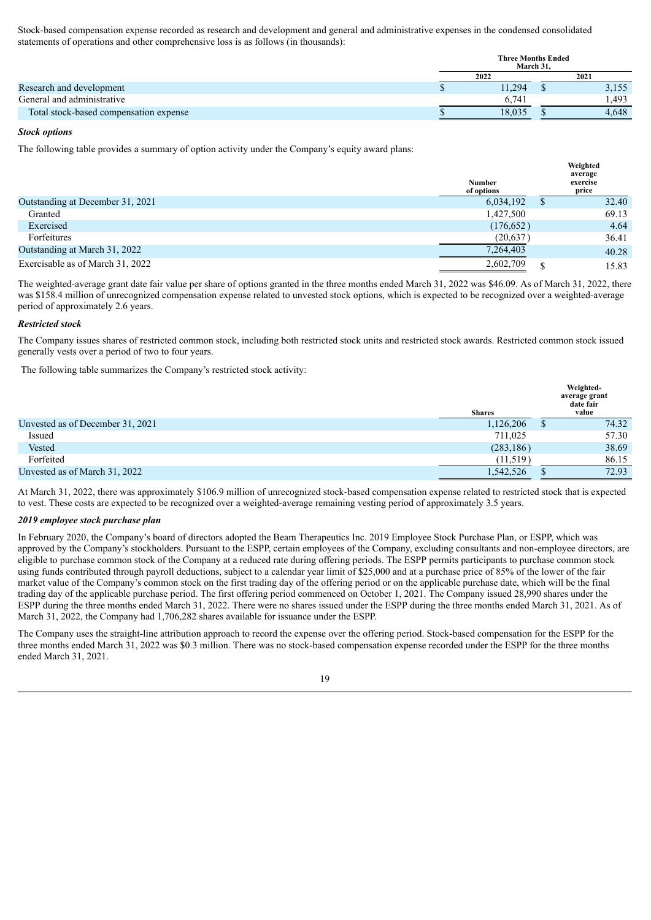Stock-based compensation expense recorded as research and development and general and administrative expenses in the condensed consolidated statements of operations and other comprehensive loss is as follows (in thousands):

| | Three Months Ended March 31, | |
|---|---|---|
| | 2022 | 2021 |
| Research and development | $ 11,294 | $ 3,155 |
| General and administrative | 6,741 | 1,493 |
| Total stock-based compensation expense | $ 18,035 | $ 4,648 |

***Stock options***

The following table provides a summary of option activity under the Company's equity award plans:

| | Number of options | Weighted average exercise price |
|---|---|---|
| Outstanding at December 31, 2021 | 6,034,192 | $ 32.40 |
| Granted | 1,427,500 | 69.13 |
| Exercised | (176,652) | 4.64 |
| Forfeitures | (20,637) | 36.41 |
| Outstanding at March 31, 2022 | 7,264,403 | 40.28 |
| Exercisable as of March 31, 2022 | 2,602,709 | $ 15.83 |

The weighted-average grant date fair value per share of options granted in the three months ended March 31, 2022 was $46.09. As of March 31, 2022, there was $158.4 million of unrecognized compensation expense related to unvested stock options, which is expected to be recognized over a weighted-average period of approximately 2.6 years.

***Restricted stock***

The Company issues shares of restricted common stock, including both restricted stock units and restricted stock awards. Restricted common stock issued generally vests over a period of two to four years.

The following table summarizes the Company's restricted stock activity:

| | Shares | Weighted-average grant date fair value |
|---|---|---|
| Unvested as of December 31, 2021 | 1,126,206 | $ 74.32 |
| Issued | 711,025 | 57.30 |
| Vested | (283,186) | 38.69 |
| Forfeited | (11,519) | 86.15 |
| Unvested as of March 31, 2022 | 1,542,526 | $ 72.93 |

At March 31, 2022, there was approximately $106.9 million of unrecognized stock-based compensation expense related to restricted stock that is expected to vest. These costs are expected to be recognized over a weighted-average remaining vesting period of approximately 3.5 years.

***2019 employee stock purchase plan***

In February 2020, the Company's board of directors adopted the Beam Therapeutics Inc. 2019 Employee Stock Purchase Plan, or ESPP, which was approved by the Company's stockholders. Pursuant to the ESPP, certain employees of the Company, excluding consultants and non-employee directors, are eligible to purchase common stock of the Company at a reduced rate during offering periods. The ESPP permits participants to purchase common stock using funds contributed through payroll deductions, subject to a calendar year limit of $25,000 and at a purchase price of 85% of the lower of the fair market value of the Company's common stock on the first trading day of the offering period or on the applicable purchase date, which will be the final trading day of the applicable purchase period. The first offering period commenced on October 1, 2021. The Company issued 28,990 shares under the ESPP during the three months ended March 31, 2022. There were no shares issued under the ESPP during the three months ended March 31, 2021. As of March 31, 2022, the Company had 1,706,282 shares available for issuance under the ESPP.

The Company uses the straight-line attribution approach to record the expense over the offering period. Stock-based compensation for the ESPP for the three months ended March 31, 2022 was $0.3 million. There was no stock-based compensation expense recorded under the ESPP for the three months ended March 31, 2021.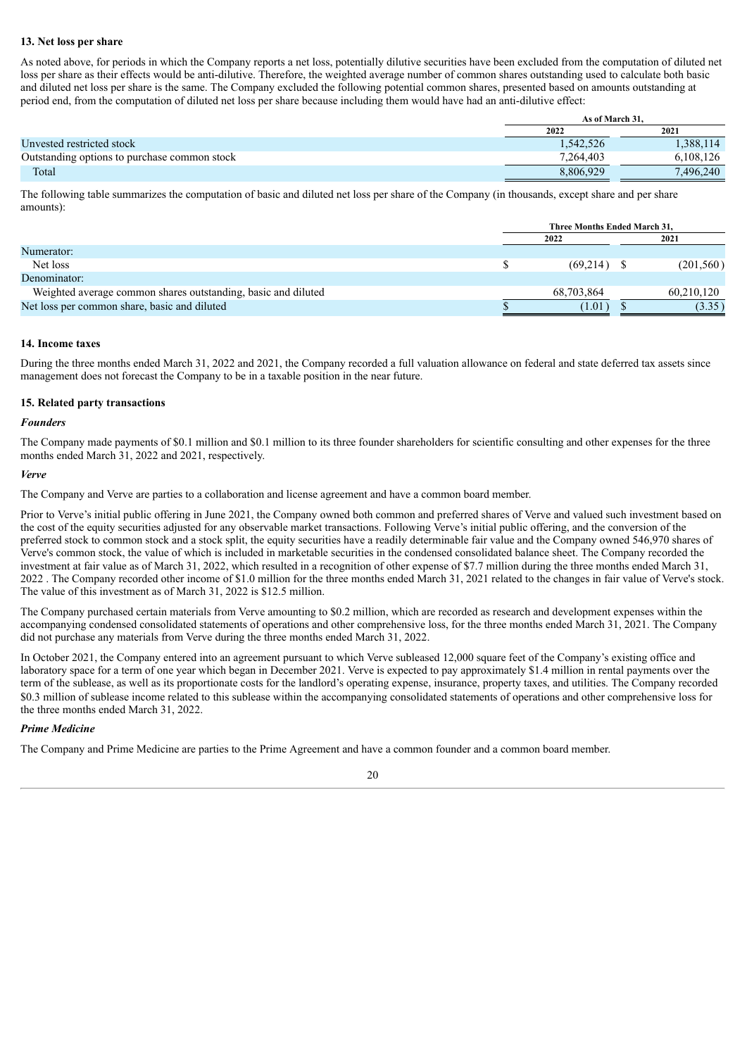### 13. Net loss per share

As noted above, for periods in which the Company reports a net loss, potentially dilutive securities have been excluded from the computation of diluted net loss per share as their effects would be anti-dilutive. Therefore, the weighted average number of common shares outstanding used to calculate both basic and diluted net loss per share is the same. The Company excluded the following potential common shares, presented based on amounts outstanding at period end, from the computation of diluted net loss per share because including them would have had an anti-dilutive effect:

| | As of March 31, | |
|---|---|---|
| | 2022 | 2021 |
| Unvested restricted stock | 1,542,526 | 1,388,114 |
| Outstanding options to purchase common stock | 7,264,403 | 6,108,126 |
| Total | 8,806,929 | 7,496,240 |

The following table summarizes the computation of basic and diluted net loss per share of the Company (in thousands, except share and per share amounts):

| | Three Months Ended March 31, | |
|---|---|---|
| | 2022 | 2021 |
| Numerator: | | |
| Net loss | $ (69,214) | $ (201,560) |
| Denominator: | | |
| Weighted average common shares outstanding, basic and diluted | 68,703,864 | 60,210,120 |
| Net loss per common share, basic and diluted | $ (1.01) | $ (3.35) |

### 14. Income taxes

During the three months ended March 31, 2022 and 2021, the Company recorded a full valuation allowance on federal and state deferred tax assets since management does not forecast the Company to be in a taxable position in the near future.

### 15. Related party transactions

***Founders***

The Company made payments of $0.1 million and $0.1 million to its three founder shareholders for scientific consulting and other expenses for the three months ended March 31, 2022 and 2021, respectively.

***Verve***

The Company and Verve are parties to a collaboration and license agreement and have a common board member.

Prior to Verve's initial public offering in June 2021, the Company owned both common and preferred shares of Verve and valued such investment based on the cost of the equity securities adjusted for any observable market transactions. Following Verve's initial public offering, and the conversion of the preferred stock to common stock and a stock split, the equity securities have a readily determinable fair value and the Company owned 546,970 shares of Verve's common stock, the value of which is included in marketable securities in the condensed consolidated balance sheet. The Company recorded the investment at fair value as of March 31, 2022, which resulted in a recognition of other expense of $7.7 million during the three months ended March 31, 2022 . The Company recorded other income of $1.0 million for the three months ended March 31, 2021 related to the changes in fair value of Verve's stock. The value of this investment as of March 31, 2022 is $12.5 million.

The Company purchased certain materials from Verve amounting to $0.2 million, which are recorded as research and development expenses within the accompanying condensed consolidated statements of operations and other comprehensive loss, for the three months ended March 31, 2021. The Company did not purchase any materials from Verve during the three months ended March 31, 2022.

In October 2021, the Company entered into an agreement pursuant to which Verve subleased 12,000 square feet of the Company's existing office and laboratory space for a term of one year which began in December 2021. Verve is expected to pay approximately $1.4 million in rental payments over the term of the sublease, as well as its proportionate costs for the landlord's operating expense, insurance, property taxes, and utilities. The Company recorded $0.3 million of sublease income related to this sublease within the accompanying consolidated statements of operations and other comprehensive loss for the three months ended March 31, 2022.

***Prime Medicine***

The Company and Prime Medicine are parties to the Prime Agreement and have a common founder and a common board member.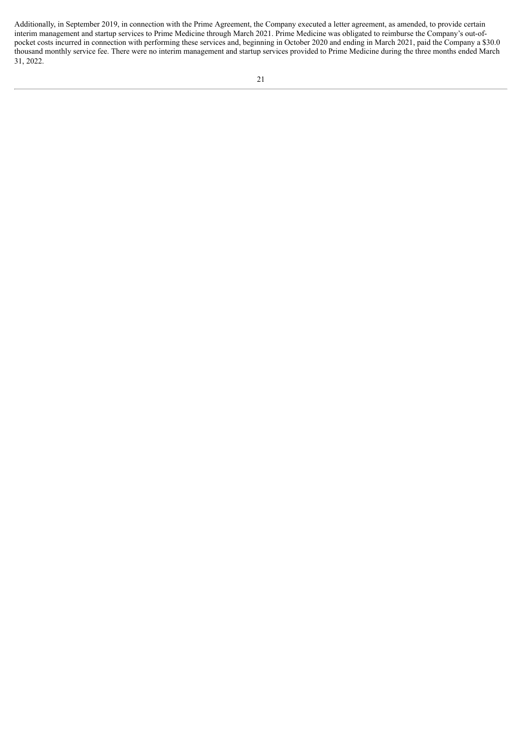Additionally, in September 2019, in connection with the Prime Agreement, the Company executed a letter agreement, as amended, to provide certain interim management and startup services to Prime Medicine through March 2021. Prime Medicine was obligated to reimburse the Company's out-of-pocket costs incurred in connection with performing these services and, beginning in October 2020 and ending in March 2021, paid the Company a $30.0 thousand monthly service fee. There were no interim management and startup services provided to Prime Medicine during the three months ended March 31, 2022.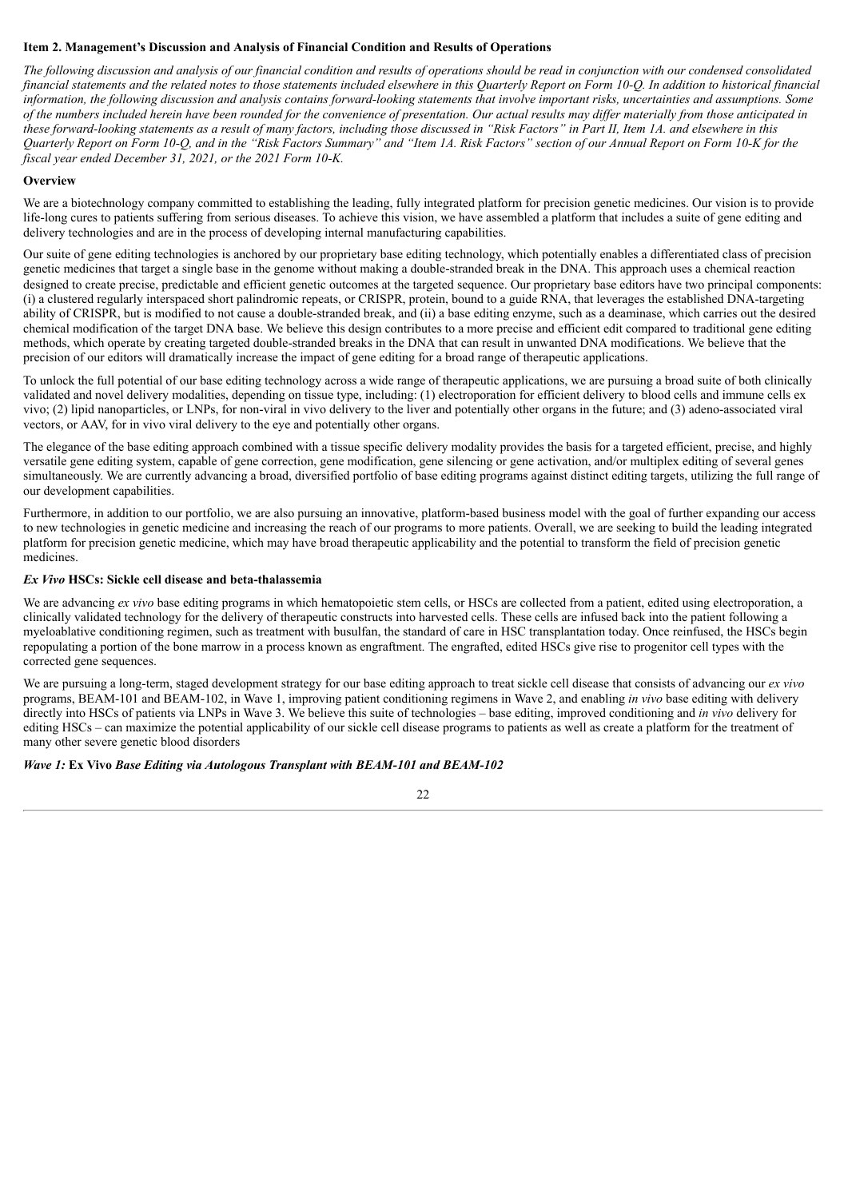### Item 2. Management's Discussion and Analysis of Financial Condition and Results of Operations

*The following discussion and analysis of our financial condition and results of operations should be read in conjunction with our condensed consolidated financial statements and the related notes to those statements included elsewhere in this Quarterly Report on Form 10-Q. In addition to historical financial information, the following discussion and analysis contains forward-looking statements that involve important risks, uncertainties and assumptions. Some of the numbers included herein have been rounded for the convenience of presentation. Our actual results may differ materially from those anticipated in these forward-looking statements as a result of many factors, including those discussed in "Risk Factors" in Part II, Item 1A. and elsewhere in this Quarterly Report on Form 10-Q, and in the "Risk Factors Summary" and "Item 1A. Risk Factors" section of our Annual Report on Form 10-K for the fiscal year ended December 31, 2021, or the 2021 Form 10-K.*

#### Overview

We are a biotechnology company committed to establishing the leading, fully integrated platform for precision genetic medicines. Our vision is to provide life-long cures to patients suffering from serious diseases. To achieve this vision, we have assembled a platform that includes a suite of gene editing and delivery technologies and are in the process of developing internal manufacturing capabilities.

Our suite of gene editing technologies is anchored by our proprietary base editing technology, which potentially enables a differentiated class of precision genetic medicines that target a single base in the genome without making a double-stranded break in the DNA. This approach uses a chemical reaction designed to create precise, predictable and efficient genetic outcomes at the targeted sequence. Our proprietary base editors have two principal components: (i) a clustered regularly interspaced short palindromic repeats, or CRISPR, protein, bound to a guide RNA, that leverages the established DNA-targeting ability of CRISPR, but is modified to not cause a double-stranded break, and (ii) a base editing enzyme, such as a deaminase, which carries out the desired chemical modification of the target DNA base. We believe this design contributes to a more precise and efficient edit compared to traditional gene editing methods, which operate by creating targeted double-stranded breaks in the DNA that can result in unwanted DNA modifications. We believe that the precision of our editors will dramatically increase the impact of gene editing for a broad range of therapeutic applications.

To unlock the full potential of our base editing technology across a wide range of therapeutic applications, we are pursuing a broad suite of both clinically validated and novel delivery modalities, depending on tissue type, including: (1) electroporation for efficient delivery to blood cells and immune cells ex vivo; (2) lipid nanoparticles, or LNPs, for non-viral in vivo delivery to the liver and potentially other organs in the future; and (3) adeno-associated viral vectors, or AAV, for in vivo viral delivery to the eye and potentially other organs.

The elegance of the base editing approach combined with a tissue specific delivery modality provides the basis for a targeted efficient, precise, and highly versatile gene editing system, capable of gene correction, gene modification, gene silencing or gene activation, and/or multiplex editing of several genes simultaneously. We are currently advancing a broad, diversified portfolio of base editing programs against distinct editing targets, utilizing the full range of our development capabilities.

Furthermore, in addition to our portfolio, we are also pursuing an innovative, platform-based business model with the goal of further expanding our access to new technologies in genetic medicine and increasing the reach of our programs to more patients. Overall, we are seeking to build the leading integrated platform for precision genetic medicine, which may have broad therapeutic applicability and the potential to transform the field of precision genetic medicines.

#### *Ex Vivo* HSCs: Sickle cell disease and beta-thalassemia

We are advancing *ex vivo* base editing programs in which hematopoietic stem cells, or HSCs are collected from a patient, edited using electroporation, a clinically validated technology for the delivery of therapeutic constructs into harvested cells. These cells are infused back into the patient following a myeloablative conditioning regimen, such as treatment with busulfan, the standard of care in HSC transplantation today. Once reinfused, the HSCs begin repopulating a portion of the bone marrow in a process known as engraftment. The engrafted, edited HSCs give rise to progenitor cell types with the corrected gene sequences.

We are pursuing a long-term, staged development strategy for our base editing approach to treat sickle cell disease that consists of advancing our *ex vivo* programs, BEAM-101 and BEAM-102, in Wave 1, improving patient conditioning regimens in Wave 2, and enabling *in vivo* base editing with delivery directly into HSCs of patients via LNPs in Wave 3. We believe this suite of technologies – base editing, improved conditioning and *in vivo* delivery for editing HSCs – can maximize the potential applicability of our sickle cell disease programs to patients as well as create a platform for the treatment of many other severe genetic blood disorders

***Wave 1:* Ex Vivo *Base Editing via Autologous Transplant with BEAM-101 and BEAM-102***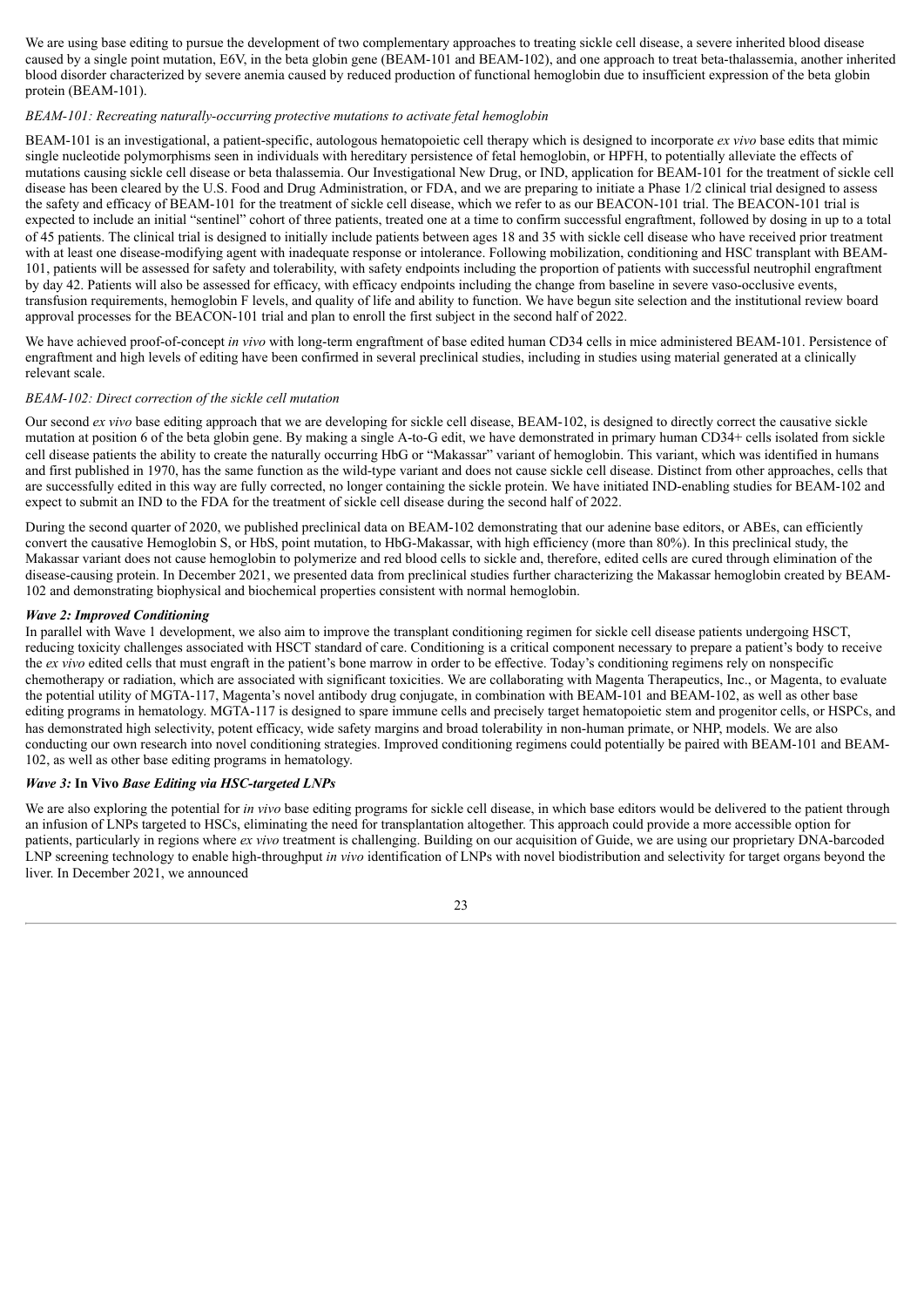We are using base editing to pursue the development of two complementary approaches to treating sickle cell disease, a severe inherited blood disease caused by a single point mutation, E6V, in the beta globin gene (BEAM-101 and BEAM-102), and one approach to treat beta-thalassemia, another inherited blood disorder characterized by severe anemia caused by reduced production of functional hemoglobin due to insufficient expression of the beta globin protein (BEAM-101).

*BEAM-101: Recreating naturally-occurring protective mutations to activate fetal hemoglobin*

BEAM-101 is an investigational, a patient-specific, autologous hematopoietic cell therapy which is designed to incorporate *ex vivo* base edits that mimic single nucleotide polymorphisms seen in individuals with hereditary persistence of fetal hemoglobin, or HPFH, to potentially alleviate the effects of mutations causing sickle cell disease or beta thalassemia. Our Investigational New Drug, or IND, application for BEAM-101 for the treatment of sickle cell disease has been cleared by the U.S. Food and Drug Administration, or FDA, and we are preparing to initiate a Phase 1/2 clinical trial designed to assess the safety and efficacy of BEAM-101 for the treatment of sickle cell disease, which we refer to as our BEACON-101 trial. The BEACON-101 trial is expected to include an initial "sentinel" cohort of three patients, treated one at a time to confirm successful engraftment, followed by dosing in up to a total of 45 patients. The clinical trial is designed to initially include patients between ages 18 and 35 with sickle cell disease who have received prior treatment with at least one disease-modifying agent with inadequate response or intolerance. Following mobilization, conditioning and HSC transplant with BEAM-101, patients will be assessed for safety and tolerability, with safety endpoints including the proportion of patients with successful neutrophil engraftment by day 42. Patients will also be assessed for efficacy, with efficacy endpoints including the change from baseline in severe vaso-occlusive events, transfusion requirements, hemoglobin F levels, and quality of life and ability to function. We have begun site selection and the institutional review board approval processes for the BEACON-101 trial and plan to enroll the first subject in the second half of 2022.

We have achieved proof-of-concept *in vivo* with long-term engraftment of base edited human CD34 cells in mice administered BEAM-101. Persistence of engraftment and high levels of editing have been confirmed in several preclinical studies, including in studies using material generated at a clinically relevant scale.

*BEAM-102: Direct correction of the sickle cell mutation*

Our second *ex vivo* base editing approach that we are developing for sickle cell disease, BEAM-102, is designed to directly correct the causative sickle mutation at position 6 of the beta globin gene. By making a single A-to-G edit, we have demonstrated in primary human CD34+ cells isolated from sickle cell disease patients the ability to create the naturally occurring HbG or "Makassar" variant of hemoglobin. This variant, which was identified in humans and first published in 1970, has the same function as the wild-type variant and does not cause sickle cell disease. Distinct from other approaches, cells that are successfully edited in this way are fully corrected, no longer containing the sickle protein. We have initiated IND-enabling studies for BEAM-102 and expect to submit an IND to the FDA for the treatment of sickle cell disease during the second half of 2022.

During the second quarter of 2020, we published preclinical data on BEAM-102 demonstrating that our adenine base editors, or ABEs, can efficiently convert the causative Hemoglobin S, or HbS, point mutation, to HbG-Makassar, with high efficiency (more than 80%). In this preclinical study, the Makassar variant does not cause hemoglobin to polymerize and red blood cells to sickle and, therefore, edited cells are cured through elimination of the disease-causing protein. In December 2021, we presented data from preclinical studies further characterizing the Makassar hemoglobin created by BEAM-102 and demonstrating biophysical and biochemical properties consistent with normal hemoglobin.

***Wave 2: Improved Conditioning***

In parallel with Wave 1 development, we also aim to improve the transplant conditioning regimen for sickle cell disease patients undergoing HSCT, reducing toxicity challenges associated with HSCT standard of care. Conditioning is a critical component necessary to prepare a patient's body to receive the *ex vivo* edited cells that must engraft in the patient's bone marrow in order to be effective. Today's conditioning regimens rely on nonspecific chemotherapy or radiation, which are associated with significant toxicities. We are collaborating with Magenta Therapeutics, Inc., or Magenta, to evaluate the potential utility of MGTA-117, Magenta's novel antibody drug conjugate, in combination with BEAM-101 and BEAM-102, as well as other base editing programs in hematology. MGTA-117 is designed to spare immune cells and precisely target hematopoietic stem and progenitor cells, or HSPCs, and has demonstrated high selectivity, potent efficacy, wide safety margins and broad tolerability in non-human primate, or NHP, models. We are also conducting our own research into novel conditioning strategies. Improved conditioning regimens could potentially be paired with BEAM-101 and BEAM-102, as well as other base editing programs in hematology.

***Wave 3:* In Vivo *Base Editing via HSC-targeted LNPs***

We are also exploring the potential for *in vivo* base editing programs for sickle cell disease, in which base editors would be delivered to the patient through an infusion of LNPs targeted to HSCs, eliminating the need for transplantation altogether. This approach could provide a more accessible option for patients, particularly in regions where *ex vivo* treatment is challenging. Building on our acquisition of Guide, we are using our proprietary DNA-barcoded LNP screening technology to enable high-throughput *in vivo* identification of LNPs with novel biodistribution and selectivity for target organs beyond the liver. In December 2021, we announced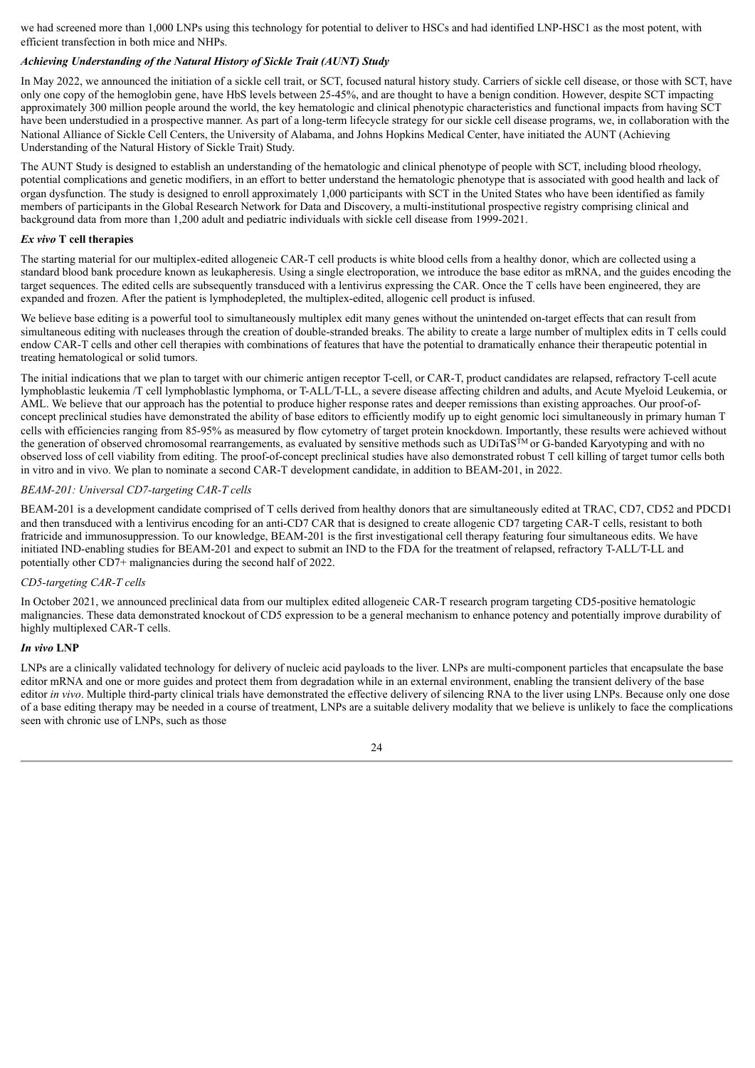we had screened more than 1,000 LNPs using this technology for potential to deliver to HSCs and had identified LNP-HSC1 as the most potent, with efficient transfection in both mice and NHPs.

### *Achieving Understanding of the Natural History of Sickle Trait (AUNT) Study*

In May 2022, we announced the initiation of a sickle cell trait, or SCT, focused natural history study. Carriers of sickle cell disease, or those with SCT, have only one copy of the hemoglobin gene, have HbS levels between 25-45%, and are thought to have a benign condition. However, despite SCT impacting approximately 300 million people around the world, the key hematologic and clinical phenotypic characteristics and functional impacts from having SCT have been understudied in a prospective manner. As part of a long-term lifecycle strategy for our sickle cell disease programs, we, in collaboration with the National Alliance of Sickle Cell Centers, the University of Alabama, and Johns Hopkins Medical Center, have initiated the AUNT (Achieving Understanding of the Natural History of Sickle Trait) Study.

The AUNT Study is designed to establish an understanding of the hematologic and clinical phenotype of people with SCT, including blood rheology, potential complications and genetic modifiers, in an effort to better understand the hematologic phenotype that is associated with good health and lack of organ dysfunction. The study is designed to enroll approximately 1,000 participants with SCT in the United States who have been identified as family members of participants in the Global Research Network for Data and Discovery, a multi-institutional prospective registry comprising clinical and background data from more than 1,200 adult and pediatric individuals with sickle cell disease from 1999-2021.

### ***Ex vivo* T cell therapies**

The starting material for our multiplex-edited allogeneic CAR-T cell products is white blood cells from a healthy donor, which are collected using a standard blood bank procedure known as leukapheresis. Using a single electroporation, we introduce the base editor as mRNA, and the guides encoding the target sequences. The edited cells are subsequently transduced with a lentivirus expressing the CAR. Once the T cells have been engineered, they are expanded and frozen. After the patient is lymphodepleted, the multiplex-edited, allogenic cell product is infused.

We believe base editing is a powerful tool to simultaneously multiplex edit many genes without the unintended on-target effects that can result from simultaneous editing with nucleases through the creation of double-stranded breaks. The ability to create a large number of multiplex edits in T cells could endow CAR-T cells and other cell therapies with combinations of features that have the potential to dramatically enhance their therapeutic potential in treating hematological or solid tumors.

The initial indications that we plan to target with our chimeric antigen receptor T-cell, or CAR-T, product candidates are relapsed, refractory T-cell acute lymphoblastic leukemia /T cell lymphoblastic lymphoma, or T-ALL/T-LL, a severe disease affecting children and adults, and Acute Myeloid Leukemia, or AML. We believe that our approach has the potential to produce higher response rates and deeper remissions than existing approaches. Our proof-of-concept preclinical studies have demonstrated the ability of base editors to efficiently modify up to eight genomic loci simultaneously in primary human T cells with efficiencies ranging from 85-95% as measured by flow cytometry of target protein knockdown. Importantly, these results were achieved without the generation of observed chromosomal rearrangements, as evaluated by sensitive methods such as UDiTaS™ or G-banded Karyotyping and with no observed loss of cell viability from editing. The proof-of-concept preclinical studies have also demonstrated robust T cell killing of target tumor cells both in vitro and in vivo. We plan to nominate a second CAR-T development candidate, in addition to BEAM-201, in 2022.

#### *BEAM-201: Universal CD7-targeting CAR-T cells*

BEAM-201 is a development candidate comprised of T cells derived from healthy donors that are simultaneously edited at TRAC, CD7, CD52 and PDCD1 and then transduced with a lentivirus encoding for an anti-CD7 CAR that is designed to create allogenic CD7 targeting CAR-T cells, resistant to both fratricide and immunosuppression. To our knowledge, BEAM-201 is the first investigational cell therapy featuring four simultaneous edits. We have initiated IND-enabling studies for BEAM-201 and expect to submit an IND to the FDA for the treatment of relapsed, refractory T-ALL/T-LL and potentially other CD7+ malignancies during the second half of 2022.

#### *CD5-targeting CAR-T cells*

In October 2021, we announced preclinical data from our multiplex edited allogeneic CAR-T research program targeting CD5-positive hematologic malignancies. These data demonstrated knockout of CD5 expression to be a general mechanism to enhance potency and potentially improve durability of highly multiplexed CAR-T cells.

### ***In vivo* LNP**

LNPs are a clinically validated technology for delivery of nucleic acid payloads to the liver. LNPs are multi-component particles that encapsulate the base editor mRNA and one or more guides and protect them from degradation while in an external environment, enabling the transient delivery of the base editor *in vivo*. Multiple third-party clinical trials have demonstrated the effective delivery of silencing RNA to the liver using LNPs. Because only one dose of a base editing therapy may be needed in a course of treatment, LNPs are a suitable delivery modality that we believe is unlikely to face the complications seen with chronic use of LNPs, such as those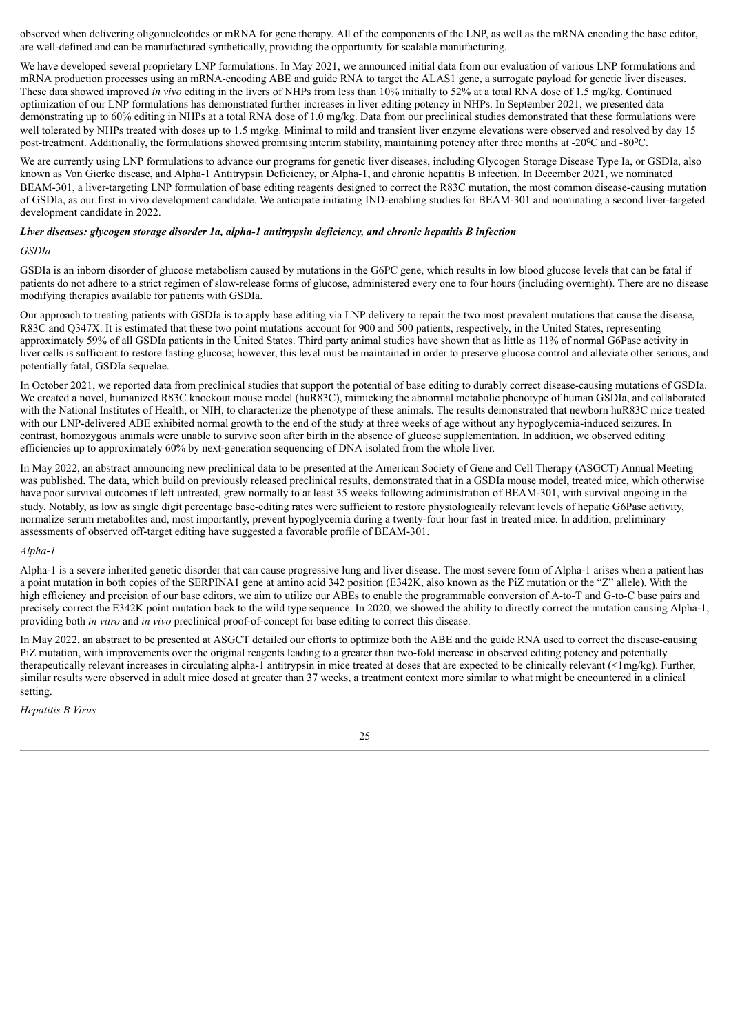observed when delivering oligonucleotides or mRNA for gene therapy. All of the components of the LNP, as well as the mRNA encoding the base editor, are well-defined and can be manufactured synthetically, providing the opportunity for scalable manufacturing.

We have developed several proprietary LNP formulations. In May 2021, we announced initial data from our evaluation of various LNP formulations and mRNA production processes using an mRNA-encoding ABE and guide RNA to target the ALAS1 gene, a surrogate payload for genetic liver diseases. These data showed improved *in vivo* editing in the livers of NHPs from less than 10% initially to 52% at a total RNA dose of 1.5 mg/kg. Continued optimization of our LNP formulations has demonstrated further increases in liver editing potency in NHPs. In September 2021, we presented data demonstrating up to 60% editing in NHPs at a total RNA dose of 1.0 mg/kg. Data from our preclinical studies demonstrated that these formulations were well tolerated by NHPs treated with doses up to 1.5 mg/kg. Minimal to mild and transient liver enzyme elevations were observed and resolved by day 15 post-treatment. Additionally, the formulations showed promising interim stability, maintaining potency after three months at -20$^{0}$C and -80$^{0}$C.

We are currently using LNP formulations to advance our programs for genetic liver diseases, including Glycogen Storage Disease Type Ia, or GSDIa, also known as Von Gierke disease, and Alpha-1 Antitrypsin Deficiency, or Alpha-1, and chronic hepatitis B infection. In December 2021, we nominated BEAM-301, a liver-targeting LNP formulation of base editing reagents designed to correct the R83C mutation, the most common disease-causing mutation of GSDIa, as our first in vivo development candidate. We anticipate initiating IND-enabling studies for BEAM-301 and nominating a second liver-targeted development candidate in 2022.

***Liver diseases: glycogen storage disorder 1a, alpha-1 antitrypsin deficiency, and chronic hepatitis B infection***

*GSDIa*

GSDIa is an inborn disorder of glucose metabolism caused by mutations in the G6PC gene, which results in low blood glucose levels that can be fatal if patients do not adhere to a strict regimen of slow-release forms of glucose, administered every one to four hours (including overnight). There are no disease modifying therapies available for patients with GSDIa.

Our approach to treating patients with GSDIa is to apply base editing via LNP delivery to repair the two most prevalent mutations that cause the disease, R83C and Q347X. It is estimated that these two point mutations account for 900 and 500 patients, respectively, in the United States, representing approximately 59% of all GSDIa patients in the United States. Third party animal studies have shown that as little as 11% of normal G6Pase activity in liver cells is sufficient to restore fasting glucose; however, this level must be maintained in order to preserve glucose control and alleviate other serious, and potentially fatal, GSDIa sequelae.

In October 2021, we reported data from preclinical studies that support the potential of base editing to durably correct disease-causing mutations of GSDIa. We created a novel, humanized R83C knockout mouse model (huR83C), mimicking the abnormal metabolic phenotype of human GSDIa, and collaborated with the National Institutes of Health, or NIH, to characterize the phenotype of these animals. The results demonstrated that newborn huR83C mice treated with our LNP-delivered ABE exhibited normal growth to the end of the study at three weeks of age without any hypoglycemia-induced seizures. In contrast, homozygous animals were unable to survive soon after birth in the absence of glucose supplementation. In addition, we observed editing efficiencies up to approximately 60% by next-generation sequencing of DNA isolated from the whole liver.

In May 2022, an abstract announcing new preclinical data to be presented at the American Society of Gene and Cell Therapy (ASGCT) Annual Meeting was published. The data, which build on previously released preclinical results, demonstrated that in a GSDIa mouse model, treated mice, which otherwise have poor survival outcomes if left untreated, grew normally to at least 35 weeks following administration of BEAM-301, with survival ongoing in the study. Notably, as low as single digit percentage base-editing rates were sufficient to restore physiologically relevant levels of hepatic G6Pase activity, normalize serum metabolites and, most importantly, prevent hypoglycemia during a twenty-four hour fast in treated mice. In addition, preliminary assessments of observed off-target editing have suggested a favorable profile of BEAM-301.

*Alpha-1*

Alpha-1 is a severe inherited genetic disorder that can cause progressive lung and liver disease. The most severe form of Alpha-1 arises when a patient has a point mutation in both copies of the SERPINA1 gene at amino acid 342 position (E342K, also known as the PiZ mutation or the "Z" allele). With the high efficiency and precision of our base editors, we aim to utilize our ABEs to enable the programmable conversion of A-to-T and G-to-C base pairs and precisely correct the E342K point mutation back to the wild type sequence. In 2020, we showed the ability to directly correct the mutation causing Alpha-1, providing both *in vitro* and *in vivo* preclinical proof-of-concept for base editing to correct this disease.

In May 2022, an abstract to be presented at ASGCT detailed our efforts to optimize both the ABE and the guide RNA used to correct the disease-causing PiZ mutation, with improvements over the original reagents leading to a greater than two-fold increase in observed editing potency and potentially therapeutically relevant increases in circulating alpha-1 antitrypsin in mice treated at doses that are expected to be clinically relevant (<1mg/kg). Further, similar results were observed in adult mice dosed at greater than 37 weeks, a treatment context more similar to what might be encountered in a clinical setting.

*Hepatitis B Virus*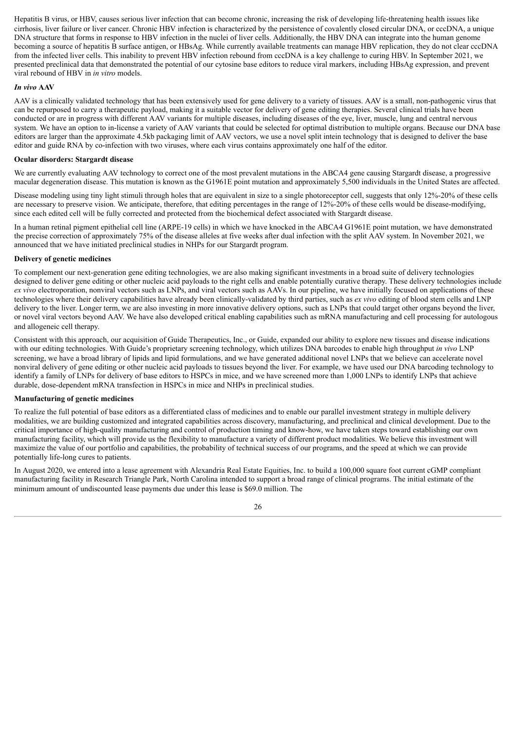Hepatitis B virus, or HBV, causes serious liver infection that can become chronic, increasing the risk of developing life-threatening health issues like cirrhosis, liver failure or liver cancer. Chronic HBV infection is characterized by the persistence of covalently closed circular DNA, or cccDNA, a unique DNA structure that forms in response to HBV infection in the nuclei of liver cells. Additionally, the HBV DNA can integrate into the human genome becoming a source of hepatitis B surface antigen, or HBsAg. While currently available treatments can manage HBV replication, they do not clear cccDNA from the infected liver cells. This inability to prevent HBV infection rebound from cccDNA is a key challenge to curing HBV. In September 2021, we presented preclinical data that demonstrated the potential of our cytosine base editors to reduce viral markers, including HBsAg expression, and prevent viral rebound of HBV in *in vitro* models.

### *In vivo* AAV

AAV is a clinically validated technology that has been extensively used for gene delivery to a variety of tissues. AAV is a small, non-pathogenic virus that can be repurposed to carry a therapeutic payload, making it a suitable vector for delivery of gene editing therapies. Several clinical trials have been conducted or are in progress with different AAV variants for multiple diseases, including diseases of the eye, liver, muscle, lung and central nervous system. We have an option to in-license a variety of AAV variants that could be selected for optimal distribution to multiple organs. Because our DNA base editors are larger than the approximate 4.5kb packaging limit of AAV vectors, we use a novel split intein technology that is designed to deliver the base editor and guide RNA by co-infection with two viruses, where each virus contains approximately one half of the editor.

### Ocular disorders: Stargardt disease

We are currently evaluating AAV technology to correct one of the most prevalent mutations in the ABCA4 gene causing Stargardt disease, a progressive macular degeneration disease. This mutation is known as the G1961E point mutation and approximately 5,500 individuals in the United States are affected.

Disease modeling using tiny light stimuli through holes that are equivalent in size to a single photoreceptor cell, suggests that only 12%-20% of these cells are necessary to preserve vision. We anticipate, therefore, that editing percentages in the range of 12%-20% of these cells would be disease-modifying, since each edited cell will be fully corrected and protected from the biochemical defect associated with Stargardt disease.

In a human retinal pigment epithelial cell line (ARPE-19 cells) in which we have knocked in the ABCA4 G1961E point mutation, we have demonstrated the precise correction of approximately 75% of the disease alleles at five weeks after dual infection with the split AAV system. In November 2021, we announced that we have initiated preclinical studies in NHPs for our Stargardt program.

### Delivery of genetic medicines

To complement our next-generation gene editing technologies, we are also making significant investments in a broad suite of delivery technologies designed to deliver gene editing or other nucleic acid payloads to the right cells and enable potentially curative therapy. These delivery technologies include *ex vivo* electroporation, nonviral vectors such as LNPs, and viral vectors such as AAVs. In our pipeline, we have initially focused on applications of these technologies where their delivery capabilities have already been clinically-validated by third parties, such as *ex vivo* editing of blood stem cells and LNP delivery to the liver. Longer term, we are also investing in more innovative delivery options, such as LNPs that could target other organs beyond the liver, or novel viral vectors beyond AAV. We have also developed critical enabling capabilities such as mRNA manufacturing and cell processing for autologous and allogeneic cell therapy.

Consistent with this approach, our acquisition of Guide Therapeutics, Inc., or Guide, expanded our ability to explore new tissues and disease indications with our editing technologies. With Guide's proprietary screening technology, which utilizes DNA barcodes to enable high throughput *in vivo* LNP screening, we have a broad library of lipids and lipid formulations, and we have generated additional novel LNPs that we believe can accelerate novel nonviral delivery of gene editing or other nucleic acid payloads to tissues beyond the liver. For example, we have used our DNA barcoding technology to identify a family of LNPs for delivery of base editors to HSPCs in mice, and we have screened more than 1,000 LNPs to identify LNPs that achieve durable, dose-dependent mRNA transfection in HSPCs in mice and NHPs in preclinical studies.

### Manufacturing of genetic medicines

To realize the full potential of base editors as a differentiated class of medicines and to enable our parallel investment strategy in multiple delivery modalities, we are building customized and integrated capabilities across discovery, manufacturing, and preclinical and clinical development. Due to the critical importance of high-quality manufacturing and control of production timing and know-how, we have taken steps toward establishing our own manufacturing facility, which will provide us the flexibility to manufacture a variety of different product modalities. We believe this investment will maximize the value of our portfolio and capabilities, the probability of technical success of our programs, and the speed at which we can provide potentially life-long cures to patients.

In August 2020, we entered into a lease agreement with Alexandria Real Estate Equities, Inc. to build a 100,000 square foot current cGMP compliant manufacturing facility in Research Triangle Park, North Carolina intended to support a broad range of clinical programs. The initial estimate of the minimum amount of undiscounted lease payments due under this lease is $69.0 million. The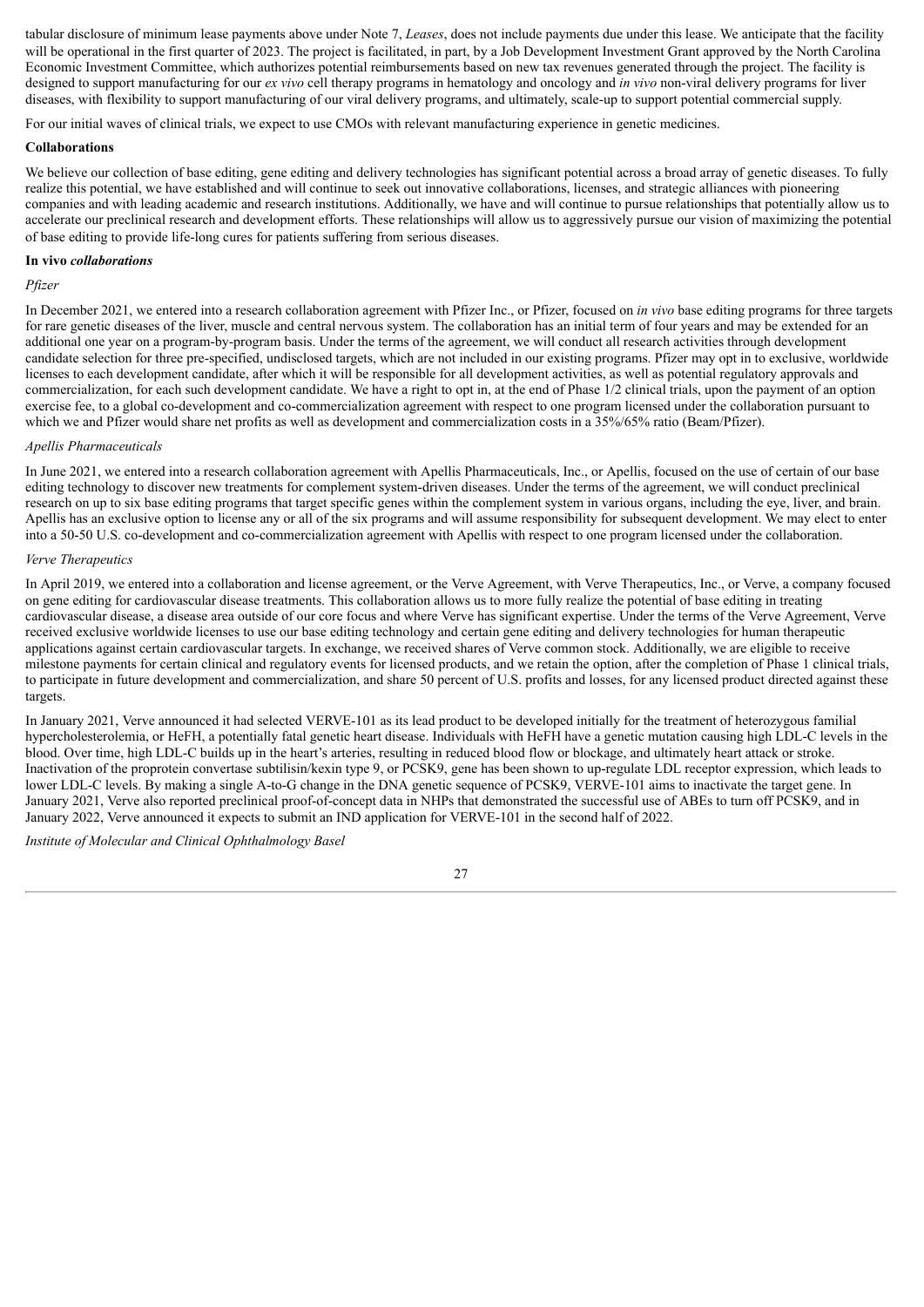tabular disclosure of minimum lease payments above under Note 7, *Leases*, does not include payments due under this lease. We anticipate that the facility will be operational in the first quarter of 2023. The project is facilitated, in part, by a Job Development Investment Grant approved by the North Carolina Economic Investment Committee, which authorizes potential reimbursements based on new tax revenues generated through the project. The facility is designed to support manufacturing for our *ex vivo* cell therapy programs in hematology and oncology and *in vivo* non-viral delivery programs for liver diseases, with flexibility to support manufacturing of our viral delivery programs, and ultimately, scale-up to support potential commercial supply.

For our initial waves of clinical trials, we expect to use CMOs with relevant manufacturing experience in genetic medicines.

**Collaborations**

We believe our collection of base editing, gene editing and delivery technologies has significant potential across a broad array of genetic diseases. To fully realize this potential, we have established and will continue to seek out innovative collaborations, licenses, and strategic alliances with pioneering companies and with leading academic and research institutions. Additionally, we have and will continue to pursue relationships that potentially allow us to accelerate our preclinical research and development efforts. These relationships will allow us to aggressively pursue our vision of maximizing the potential of base editing to provide life-long cures for patients suffering from serious diseases.

**In vivo *collaborations***

*Pfizer*

In December 2021, we entered into a research collaboration agreement with Pfizer Inc., or Pfizer, focused on *in vivo* base editing programs for three targets for rare genetic diseases of the liver, muscle and central nervous system. The collaboration has an initial term of four years and may be extended for an additional one year on a program-by-program basis. Under the terms of the agreement, we will conduct all research activities through development candidate selection for three pre-specified, undisclosed targets, which are not included in our existing programs. Pfizer may opt in to exclusive, worldwide licenses to each development candidate, after which it will be responsible for all development activities, as well as potential regulatory approvals and commercialization, for each such development candidate. We have a right to opt in, at the end of Phase 1/2 clinical trials, upon the payment of an option exercise fee, to a global co-development and co-commercialization agreement with respect to one program licensed under the collaboration pursuant to which we and Pfizer would share net profits as well as development and commercialization costs in a 35%/65% ratio (Beam/Pfizer).

*Apellis Pharmaceuticals*

In June 2021, we entered into a research collaboration agreement with Apellis Pharmaceuticals, Inc., or Apellis, focused on the use of certain of our base editing technology to discover new treatments for complement system-driven diseases. Under the terms of the agreement, we will conduct preclinical research on up to six base editing programs that target specific genes within the complement system in various organs, including the eye, liver, and brain. Apellis has an exclusive option to license any or all of the six programs and will assume responsibility for subsequent development. We may elect to enter into a 50-50 U.S. co-development and co-commercialization agreement with Apellis with respect to one program licensed under the collaboration.

*Verve Therapeutics*

In April 2019, we entered into a collaboration and license agreement, or the Verve Agreement, with Verve Therapeutics, Inc., or Verve, a company focused on gene editing for cardiovascular disease treatments. This collaboration allows us to more fully realize the potential of base editing in treating cardiovascular disease, a disease area outside of our core focus and where Verve has significant expertise. Under the terms of the Verve Agreement, Verve received exclusive worldwide licenses to use our base editing technology and certain gene editing and delivery technologies for human therapeutic applications against certain cardiovascular targets. In exchange, we received shares of Verve common stock. Additionally, we are eligible to receive milestone payments for certain clinical and regulatory events for licensed products, and we retain the option, after the completion of Phase 1 clinical trials, to participate in future development and commercialization, and share 50 percent of U.S. profits and losses, for any licensed product directed against these targets.

In January 2021, Verve announced it had selected VERVE-101 as its lead product to be developed initially for the treatment of heterozygous familial hypercholesterolemia, or HeFH, a potentially fatal genetic heart disease. Individuals with HeFH have a genetic mutation causing high LDL-C levels in the blood. Over time, high LDL-C builds up in the heart's arteries, resulting in reduced blood flow or blockage, and ultimately heart attack or stroke. Inactivation of the proprotein convertase subtilisin/kexin type 9, or PCSK9, gene has been shown to up-regulate LDL receptor expression, which leads to lower LDL-C levels. By making a single A-to-G change in the DNA genetic sequence of PCSK9, VERVE-101 aims to inactivate the target gene. In January 2021, Verve also reported preclinical proof-of-concept data in NHPs that demonstrated the successful use of ABEs to turn off PCSK9, and in January 2022, Verve announced it expects to submit an IND application for VERVE-101 in the second half of 2022.

*Institute of Molecular and Clinical Ophthalmology Basel*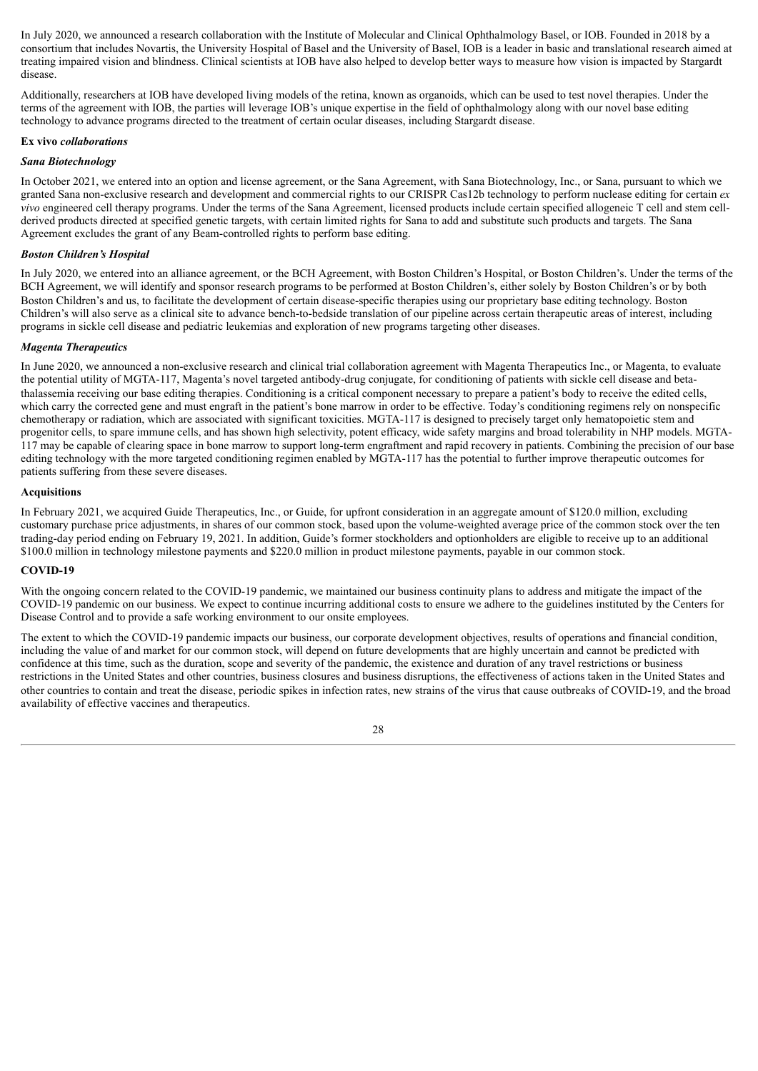In July 2020, we announced a research collaboration with the Institute of Molecular and Clinical Ophthalmology Basel, or IOB. Founded in 2018 by a consortium that includes Novartis, the University Hospital of Basel and the University of Basel, IOB is a leader in basic and translational research aimed at treating impaired vision and blindness. Clinical scientists at IOB have also helped to develop better ways to measure how vision is impacted by Stargardt disease.

Additionally, researchers at IOB have developed living models of the retina, known as organoids, which can be used to test novel therapies. Under the terms of the agreement with IOB, the parties will leverage IOB's unique expertise in the field of ophthalmology along with our novel base editing technology to advance programs directed to the treatment of certain ocular diseases, including Stargardt disease.

**Ex vivo *collaborations***

***Sana Biotechnology***

In October 2021, we entered into an option and license agreement, or the Sana Agreement, with Sana Biotechnology, Inc., or Sana, pursuant to which we granted Sana non-exclusive research and development and commercial rights to our CRISPR Cas12b technology to perform nuclease editing for certain *ex vivo* engineered cell therapy programs. Under the terms of the Sana Agreement, licensed products include certain specified allogeneic T cell and stem cell-derived products directed at specified genetic targets, with certain limited rights for Sana to add and substitute such products and targets. The Sana Agreement excludes the grant of any Beam-controlled rights to perform base editing.

***Boston Children's Hospital***

In July 2020, we entered into an alliance agreement, or the BCH Agreement, with Boston Children's Hospital, or Boston Children's. Under the terms of the BCH Agreement, we will identify and sponsor research programs to be performed at Boston Children's, either solely by Boston Children's or by both Boston Children's and us, to facilitate the development of certain disease-specific therapies using our proprietary base editing technology. Boston Children's will also serve as a clinical site to advance bench-to-bedside translation of our pipeline across certain therapeutic areas of interest, including programs in sickle cell disease and pediatric leukemias and exploration of new programs targeting other diseases.

***Magenta Therapeutics***

In June 2020, we announced a non-exclusive research and clinical trial collaboration agreement with Magenta Therapeutics Inc., or Magenta, to evaluate the potential utility of MGTA-117, Magenta's novel targeted antibody-drug conjugate, for conditioning of patients with sickle cell disease and beta-thalassemia receiving our base editing therapies. Conditioning is a critical component necessary to prepare a patient's body to receive the edited cells, which carry the corrected gene and must engraft in the patient's bone marrow in order to be effective. Today's conditioning regimens rely on nonspecific chemotherapy or radiation, which are associated with significant toxicities. MGTA-117 is designed to precisely target only hematopoietic stem and progenitor cells, to spare immune cells, and has shown high selectivity, potent efficacy, wide safety margins and broad tolerability in NHP models. MGTA-117 may be capable of clearing space in bone marrow to support long-term engraftment and rapid recovery in patients. Combining the precision of our base editing technology with the more targeted conditioning regimen enabled by MGTA-117 has the potential to further improve therapeutic outcomes for patients suffering from these severe diseases.

**Acquisitions**

In February 2021, we acquired Guide Therapeutics, Inc., or Guide, for upfront consideration in an aggregate amount of $120.0 million, excluding customary purchase price adjustments, in shares of our common stock, based upon the volume-weighted average price of the common stock over the ten trading-day period ending on February 19, 2021. In addition, Guide's former stockholders and optionholders are eligible to receive up to an additional $100.0 million in technology milestone payments and $220.0 million in product milestone payments, payable in our common stock.

**COVID-19**

With the ongoing concern related to the COVID-19 pandemic, we maintained our business continuity plans to address and mitigate the impact of the COVID-19 pandemic on our business. We expect to continue incurring additional costs to ensure we adhere to the guidelines instituted by the Centers for Disease Control and to provide a safe working environment to our onsite employees.

The extent to which the COVID-19 pandemic impacts our business, our corporate development objectives, results of operations and financial condition, including the value of and market for our common stock, will depend on future developments that are highly uncertain and cannot be predicted with confidence at this time, such as the duration, scope and severity of the pandemic, the existence and duration of any travel restrictions or business restrictions in the United States and other countries, business closures and business disruptions, the effectiveness of actions taken in the United States and other countries to contain and treat the disease, periodic spikes in infection rates, new strains of the virus that cause outbreaks of COVID-19, and the broad availability of effective vaccines and therapeutics.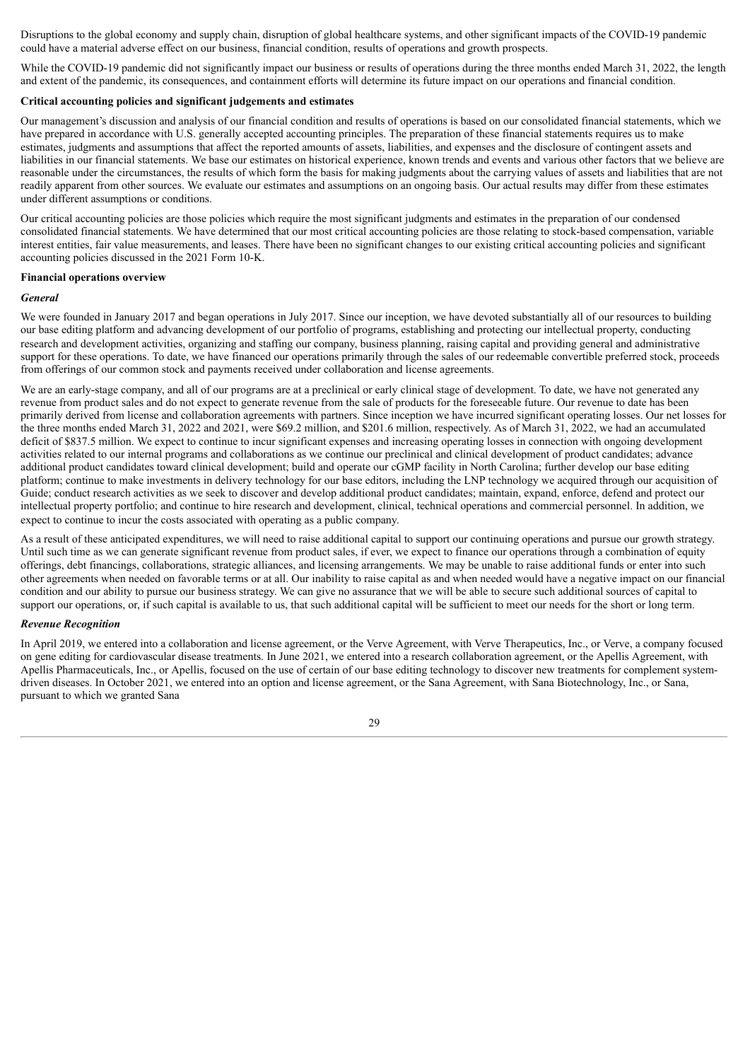Disruptions to the global economy and supply chain, disruption of global healthcare systems, and other significant impacts of the COVID-19 pandemic could have a material adverse effect on our business, financial condition, results of operations and growth prospects.

While the COVID-19 pandemic did not significantly impact our business or results of operations during the three months ended March 31, 2022, the length and extent of the pandemic, its consequences, and containment efforts will determine its future impact on our operations and financial condition.

**Critical accounting policies and significant judgements and estimates**

Our management's discussion and analysis of our financial condition and results of operations is based on our consolidated financial statements, which we have prepared in accordance with U.S. generally accepted accounting principles. The preparation of these financial statements requires us to make estimates, judgments and assumptions that affect the reported amounts of assets, liabilities, and expenses and the disclosure of contingent assets and liabilities in our financial statements. We base our estimates on historical experience, known trends and events and various other factors that we believe are reasonable under the circumstances, the results of which form the basis for making judgments about the carrying values of assets and liabilities that are not readily apparent from other sources. We evaluate our estimates and assumptions on an ongoing basis. Our actual results may differ from these estimates under different assumptions or conditions.

Our critical accounting policies are those policies which require the most significant judgments and estimates in the preparation of our condensed consolidated financial statements. We have determined that our most critical accounting policies are those relating to stock-based compensation, variable interest entities, fair value measurements, and leases. There have been no significant changes to our existing critical accounting policies and significant accounting policies discussed in the 2021 Form 10-K.

**Financial operations overview**

***General***

We were founded in January 2017 and began operations in July 2017. Since our inception, we have devoted substantially all of our resources to building our base editing platform and advancing development of our portfolio of programs, establishing and protecting our intellectual property, conducting research and development activities, organizing and staffing our company, business planning, raising capital and providing general and administrative support for these operations. To date, we have financed our operations primarily through the sales of our redeemable convertible preferred stock, proceeds from offerings of our common stock and payments received under collaboration and license agreements.

We are an early-stage company, and all of our programs are at a preclinical or early clinical stage of development. To date, we have not generated any revenue from product sales and do not expect to generate revenue from the sale of products for the foreseeable future. Our revenue to date has been primarily derived from license and collaboration agreements with partners. Since inception we have incurred significant operating losses. Our net losses for the three months ended March 31, 2022 and 2021, were $69.2 million, and $201.6 million, respectively. As of March 31, 2022, we had an accumulated deficit of $837.5 million. We expect to continue to incur significant expenses and increasing operating losses in connection with ongoing development activities related to our internal programs and collaborations as we continue our preclinical and clinical development of product candidates; advance additional product candidates toward clinical development; build and operate our cGMP facility in North Carolina; further develop our base editing platform; continue to make investments in delivery technology for our base editors, including the LNP technology we acquired through our acquisition of Guide; conduct research activities as we seek to discover and develop additional product candidates; maintain, expand, enforce, defend and protect our intellectual property portfolio; and continue to hire research and development, clinical, technical operations and commercial personnel. In addition, we expect to continue to incur the costs associated with operating as a public company.

As a result of these anticipated expenditures, we will need to raise additional capital to support our continuing operations and pursue our growth strategy. Until such time as we can generate significant revenue from product sales, if ever, we expect to finance our operations through a combination of equity offerings, debt financings, collaborations, strategic alliances, and licensing arrangements. We may be unable to raise additional funds or enter into such other agreements when needed on favorable terms or at all. Our inability to raise capital as and when needed would have a negative impact on our financial condition and our ability to pursue our business strategy. We can give no assurance that we will be able to secure such additional sources of capital to support our operations, or, if such capital is available to us, that such additional capital will be sufficient to meet our needs for the short or long term.

***Revenue Recognition***

In April 2019, we entered into a collaboration and license agreement, or the Verve Agreement, with Verve Therapeutics, Inc., or Verve, a company focused on gene editing for cardiovascular disease treatments. In June 2021, we entered into a research collaboration agreement, or the Apellis Agreement, with Apellis Pharmaceuticals, Inc., or Apellis, focused on the use of certain of our base editing technology to discover new treatments for complement system-driven diseases. In October 2021, we entered into an option and license agreement, or the Sana Agreement, with Sana Biotechnology, Inc., or Sana, pursuant to which we granted Sana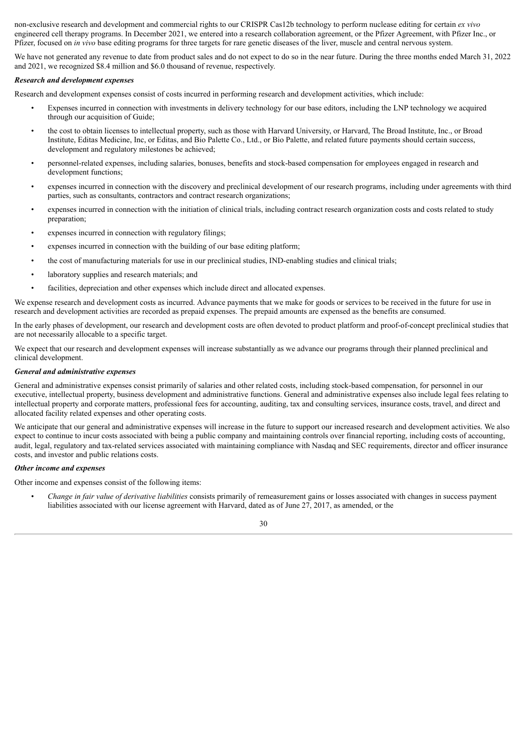non-exclusive research and development and commercial rights to our CRISPR Cas12b technology to perform nuclease editing for certain *ex vivo* engineered cell therapy programs. In December 2021, we entered into a research collaboration agreement, or the Pfizer Agreement, with Pfizer Inc., or Pfizer, focused on *in vivo* base editing programs for three targets for rare genetic diseases of the liver, muscle and central nervous system.

We have not generated any revenue to date from product sales and do not expect to do so in the near future. During the three months ended March 31, 2022 and 2021, we recognized $8.4 million and $6.0 thousand of revenue, respectively.

***Research and development expenses***

Research and development expenses consist of costs incurred in performing research and development activities, which include:

- Expenses incurred in connection with investments in delivery technology for our base editors, including the LNP technology we acquired through our acquisition of Guide;
- the cost to obtain licenses to intellectual property, such as those with Harvard University, or Harvard, The Broad Institute, Inc., or Broad Institute, Editas Medicine, Inc, or Editas, and Bio Palette Co., Ltd., or Bio Palette, and related future payments should certain success, development and regulatory milestones be achieved;
- personnel-related expenses, including salaries, bonuses, benefits and stock-based compensation for employees engaged in research and development functions;
- expenses incurred in connection with the discovery and preclinical development of our research programs, including under agreements with third parties, such as consultants, contractors and contract research organizations;
- expenses incurred in connection with the initiation of clinical trials, including contract research organization costs and costs related to study preparation;
- expenses incurred in connection with regulatory filings;
- expenses incurred in connection with the building of our base editing platform;
- the cost of manufacturing materials for use in our preclinical studies, IND-enabling studies and clinical trials;
- laboratory supplies and research materials; and
- facilities, depreciation and other expenses which include direct and allocated expenses.

We expense research and development costs as incurred. Advance payments that we make for goods or services to be received in the future for use in research and development activities are recorded as prepaid expenses. The prepaid amounts are expensed as the benefits are consumed.

In the early phases of development, our research and development costs are often devoted to product platform and proof-of-concept preclinical studies that are not necessarily allocable to a specific target.

We expect that our research and development expenses will increase substantially as we advance our programs through their planned preclinical and clinical development.

***General and administrative expenses***

General and administrative expenses consist primarily of salaries and other related costs, including stock-based compensation, for personnel in our executive, intellectual property, business development and administrative functions. General and administrative expenses also include legal fees relating to intellectual property and corporate matters, professional fees for accounting, auditing, tax and consulting services, insurance costs, travel, and direct and allocated facility related expenses and other operating costs.

We anticipate that our general and administrative expenses will increase in the future to support our increased research and development activities. We also expect to continue to incur costs associated with being a public company and maintaining controls over financial reporting, including costs of accounting, audit, legal, regulatory and tax-related services associated with maintaining compliance with Nasdaq and SEC requirements, director and officer insurance costs, and investor and public relations costs.

***Other income and expenses***

Other income and expenses consist of the following items:

- *Change in fair value of derivative liabilities* consists primarily of remeasurement gains or losses associated with changes in success payment liabilities associated with our license agreement with Harvard, dated as of June 27, 2017, as amended, or the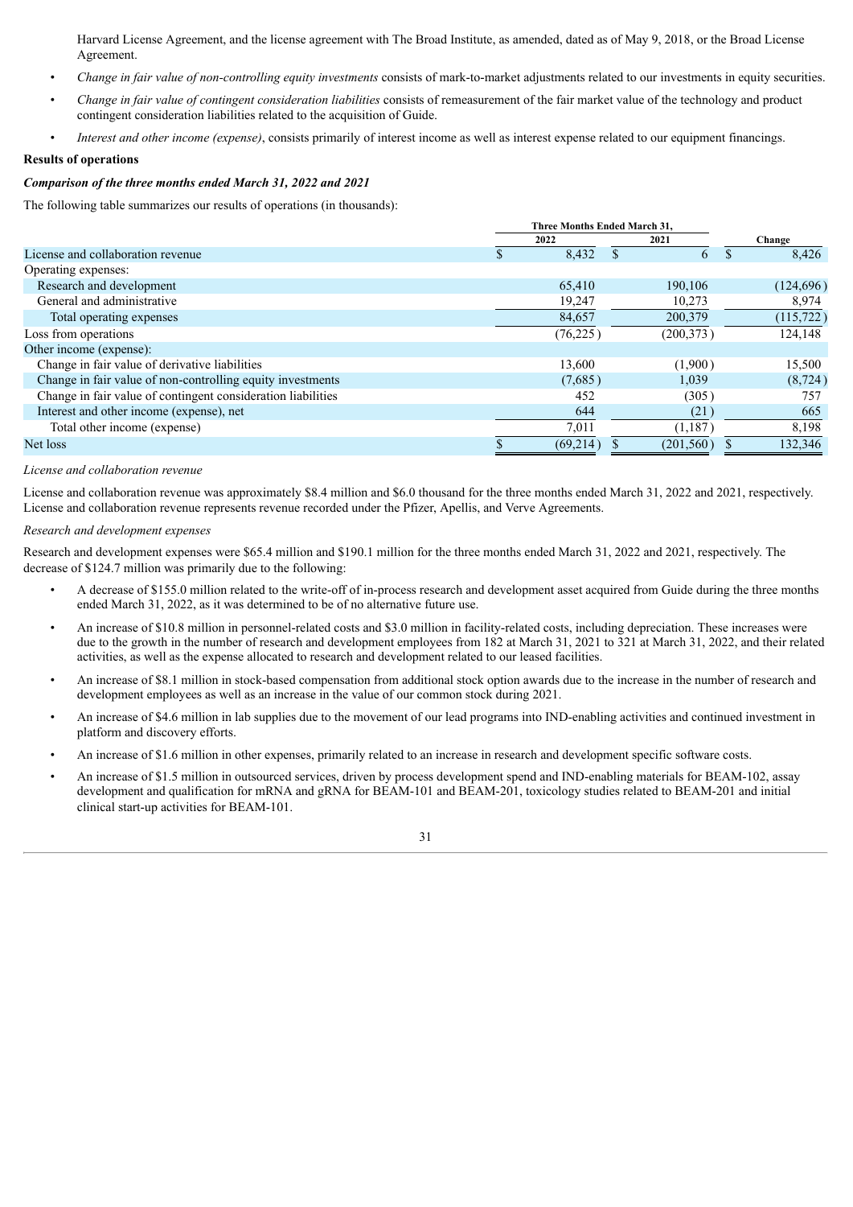Harvard License Agreement, and the license agreement with The Broad Institute, as amended, dated as of May 9, 2018, or the Broad License Agreement.

- *Change in fair value of non-controlling equity investments* consists of mark-to-market adjustments related to our investments in equity securities.
- *Change in fair value of contingent consideration liabilities* consists of remeasurement of the fair market value of the technology and product contingent consideration liabilities related to the acquisition of Guide.
- *Interest and other income (expense)*, consists primarily of interest income as well as interest expense related to our equipment financings.

**Results of operations**

***Comparison of the three months ended March 31, 2022 and 2021***

The following table summarizes our results of operations (in thousands):

| | Three Months Ended March 31, 2022 | Three Months Ended March 31, 2021 | Change |
|---|---|---|---|
| License and collaboration revenue | $ 8,432 | $ 6 | $ 8,426 |
| Operating expenses: | | | |
| Research and development | 65,410 | 190,106 | (124,696) |
| General and administrative | 19,247 | 10,273 | 8,974 |
| Total operating expenses | 84,657 | 200,379 | (115,722) |
| Loss from operations | (76,225) | (200,373) | 124,148 |
| Other income (expense): | | | |
| Change in fair value of derivative liabilities | 13,600 | (1,900) | 15,500 |
| Change in fair value of non-controlling equity investments | (7,685) | 1,039 | (8,724) |
| Change in fair value of contingent consideration liabilities | 452 | (305) | 757 |
| Interest and other income (expense), net | 644 | (21) | 665 |
| Total other income (expense) | 7,011 | (1,187) | 8,198 |
| Net loss | $ (69,214) | $ (201,560) | $ 132,346 |

*License and collaboration revenue*

License and collaboration revenue was approximately $8.4 million and $6.0 thousand for the three months ended March 31, 2022 and 2021, respectively. License and collaboration revenue represents revenue recorded under the Pfizer, Apellis, and Verve Agreements.

*Research and development expenses*

Research and development expenses were $65.4 million and $190.1 million for the three months ended March 31, 2022 and 2021, respectively. The decrease of $124.7 million was primarily due to the following:

- A decrease of $155.0 million related to the write-off of in-process research and development asset acquired from Guide during the three months ended March 31, 2022, as it was determined to be of no alternative future use.
- An increase of $10.8 million in personnel-related costs and $3.0 million in facility-related costs, including depreciation. These increases were due to the growth in the number of research and development employees from 182 at March 31, 2021 to 321 at March 31, 2022, and their related activities, as well as the expense allocated to research and development related to our leased facilities.
- An increase of $8.1 million in stock-based compensation from additional stock option awards due to the increase in the number of research and development employees as well as an increase in the value of our common stock during 2021.
- An increase of $4.6 million in lab supplies due to the movement of our lead programs into IND-enabling activities and continued investment in platform and discovery efforts.
- An increase of $1.6 million in other expenses, primarily related to an increase in research and development specific software costs.
- An increase of $1.5 million in outsourced services, driven by process development spend and IND-enabling materials for BEAM-102, assay development and qualification for mRNA and gRNA for BEAM-101 and BEAM-201, toxicology studies related to BEAM-201 and initial clinical start-up activities for BEAM-101.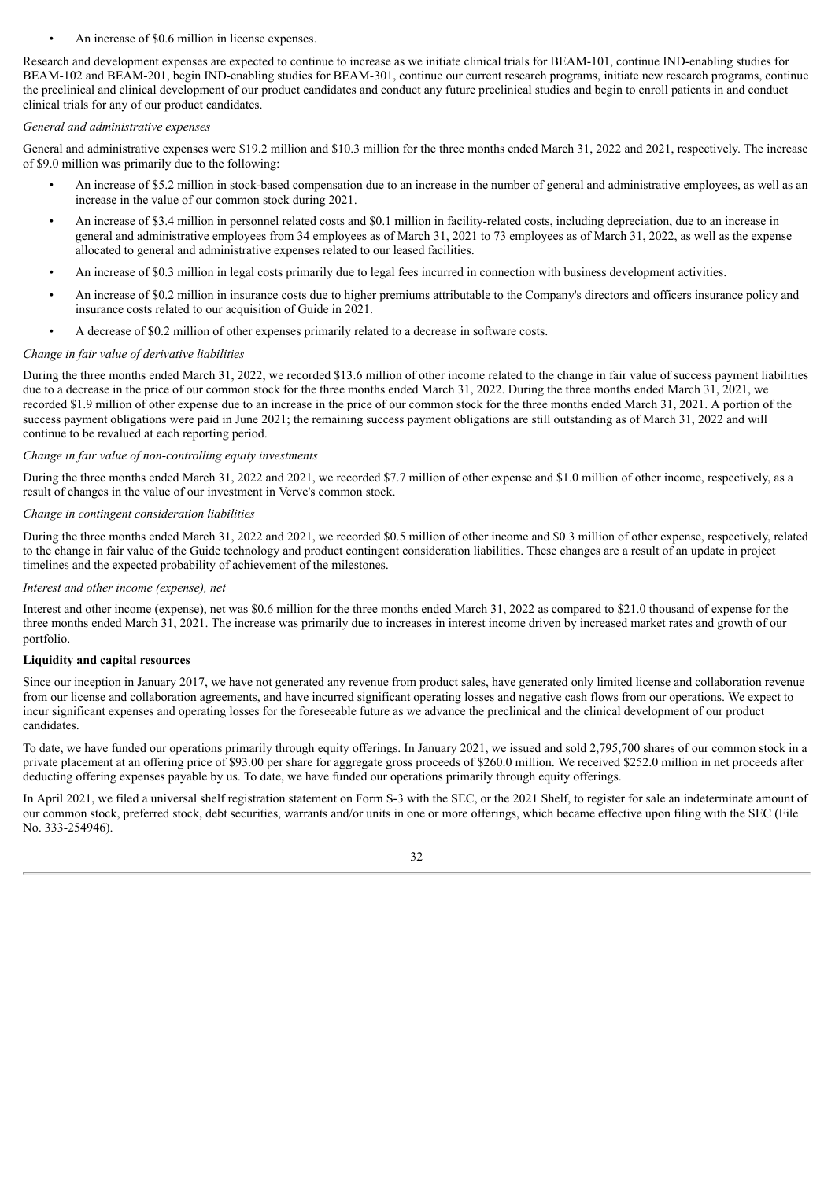- An increase of $0.6 million in license expenses.

Research and development expenses are expected to continue to increase as we initiate clinical trials for BEAM-101, continue IND-enabling studies for BEAM-102 and BEAM-201, begin IND-enabling studies for BEAM-301, continue our current research programs, initiate new research programs, continue the preclinical and clinical development of our product candidates and conduct any future preclinical studies and begin to enroll patients in and conduct clinical trials for any of our product candidates.

*General and administrative expenses*

General and administrative expenses were $19.2 million and $10.3 million for the three months ended March 31, 2022 and 2021, respectively. The increase of $9.0 million was primarily due to the following:

- An increase of $5.2 million in stock-based compensation due to an increase in the number of general and administrative employees, as well as an increase in the value of our common stock during 2021.
- An increase of $3.4 million in personnel related costs and $0.1 million in facility-related costs, including depreciation, due to an increase in general and administrative employees from 34 employees as of March 31, 2021 to 73 employees as of March 31, 2022, as well as the expense allocated to general and administrative expenses related to our leased facilities.
- An increase of $0.3 million in legal costs primarily due to legal fees incurred in connection with business development activities.
- An increase of $0.2 million in insurance costs due to higher premiums attributable to the Company's directors and officers insurance policy and insurance costs related to our acquisition of Guide in 2021.
- A decrease of $0.2 million of other expenses primarily related to a decrease in software costs.

*Change in fair value of derivative liabilities*

During the three months ended March 31, 2022, we recorded $13.6 million of other income related to the change in fair value of success payment liabilities due to a decrease in the price of our common stock for the three months ended March 31, 2022. During the three months ended March 31, 2021, we recorded $1.9 million of other expense due to an increase in the price of our common stock for the three months ended March 31, 2021. A portion of the success payment obligations were paid in June 2021; the remaining success payment obligations are still outstanding as of March 31, 2022 and will continue to be revalued at each reporting period.

*Change in fair value of non-controlling equity investments*

During the three months ended March 31, 2022 and 2021, we recorded $7.7 million of other expense and $1.0 million of other income, respectively, as a result of changes in the value of our investment in Verve's common stock.

*Change in contingent consideration liabilities*

During the three months ended March 31, 2022 and 2021, we recorded $0.5 million of other income and $0.3 million of other expense, respectively, related to the change in fair value of the Guide technology and product contingent consideration liabilities. These changes are a result of an update in project timelines and the expected probability of achievement of the milestones.

*Interest and other income (expense), net*

Interest and other income (expense), net was $0.6 million for the three months ended March 31, 2022 as compared to $21.0 thousand of expense for the three months ended March 31, 2021. The increase was primarily due to increases in interest income driven by increased market rates and growth of our portfolio.

**Liquidity and capital resources**

Since our inception in January 2017, we have not generated any revenue from product sales, have generated only limited license and collaboration revenue from our license and collaboration agreements, and have incurred significant operating losses and negative cash flows from our operations. We expect to incur significant expenses and operating losses for the foreseeable future as we advance the preclinical and the clinical development of our product candidates.

To date, we have funded our operations primarily through equity offerings. In January 2021, we issued and sold 2,795,700 shares of our common stock in a private placement at an offering price of $93.00 per share for aggregate gross proceeds of $260.0 million. We received $252.0 million in net proceeds after deducting offering expenses payable by us. To date, we have funded our operations primarily through equity offerings.

In April 2021, we filed a universal shelf registration statement on Form S-3 with the SEC, or the 2021 Shelf, to register for sale an indeterminate amount of our common stock, preferred stock, debt securities, warrants and/or units in one or more offerings, which became effective upon filing with the SEC (File No. 333-254946).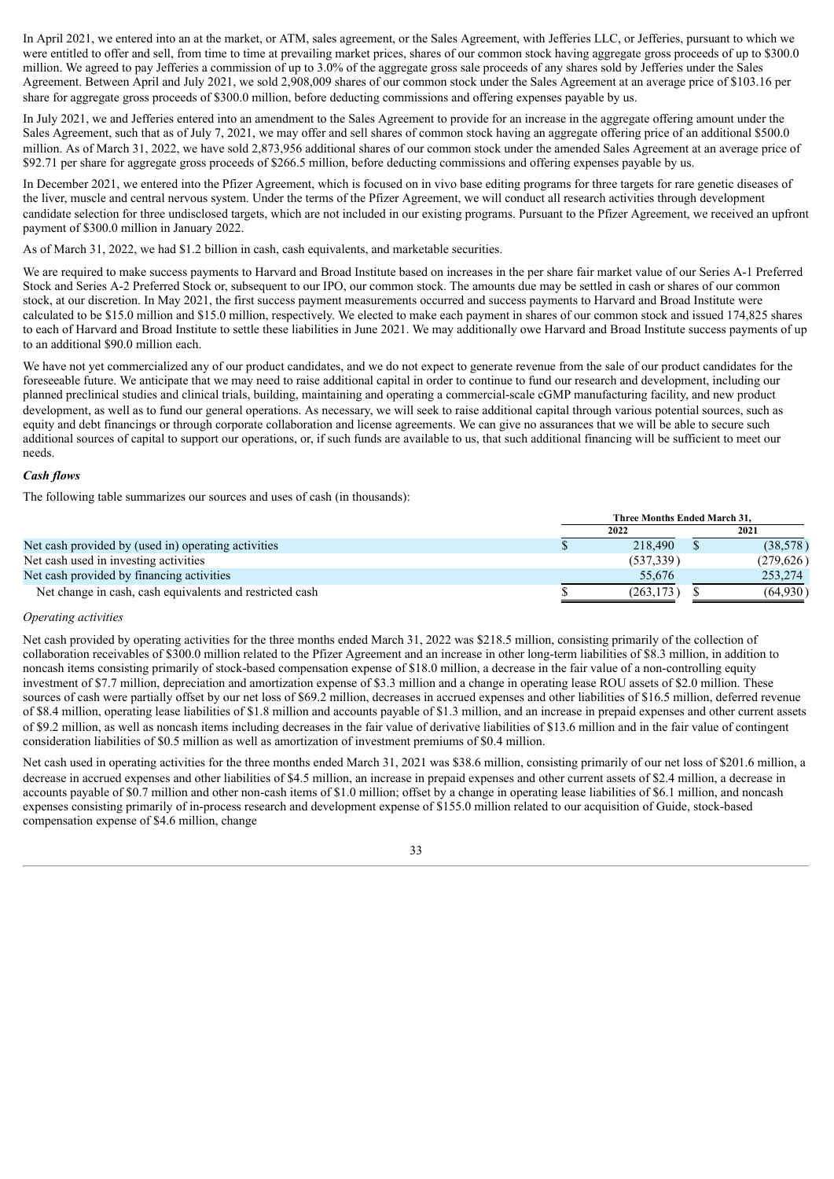In April 2021, we entered into an at the market, or ATM, sales agreement, or the Sales Agreement, with Jefferies LLC, or Jefferies, pursuant to which we were entitled to offer and sell, from time to time at prevailing market prices, shares of our common stock having aggregate gross proceeds of up to $300.0 million. We agreed to pay Jefferies a commission of up to 3.0% of the aggregate gross sale proceeds of any shares sold by Jefferies under the Sales Agreement. Between April and July 2021, we sold 2,908,009 shares of our common stock under the Sales Agreement at an average price of $103.16 per share for aggregate gross proceeds of $300.0 million, before deducting commissions and offering expenses payable by us.

In July 2021, we and Jefferies entered into an amendment to the Sales Agreement to provide for an increase in the aggregate offering amount under the Sales Agreement, such that as of July 7, 2021, we may offer and sell shares of common stock having an aggregate offering price of an additional $500.0 million. As of March 31, 2022, we have sold 2,873,956 additional shares of our common stock under the amended Sales Agreement at an average price of $92.71 per share for aggregate gross proceeds of $266.5 million, before deducting commissions and offering expenses payable by us.

In December 2021, we entered into the Pfizer Agreement, which is focused on in vivo base editing programs for three targets for rare genetic diseases of the liver, muscle and central nervous system. Under the terms of the Pfizer Agreement, we will conduct all research activities through development candidate selection for three undisclosed targets, which are not included in our existing programs. Pursuant to the Pfizer Agreement, we received an upfront payment of $300.0 million in January 2022.

As of March 31, 2022, we had $1.2 billion in cash, cash equivalents, and marketable securities.

We are required to make success payments to Harvard and Broad Institute based on increases in the per share fair market value of our Series A-1 Preferred Stock and Series A-2 Preferred Stock or, subsequent to our IPO, our common stock. The amounts due may be settled in cash or shares of our common stock, at our discretion. In May 2021, the first success payment measurements occurred and success payments to Harvard and Broad Institute were calculated to be $15.0 million and $15.0 million, respectively. We elected to make each payment in shares of our common stock and issued 174,825 shares to each of Harvard and Broad Institute to settle these liabilities in June 2021. We may additionally owe Harvard and Broad Institute success payments of up to an additional $90.0 million each.

We have not yet commercialized any of our product candidates, and we do not expect to generate revenue from the sale of our product candidates for the foreseeable future. We anticipate that we may need to raise additional capital in order to continue to fund our research and development, including our planned preclinical studies and clinical trials, building, maintaining and operating a commercial-scale cGMP manufacturing facility, and new product development, as well as to fund our general operations. As necessary, we will seek to raise additional capital through various potential sources, such as equity and debt financings or through corporate collaboration and license agreements. We can give no assurances that we will be able to secure such additional sources of capital to support our operations, or, if such funds are available to us, that such additional financing will be sufficient to meet our needs.

***Cash flows***

The following table summarizes our sources and uses of cash (in thousands):

| | Three Months Ended March 31, | |
|---|---|---|
| | 2022 | 2021 |
| Net cash provided by (used in) operating activities | $ 218,490 | $ (38,578) |
| Net cash used in investing activities | (537,339) | (279,626) |
| Net cash provided by financing activities | 55,676 | 253,274 |
| Net change in cash, cash equivalents and restricted cash | $ (263,173) | $ (64,930) |

*Operating activities*

Net cash provided by operating activities for the three months ended March 31, 2022 was $218.5 million, consisting primarily of the collection of collaboration receivables of $300.0 million related to the Pfizer Agreement and an increase in other long-term liabilities of $8.3 million, in addition to noncash items consisting primarily of stock-based compensation expense of $18.0 million, a decrease in the fair value of a non-controlling equity investment of $7.7 million, depreciation and amortization expense of $3.3 million and a change in operating lease ROU assets of $2.0 million. These sources of cash were partially offset by our net loss of $69.2 million, decreases in accrued expenses and other liabilities of $16.5 million, deferred revenue of $8.4 million, operating lease liabilities of $1.8 million and accounts payable of $1.3 million, and an increase in prepaid expenses and other current assets of $9.2 million, as well as noncash items including decreases in the fair value of derivative liabilities of $13.6 million and in the fair value of contingent consideration liabilities of $0.5 million as well as amortization of investment premiums of $0.4 million.

Net cash used in operating activities for the three months ended March 31, 2021 was $38.6 million, consisting primarily of our net loss of $201.6 million, a decrease in accrued expenses and other liabilities of $4.5 million, an increase in prepaid expenses and other current assets of $2.4 million, a decrease in accounts payable of $0.7 million and other non-cash items of $1.0 million; offset by a change in operating lease liabilities of $6.1 million, and noncash expenses consisting primarily of in-process research and development expense of $155.0 million related to our acquisition of Guide, stock-based compensation expense of $4.6 million, change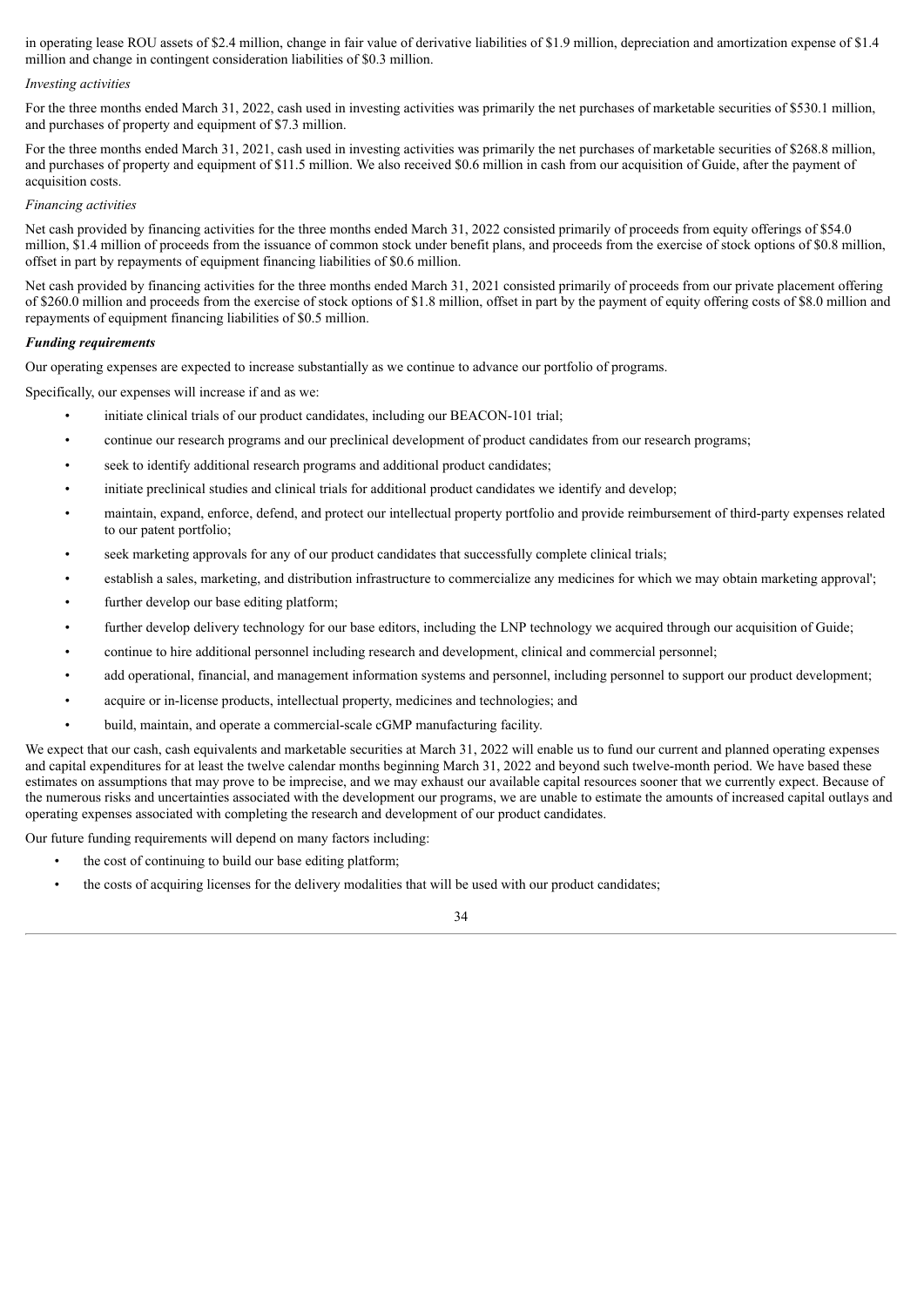in operating lease ROU assets of $2.4 million, change in fair value of derivative liabilities of $1.9 million, depreciation and amortization expense of $1.4 million and change in contingent consideration liabilities of $0.3 million.

*Investing activities*

For the three months ended March 31, 2022, cash used in investing activities was primarily the net purchases of marketable securities of $530.1 million, and purchases of property and equipment of $7.3 million.

For the three months ended March 31, 2021, cash used in investing activities was primarily the net purchases of marketable securities of $268.8 million, and purchases of property and equipment of $11.5 million. We also received $0.6 million in cash from our acquisition of Guide, after the payment of acquisition costs.

*Financing activities*

Net cash provided by financing activities for the three months ended March 31, 2022 consisted primarily of proceeds from equity offerings of $54.0 million, $1.4 million of proceeds from the issuance of common stock under benefit plans, and proceeds from the exercise of stock options of $0.8 million, offset in part by repayments of equipment financing liabilities of $0.6 million.

Net cash provided by financing activities for the three months ended March 31, 2021 consisted primarily of proceeds from our private placement offering of $260.0 million and proceeds from the exercise of stock options of $1.8 million, offset in part by the payment of equity offering costs of $8.0 million and repayments of equipment financing liabilities of $0.5 million.

***Funding requirements***

Our operating expenses are expected to increase substantially as we continue to advance our portfolio of programs.

Specifically, our expenses will increase if and as we:

- initiate clinical trials of our product candidates, including our BEACON-101 trial;
- continue our research programs and our preclinical development of product candidates from our research programs;
- seek to identify additional research programs and additional product candidates;
- initiate preclinical studies and clinical trials for additional product candidates we identify and develop;
- maintain, expand, enforce, defend, and protect our intellectual property portfolio and provide reimbursement of third-party expenses related to our patent portfolio;
- seek marketing approvals for any of our product candidates that successfully complete clinical trials;
- establish a sales, marketing, and distribution infrastructure to commercialize any medicines for which we may obtain marketing approval';
- further develop our base editing platform;
- further develop delivery technology for our base editors, including the LNP technology we acquired through our acquisition of Guide;
- continue to hire additional personnel including research and development, clinical and commercial personnel;
- add operational, financial, and management information systems and personnel, including personnel to support our product development;
- acquire or in-license products, intellectual property, medicines and technologies; and
- build, maintain, and operate a commercial-scale cGMP manufacturing facility.

We expect that our cash, cash equivalents and marketable securities at March 31, 2022 will enable us to fund our current and planned operating expenses and capital expenditures for at least the twelve calendar months beginning March 31, 2022 and beyond such twelve-month period. We have based these estimates on assumptions that may prove to be imprecise, and we may exhaust our available capital resources sooner that we currently expect. Because of the numerous risks and uncertainties associated with the development our programs, we are unable to estimate the amounts of increased capital outlays and operating expenses associated with completing the research and development of our product candidates.

Our future funding requirements will depend on many factors including:

- the cost of continuing to build our base editing platform;
- the costs of acquiring licenses for the delivery modalities that will be used with our product candidates;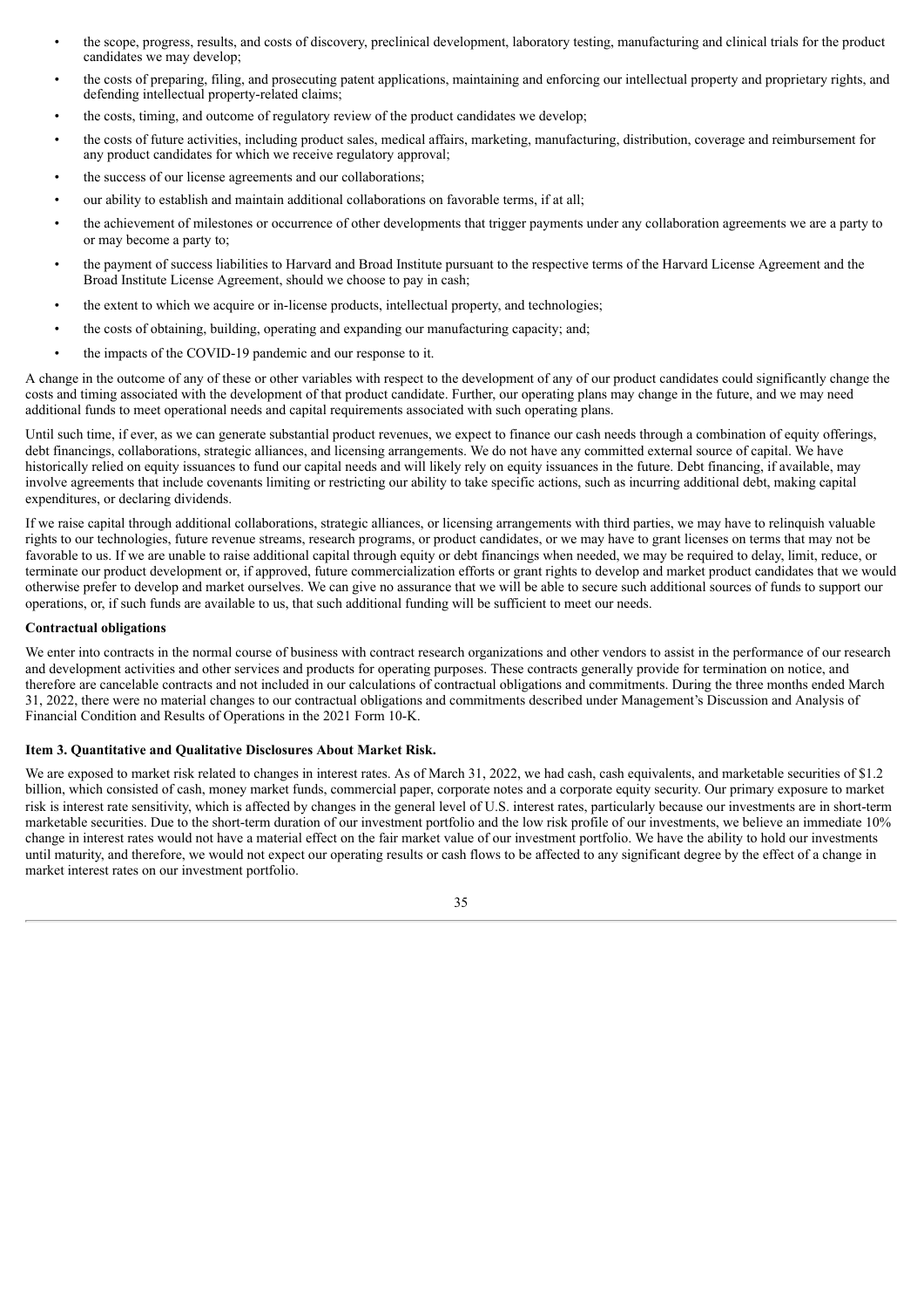- the scope, progress, results, and costs of discovery, preclinical development, laboratory testing, manufacturing and clinical trials for the product candidates we may develop;
- the costs of preparing, filing, and prosecuting patent applications, maintaining and enforcing our intellectual property and proprietary rights, and defending intellectual property-related claims;
- the costs, timing, and outcome of regulatory review of the product candidates we develop;
- the costs of future activities, including product sales, medical affairs, marketing, manufacturing, distribution, coverage and reimbursement for any product candidates for which we receive regulatory approval;
- the success of our license agreements and our collaborations;
- our ability to establish and maintain additional collaborations on favorable terms, if at all;
- the achievement of milestones or occurrence of other developments that trigger payments under any collaboration agreements we are a party to or may become a party to;
- the payment of success liabilities to Harvard and Broad Institute pursuant to the respective terms of the Harvard License Agreement and the Broad Institute License Agreement, should we choose to pay in cash;
- the extent to which we acquire or in-license products, intellectual property, and technologies;
- the costs of obtaining, building, operating and expanding our manufacturing capacity; and;
- the impacts of the COVID-19 pandemic and our response to it.

A change in the outcome of any of these or other variables with respect to the development of any of our product candidates could significantly change the costs and timing associated with the development of that product candidate. Further, our operating plans may change in the future, and we may need additional funds to meet operational needs and capital requirements associated with such operating plans.

Until such time, if ever, as we can generate substantial product revenues, we expect to finance our cash needs through a combination of equity offerings, debt financings, collaborations, strategic alliances, and licensing arrangements. We do not have any committed external source of capital. We have historically relied on equity issuances to fund our capital needs and will likely rely on equity issuances in the future. Debt financing, if available, may involve agreements that include covenants limiting or restricting our ability to take specific actions, such as incurring additional debt, making capital expenditures, or declaring dividends.

If we raise capital through additional collaborations, strategic alliances, or licensing arrangements with third parties, we may have to relinquish valuable rights to our technologies, future revenue streams, research programs, or product candidates, or we may have to grant licenses on terms that may not be favorable to us. If we are unable to raise additional capital through equity or debt financings when needed, we may be required to delay, limit, reduce, or terminate our product development or, if approved, future commercialization efforts or grant rights to develop and market product candidates that we would otherwise prefer to develop and market ourselves. We can give no assurance that we will be able to secure such additional sources of funds to support our operations, or, if such funds are available to us, that such additional funding will be sufficient to meet our needs.

**Contractual obligations**

We enter into contracts in the normal course of business with contract research organizations and other vendors to assist in the performance of our research and development activities and other services and products for operating purposes. These contracts generally provide for termination on notice, and therefore are cancelable contracts and not included in our calculations of contractual obligations and commitments. During the three months ended March 31, 2022, there were no material changes to our contractual obligations and commitments described under Management's Discussion and Analysis of Financial Condition and Results of Operations in the 2021 Form 10-K.

## Item 3. Quantitative and Qualitative Disclosures About Market Risk.

We are exposed to market risk related to changes in interest rates. As of March 31, 2022, we had cash, cash equivalents, and marketable securities of $1.2 billion, which consisted of cash, money market funds, commercial paper, corporate notes and a corporate equity security. Our primary exposure to market risk is interest rate sensitivity, which is affected by changes in the general level of U.S. interest rates, particularly because our investments are in short-term marketable securities. Due to the short-term duration of our investment portfolio and the low risk profile of our investments, we believe an immediate 10% change in interest rates would not have a material effect on the fair market value of our investment portfolio. We have the ability to hold our investments until maturity, and therefore, we would not expect our operating results or cash flows to be affected to any significant degree by the effect of a change in market interest rates on our investment portfolio.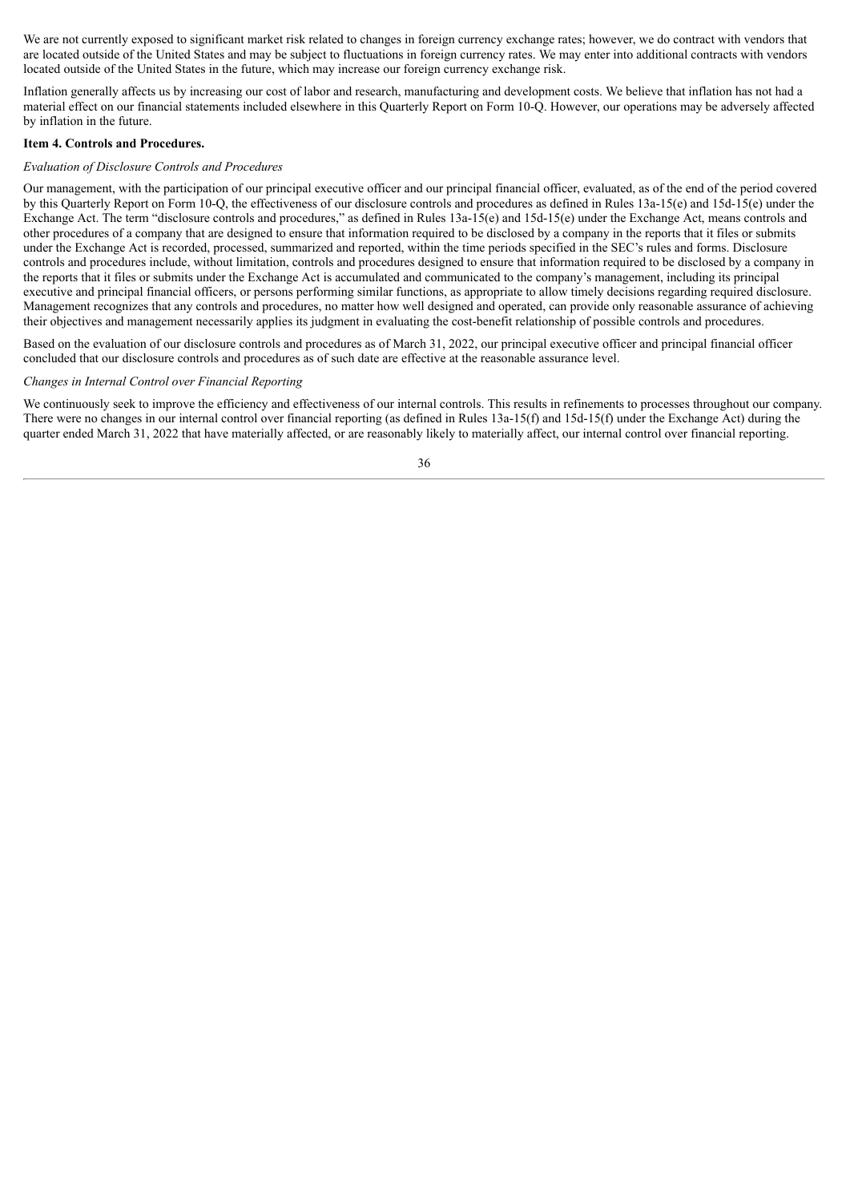We are not currently exposed to significant market risk related to changes in foreign currency exchange rates; however, we do contract with vendors that are located outside of the United States and may be subject to fluctuations in foreign currency rates. We may enter into additional contracts with vendors located outside of the United States in the future, which may increase our foreign currency exchange risk.

Inflation generally affects us by increasing our cost of labor and research, manufacturing and development costs. We believe that inflation has not had a material effect on our financial statements included elsewhere in this Quarterly Report on Form 10-Q. However, our operations may be adversely affected by inflation in the future.

**Item 4. Controls and Procedures.**

*Evaluation of Disclosure Controls and Procedures*

Our management, with the participation of our principal executive officer and our principal financial officer, evaluated, as of the end of the period covered by this Quarterly Report on Form 10-Q, the effectiveness of our disclosure controls and procedures as defined in Rules 13a-15(e) and 15d-15(e) under the Exchange Act. The term "disclosure controls and procedures," as defined in Rules 13a-15(e) and 15d-15(e) under the Exchange Act, means controls and other procedures of a company that are designed to ensure that information required to be disclosed by a company in the reports that it files or submits under the Exchange Act is recorded, processed, summarized and reported, within the time periods specified in the SEC's rules and forms. Disclosure controls and procedures include, without limitation, controls and procedures designed to ensure that information required to be disclosed by a company in the reports that it files or submits under the Exchange Act is accumulated and communicated to the company's management, including its principal executive and principal financial officers, or persons performing similar functions, as appropriate to allow timely decisions regarding required disclosure. Management recognizes that any controls and procedures, no matter how well designed and operated, can provide only reasonable assurance of achieving their objectives and management necessarily applies its judgment in evaluating the cost-benefit relationship of possible controls and procedures.

Based on the evaluation of our disclosure controls and procedures as of March 31, 2022, our principal executive officer and principal financial officer concluded that our disclosure controls and procedures as of such date are effective at the reasonable assurance level.

*Changes in Internal Control over Financial Reporting*

We continuously seek to improve the efficiency and effectiveness of our internal controls. This results in refinements to processes throughout our company. There were no changes in our internal control over financial reporting (as defined in Rules 13a-15(f) and 15d-15(f) under the Exchange Act) during the quarter ended March 31, 2022 that have materially affected, or are reasonably likely to materially affect, our internal control over financial reporting.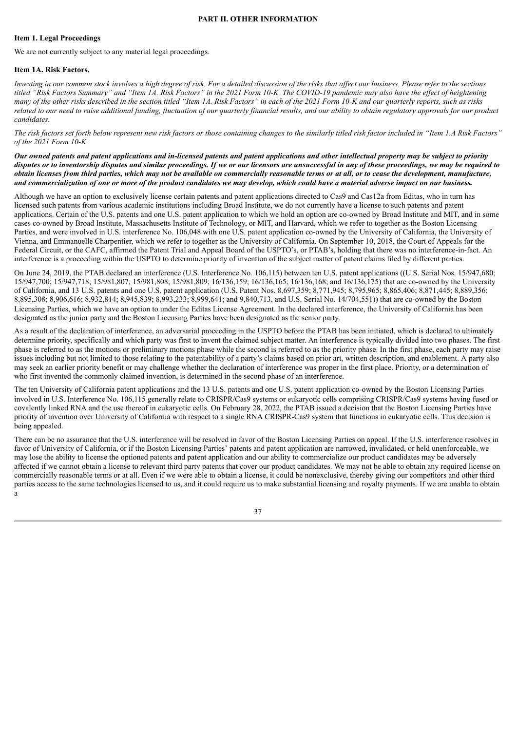## PART II. OTHER INFORMATION

### Item 1. Legal Proceedings

We are not currently subject to any material legal proceedings.

### Item 1A. Risk Factors.

*Investing in our common stock involves a high degree of risk. For a detailed discussion of the risks that affect our business. Please refer to the sections titled "Risk Factors Summary" and "Item 1A. Risk Factors" in the 2021 Form 10-K. The COVID-19 pandemic may also have the effect of heightening many of the other risks described in the section titled "Item 1A. Risk Factors" in each of the 2021 Form 10-K and our quarterly reports, such as risks related to our need to raise additional funding, fluctuation of our quarterly financial results, and our ability to obtain regulatory approvals for our product candidates.*

*The risk factors set forth below represent new risk factors or those containing changes to the similarly titled risk factor included in "Item 1.A Risk Factors" of the 2021 Form 10-K.*

***Our owned patents and patent applications and in-licensed patents and patent applications and other intellectual property may be subject to priority disputes or to inventorship disputes and similar proceedings. If we or our licensors are unsuccessful in any of these proceedings, we may be required to obtain licenses from third parties, which may not be available on commercially reasonable terms or at all, or to cease the development, manufacture, and commercialization of one or more of the product candidates we may develop, which could have a material adverse impact on our business.***

Although we have an option to exclusively license certain patents and patent applications directed to Cas9 and Cas12a from Editas, who in turn has licensed such patents from various academic institutions including Broad Institute, we do not currently have a license to such patents and patent applications. Certain of the U.S. patents and one U.S. patent application to which we hold an option are co-owned by Broad Institute and MIT, and in some cases co-owned by Broad Institute, Massachusetts Institute of Technology, or MIT, and Harvard, which we refer to together as the Boston Licensing Parties, and were involved in U.S. interference No. 106,048 with one U.S. patent application co-owned by the University of California, the University of Vienna, and Emmanuelle Charpentier, which we refer to together as the University of California. On September 10, 2018, the Court of Appeals for the Federal Circuit, or the CAFC, affirmed the Patent Trial and Appeal Board of the USPTO's, or PTAB's, holding that there was no interference-in-fact. An interference is a proceeding within the USPTO to determine priority of invention of the subject matter of patent claims filed by different parties.

On June 24, 2019, the PTAB declared an interference (U.S. Interference No. 106,115) between ten U.S. patent applications ((U.S. Serial Nos. 15/947,680; 15/947,700; 15/947,718; 15/981,807; 15/981,808; 15/981,809; 16/136,159; 16/136,165; 16/136,168; and 16/136,175) that are co-owned by the University of California, and 13 U.S. patents and one U.S. patent application (U.S. Patent Nos. 8,697,359; 8,771,945; 8,795,965; 8,865,406; 8,871,445; 8,889,356; 8,895,308; 8,906,616; 8,932,814; 8,945,839; 8,993,233; 8,999,641; and 9,840,713, and U.S. Serial No. 14/704,551)) that are co-owned by the Boston Licensing Parties, which we have an option to under the Editas License Agreement. In the declared interference, the University of California has been designated as the junior party and the Boston Licensing Parties have been designated as the senior party.

As a result of the declaration of interference, an adversarial proceeding in the USPTO before the PTAB has been initiated, which is declared to ultimately determine priority, specifically and which party was first to invent the claimed subject matter. An interference is typically divided into two phases. The first phase is referred to as the motions or preliminary motions phase while the second is referred to as the priority phase. In the first phase, each party may raise issues including but not limited to those relating to the patentability of a party's claims based on prior art, written description, and enablement. A party also may seek an earlier priority benefit or may challenge whether the declaration of interference was proper in the first place. Priority, or a determination of who first invented the commonly claimed invention, is determined in the second phase of an interference.

The ten University of California patent applications and the 13 U.S. patents and one U.S. patent application co-owned by the Boston Licensing Parties involved in U.S. Interference No. 106,115 generally relate to CRISPR/Cas9 systems or eukaryotic cells comprising CRISPR/Cas9 systems having fused or covalently linked RNA and the use thereof in eukaryotic cells. On February 28, 2022, the PTAB issued a decision that the Boston Licensing Parties have priority of invention over University of California with respect to a single RNA CRISPR-Cas9 system that functions in eukaryotic cells. This decision is being appealed.

There can be no assurance that the U.S. interference will be resolved in favor of the Boston Licensing Parties on appeal. If the U.S. interference resolves in favor of University of California, or if the Boston Licensing Parties' patents and patent application are narrowed, invalidated, or held unenforceable, we may lose the ability to license the optioned patents and patent application and our ability to commercialize our product candidates may be adversely affected if we cannot obtain a license to relevant third party patents that cover our product candidates. We may not be able to obtain any required license on commercially reasonable terms or at all. Even if we were able to obtain a license, it could be nonexclusive, thereby giving our competitors and other third parties access to the same technologies licensed to us, and it could require us to make substantial licensing and royalty payments. If we are unable to obtain a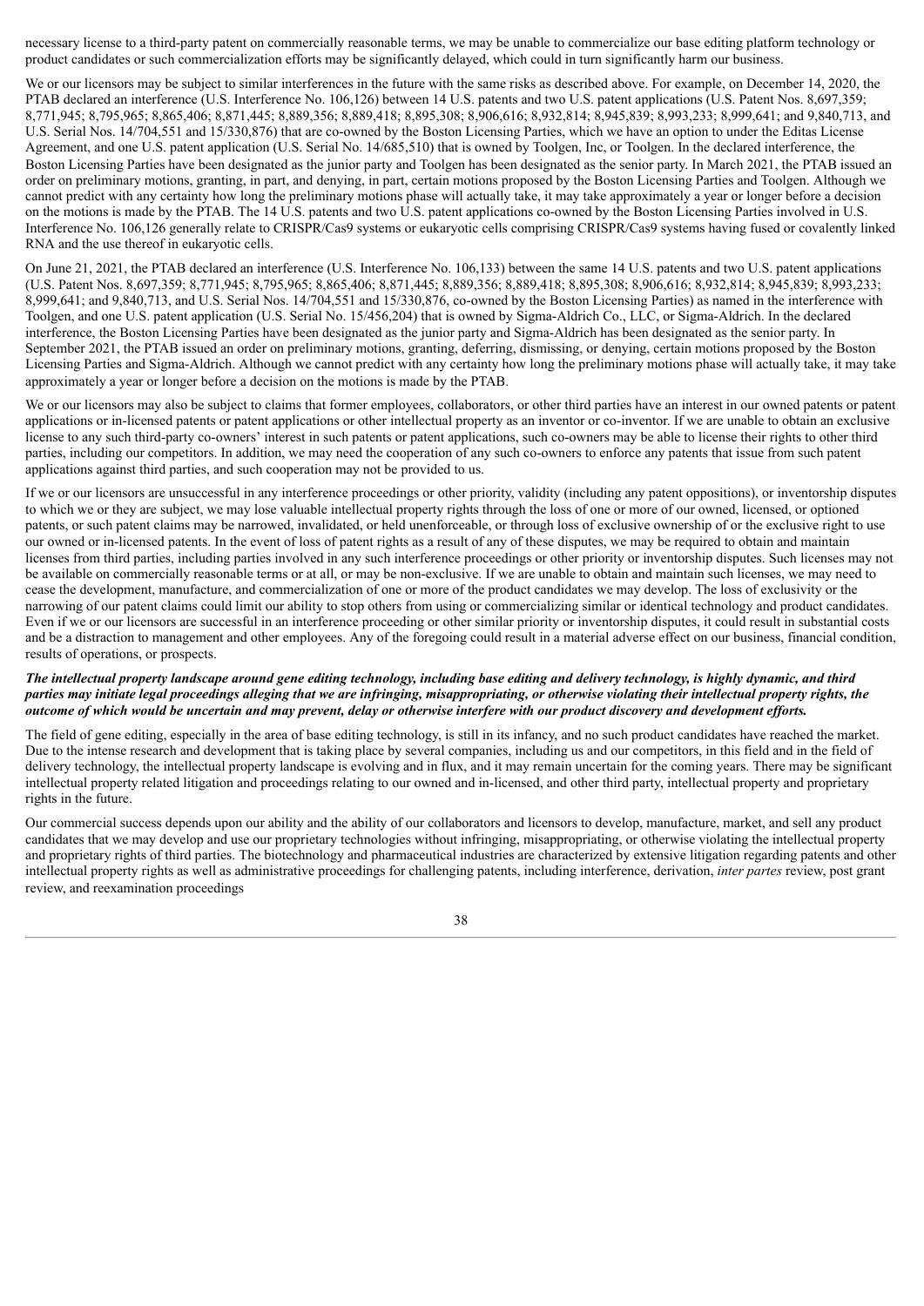necessary license to a third-party patent on commercially reasonable terms, we may be unable to commercialize our base editing platform technology or product candidates or such commercialization efforts may be significantly delayed, which could in turn significantly harm our business.

We or our licensors may be subject to similar interferences in the future with the same risks as described above. For example, on December 14, 2020, the PTAB declared an interference (U.S. Interference No. 106,126) between 14 U.S. patents and two U.S. patent applications (U.S. Patent Nos. 8,697,359; 8,771,945; 8,795,965; 8,865,406; 8,871,445; 8,889,356; 8,889,418; 8,895,308; 8,906,616; 8,932,814; 8,945,839; 8,993,233; 8,999,641; and 9,840,713, and U.S. Serial Nos. 14/704,551 and 15/330,876) that are co-owned by the Boston Licensing Parties, which we have an option to under the Editas License Agreement, and one U.S. patent application (U.S. Serial No. 14/685,510) that is owned by Toolgen, Inc, or Toolgen. In the declared interference, the Boston Licensing Parties have been designated as the junior party and Toolgen has been designated as the senior party. In March 2021, the PTAB issued an order on preliminary motions, granting, in part, and denying, in part, certain motions proposed by the Boston Licensing Parties and Toolgen. Although we cannot predict with any certainty how long the preliminary motions phase will actually take, it may take approximately a year or longer before a decision on the motions is made by the PTAB. The 14 U.S. patents and two U.S. patent applications co-owned by the Boston Licensing Parties involved in U.S. Interference No. 106,126 generally relate to CRISPR/Cas9 systems or eukaryotic cells comprising CRISPR/Cas9 systems having fused or covalently linked RNA and the use thereof in eukaryotic cells.

On June 21, 2021, the PTAB declared an interference (U.S. Interference No. 106,133) between the same 14 U.S. patents and two U.S. patent applications (U.S. Patent Nos. 8,697,359; 8,771,945; 8,795,965; 8,865,406; 8,871,445; 8,889,356; 8,889,418; 8,895,308; 8,906,616; 8,932,814; 8,945,839; 8,993,233; 8,999,641; and 9,840,713, and U.S. Serial Nos. 14/704,551 and 15/330,876, co-owned by the Boston Licensing Parties) as named in the interference with Toolgen, and one U.S. patent application (U.S. Serial No. 15/456,204) that is owned by Sigma-Aldrich Co., LLC, or Sigma-Aldrich. In the declared interference, the Boston Licensing Parties have been designated as the junior party and Sigma-Aldrich has been designated as the senior party. In September 2021, the PTAB issued an order on preliminary motions, granting, deferring, dismissing, or denying, certain motions proposed by the Boston Licensing Parties and Sigma-Aldrich. Although we cannot predict with any certainty how long the preliminary motions phase will actually take, it may take approximately a year or longer before a decision on the motions is made by the PTAB.

We or our licensors may also be subject to claims that former employees, collaborators, or other third parties have an interest in our owned patents or patent applications or in-licensed patents or patent applications or other intellectual property as an inventor or co-inventor. If we are unable to obtain an exclusive license to any such third-party co-owners' interest in such patents or patent applications, such co-owners may be able to license their rights to other third parties, including our competitors. In addition, we may need the cooperation of any such co-owners to enforce any patents that issue from such patent applications against third parties, and such cooperation may not be provided to us.

If we or our licensors are unsuccessful in any interference proceedings or other priority, validity (including any patent oppositions), or inventorship disputes to which we or they are subject, we may lose valuable intellectual property rights through the loss of one or more of our owned, licensed, or optioned patents, or such patent claims may be narrowed, invalidated, or held unenforceable, or through loss of exclusive ownership of or the exclusive right to use our owned or in-licensed patents. In the event of loss of patent rights as a result of any of these disputes, we may be required to obtain and maintain licenses from third parties, including parties involved in any such interference proceedings or other priority or inventorship disputes. Such licenses may not be available on commercially reasonable terms or at all, or may be non-exclusive. If we are unable to obtain and maintain such licenses, we may need to cease the development, manufacture, and commercialization of one or more of the product candidates we may develop. The loss of exclusivity or the narrowing of our patent claims could limit our ability to stop others from using or commercializing similar or identical technology and product candidates. Even if we or our licensors are successful in an interference proceeding or other similar priority or inventorship disputes, it could result in substantial costs and be a distraction to management and other employees. Any of the foregoing could result in a material adverse effect on our business, financial condition, results of operations, or prospects.

***The intellectual property landscape around gene editing technology, including base editing and delivery technology, is highly dynamic, and third parties may initiate legal proceedings alleging that we are infringing, misappropriating, or otherwise violating their intellectual property rights, the outcome of which would be uncertain and may prevent, delay or otherwise interfere with our product discovery and development efforts.***

The field of gene editing, especially in the area of base editing technology, is still in its infancy, and no such product candidates have reached the market. Due to the intense research and development that is taking place by several companies, including us and our competitors, in this field and in the field of delivery technology, the intellectual property landscape is evolving and in flux, and it may remain uncertain for the coming years. There may be significant intellectual property related litigation and proceedings relating to our owned and in-licensed, and other third party, intellectual property and proprietary rights in the future.

Our commercial success depends upon our ability and the ability of our collaborators and licensors to develop, manufacture, market, and sell any product candidates that we may develop and use our proprietary technologies without infringing, misappropriating, or otherwise violating the intellectual property and proprietary rights of third parties. The biotechnology and pharmaceutical industries are characterized by extensive litigation regarding patents and other intellectual property rights as well as administrative proceedings for challenging patents, including interference, derivation, *inter partes* review, post grant review, and reexamination proceedings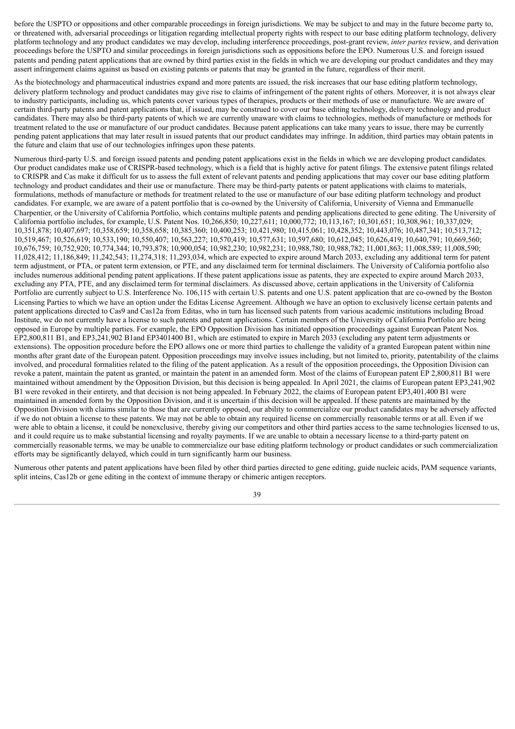before the USPTO or oppositions and other comparable proceedings in foreign jurisdictions. We may be subject to and may in the future become party to, or threatened with, adversarial proceedings or litigation regarding intellectual property rights with respect to our base editing platform technology, delivery platform technology and any product candidates we may develop, including interference proceedings, post-grant review, *inter partes* review, and derivation proceedings before the USPTO and similar proceedings in foreign jurisdictions such as oppositions before the EPO. Numerous U.S. and foreign issued patents and pending patent applications that are owned by third parties exist in the fields in which we are developing our product candidates and they may assert infringement claims against us based on existing patents or patents that may be granted in the future, regardless of their merit.

As the biotechnology and pharmaceutical industries expand and more patents are issued, the risk increases that our base editing platform technology, delivery platform technology and product candidates may give rise to claims of infringement of the patent rights of others. Moreover, it is not always clear to industry participants, including us, which patents cover various types of therapies, products or their methods of use or manufacture. We are aware of certain third-party patents and patent applications that, if issued, may be construed to cover our base editing technology, delivery technology and product candidates. There may also be third-party patents of which we are currently unaware with claims to technologies, methods of manufacture or methods for treatment related to the use or manufacture of our product candidates. Because patent applications can take many years to issue, there may be currently pending patent applications that may later result in issued patents that our product candidates may infringe. In addition, third parties may obtain patents in the future and claim that use of our technologies infringes upon these patents.

Numerous third-party U.S. and foreign issued patents and pending patent applications exist in the fields in which we are developing product candidates. Our product candidates make use of CRISPR-based technology, which is a field that is highly active for patent filings. The extensive patent filings related to CRISPR and Cas make it difficult for us to assess the full extent of relevant patents and pending applications that may cover our base editing platform technology and product candidates and their use or manufacture. There may be third-party patents or patent applications with claims to materials, formulations, methods of manufacture or methods for treatment related to the use or manufacture of our base editing platform technology and product candidates. For example, we are aware of a patent portfolio that is co-owned by the University of California, University of Vienna and Emmanuelle Charpentier, or the University of California Portfolio, which contains multiple patents and pending applications directed to gene editing. The University of California portfolio includes, for example, U.S. Patent Nos. 10,266,850; 10,227,611; 10,000,772; 10,113,167; 10,301,651; 10,308,961; 10,337,029; 10,351,878; 10,407,697; 10,358,659; 10,358,658; 10,385,360; 10,400,253; 10,421,980; 10,415,061; 10,428,352; 10,443,076; 10,487,341; 10,513,712; 10,519,467; 10,526,619; 10,533,190; 10,550,407; 10,563,227; 10,570,419; 10,577,631; 10,597,680; 10,612,045; 10,626,419; 10,640,791; 10,669,560; 10,676,759; 10,752,920; 10,774,344; 10,793,878; 10,900,054; 10,982,230; 10,982,231; 10,988,780; 10,988,782; 11,001,863; 11,008,589; 11,008,590; 11,028,412; 11,186,849; 11,242,543; 11,274,318; 11,293,034, which are expected to expire around March 2033, excluding any additional term for patent term adjustment, or PTA, or patent term extension, or PTE, and any disclaimed term for terminal disclaimers. The University of California portfolio also includes numerous additional pending patent applications. If these patent applications issue as patents, they are expected to expire around March 2033, excluding any PTA, PTE, and any disclaimed term for terminal disclaimers. As discussed above, certain applications in the University of California Portfolio are currently subject to U.S. Interference No. 106,115 with certain U.S. patents and one U.S. patent application that are co-owned by the Boston Licensing Parties to which we have an option under the Editas License Agreement. Although we have an option to exclusively license certain patents and patent applications directed to Cas9 and Cas12a from Editas, who in turn has licensed such patents from various academic institutions including Broad Institute, we do not currently have a license to such patents and patent applications. Certain members of the University of California Portfolio are being opposed in Europe by multiple parties. For example, the EPO Opposition Division has initiated opposition proceedings against European Patent Nos. EP2,800,811 B1, and EP3,241,902 B1and EP3401400 B1, which are estimated to expire in March 2033 (excluding any patent term adjustments or extensions). The opposition procedure before the EPO allows one or more third parties to challenge the validity of a granted European patent within nine months after grant date of the European patent. Opposition proceedings may involve issues including, but not limited to, priority, patentability of the claims involved, and procedural formalities related to the filing of the patent application. As a result of the opposition proceedings, the Opposition Division can revoke a patent, maintain the patent as granted, or maintain the patent in an amended form. Most of the claims of European patent EP 2,800,811 B1 were maintained without amendment by the Opposition Division, but this decision is being appealed. In April 2021, the claims of European patent EP3,241,902 B1 were revoked in their entirety, and that decision is not being appealed. In February 2022, the claims of European patent EP3,401,400 B1 were maintained in amended form by the Opposition Division, and it is uncertain if this decision will be appealed. If these patents are maintained by the Opposition Division with claims similar to those that are currently opposed, our ability to commercialize our product candidates may be adversely affected if we do not obtain a license to these patents. We may not be able to obtain any required license on commercially reasonable terms or at all. Even if we were able to obtain a license, it could be nonexclusive, thereby giving our competitors and other third parties access to the same technologies licensed to us, and it could require us to make substantial licensing and royalty payments. If we are unable to obtain a necessary license to a third-party patent on commercially reasonable terms, we may be unable to commercialize our base editing platform technology or product candidates or such commercialization efforts may be significantly delayed, which could in turn significantly harm our business.

Numerous other patents and patent applications have been filed by other third parties directed to gene editing, guide nucleic acids, PAM sequence variants, split inteins, Cas12b or gene editing in the context of immune therapy or chimeric antigen receptors.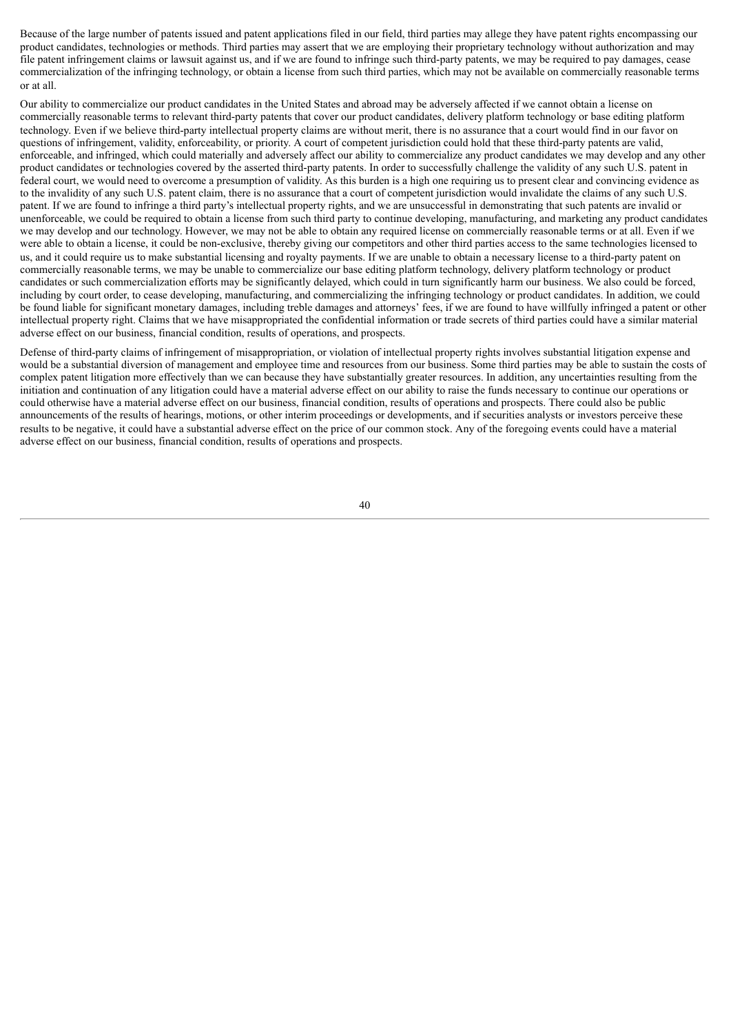Because of the large number of patents issued and patent applications filed in our field, third parties may allege they have patent rights encompassing our product candidates, technologies or methods. Third parties may assert that we are employing their proprietary technology without authorization and may file patent infringement claims or lawsuit against us, and if we are found to infringe such third-party patents, we may be required to pay damages, cease commercialization of the infringing technology, or obtain a license from such third parties, which may not be available on commercially reasonable terms or at all.

Our ability to commercialize our product candidates in the United States and abroad may be adversely affected if we cannot obtain a license on commercially reasonable terms to relevant third-party patents that cover our product candidates, delivery platform technology or base editing platform technology. Even if we believe third-party intellectual property claims are without merit, there is no assurance that a court would find in our favor on questions of infringement, validity, enforceability, or priority. A court of competent jurisdiction could hold that these third-party patents are valid, enforceable, and infringed, which could materially and adversely affect our ability to commercialize any product candidates we may develop and any other product candidates or technologies covered by the asserted third-party patents. In order to successfully challenge the validity of any such U.S. patent in federal court, we would need to overcome a presumption of validity. As this burden is a high one requiring us to present clear and convincing evidence as to the invalidity of any such U.S. patent claim, there is no assurance that a court of competent jurisdiction would invalidate the claims of any such U.S. patent. If we are found to infringe a third party's intellectual property rights, and we are unsuccessful in demonstrating that such patents are invalid or unenforceable, we could be required to obtain a license from such third party to continue developing, manufacturing, and marketing any product candidates we may develop and our technology. However, we may not be able to obtain any required license on commercially reasonable terms or at all. Even if we were able to obtain a license, it could be non-exclusive, thereby giving our competitors and other third parties access to the same technologies licensed to us, and it could require us to make substantial licensing and royalty payments. If we are unable to obtain a necessary license to a third-party patent on commercially reasonable terms, we may be unable to commercialize our base editing platform technology, delivery platform technology or product candidates or such commercialization efforts may be significantly delayed, which could in turn significantly harm our business. We also could be forced, including by court order, to cease developing, manufacturing, and commercializing the infringing technology or product candidates. In addition, we could be found liable for significant monetary damages, including treble damages and attorneys' fees, if we are found to have willfully infringed a patent or other intellectual property right. Claims that we have misappropriated the confidential information or trade secrets of third parties could have a similar material adverse effect on our business, financial condition, results of operations, and prospects.

Defense of third-party claims of infringement of misappropriation, or violation of intellectual property rights involves substantial litigation expense and would be a substantial diversion of management and employee time and resources from our business. Some third parties may be able to sustain the costs of complex patent litigation more effectively than we can because they have substantially greater resources. In addition, any uncertainties resulting from the initiation and continuation of any litigation could have a material adverse effect on our ability to raise the funds necessary to continue our operations or could otherwise have a material adverse effect on our business, financial condition, results of operations and prospects. There could also be public announcements of the results of hearings, motions, or other interim proceedings or developments, and if securities analysts or investors perceive these results to be negative, it could have a substantial adverse effect on the price of our common stock. Any of the foregoing events could have a material adverse effect on our business, financial condition, results of operations and prospects.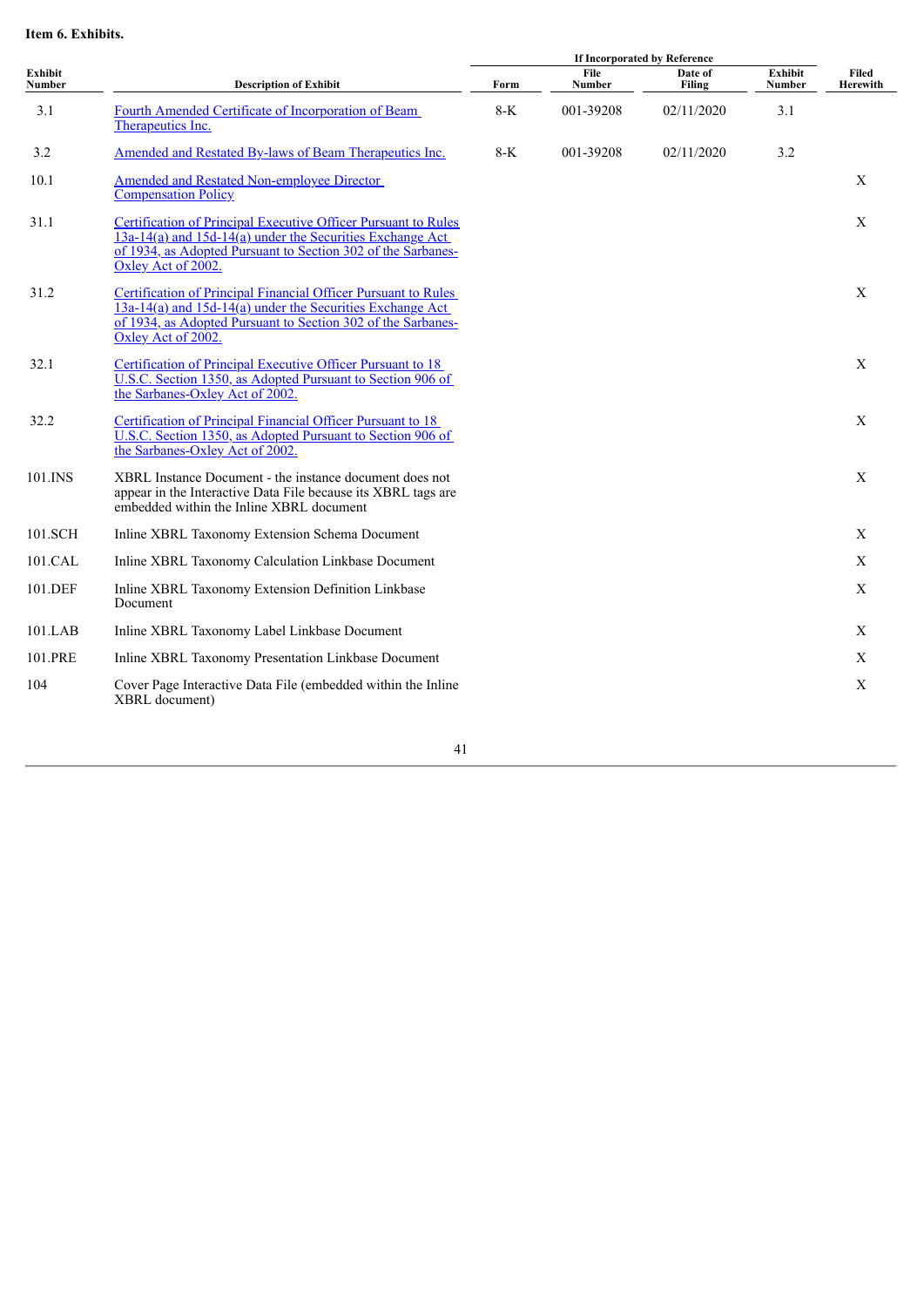**Item 6. Exhibits.**

| Exhibit Number | Description of Exhibit | If Incorporated by Reference | | | | Filed Herewith |
|---|---|---|---|---|---|---|
| | | Form | File Number | Date of Filing | Exhibit Number | |
| 3.1 | Fourth Amended Certificate of Incorporation of Beam Therapeutics Inc. | 8-K | 001-39208 | 02/11/2020 | 3.1 | |
| 3.2 | Amended and Restated By-laws of Beam Therapeutics Inc. | 8-K | 001-39208 | 02/11/2020 | 3.2 | |
| 10.1 | Amended and Restated Non-employee Director Compensation Policy | | | | | X |
| 31.1 | Certification of Principal Executive Officer Pursuant to Rules 13a-14(a) and 15d-14(a) under the Securities Exchange Act of 1934, as Adopted Pursuant to Section 302 of the Sarbanes-Oxley Act of 2002. | | | | | X |
| 31.2 | Certification of Principal Financial Officer Pursuant to Rules 13a-14(a) and 15d-14(a) under the Securities Exchange Act of 1934, as Adopted Pursuant to Section 302 of the Sarbanes-Oxley Act of 2002. | | | | | X |
| 32.1 | Certification of Principal Executive Officer Pursuant to 18 U.S.C. Section 1350, as Adopted Pursuant to Section 906 of the Sarbanes-Oxley Act of 2002. | | | | | X |
| 32.2 | Certification of Principal Financial Officer Pursuant to 18 U.S.C. Section 1350, as Adopted Pursuant to Section 906 of the Sarbanes-Oxley Act of 2002. | | | | | X |
| 101.INS | XBRL Instance Document - the instance document does not appear in the Interactive Data File because its XBRL tags are embedded within the Inline XBRL document | | | | | X |
| 101.SCH | Inline XBRL Taxonomy Extension Schema Document | | | | | X |
| 101.CAL | Inline XBRL Taxonomy Calculation Linkbase Document | | | | | X |
| 101.DEF | Inline XBRL Taxonomy Extension Definition Linkbase Document | | | | | X |
| 101.LAB | Inline XBRL Taxonomy Label Linkbase Document | | | | | X |
| 101.PRE | Inline XBRL Taxonomy Presentation Linkbase Document | | | | | X |
| 104 | Cover Page Interactive Data File (embedded within the Inline XBRL document) | | | | | X |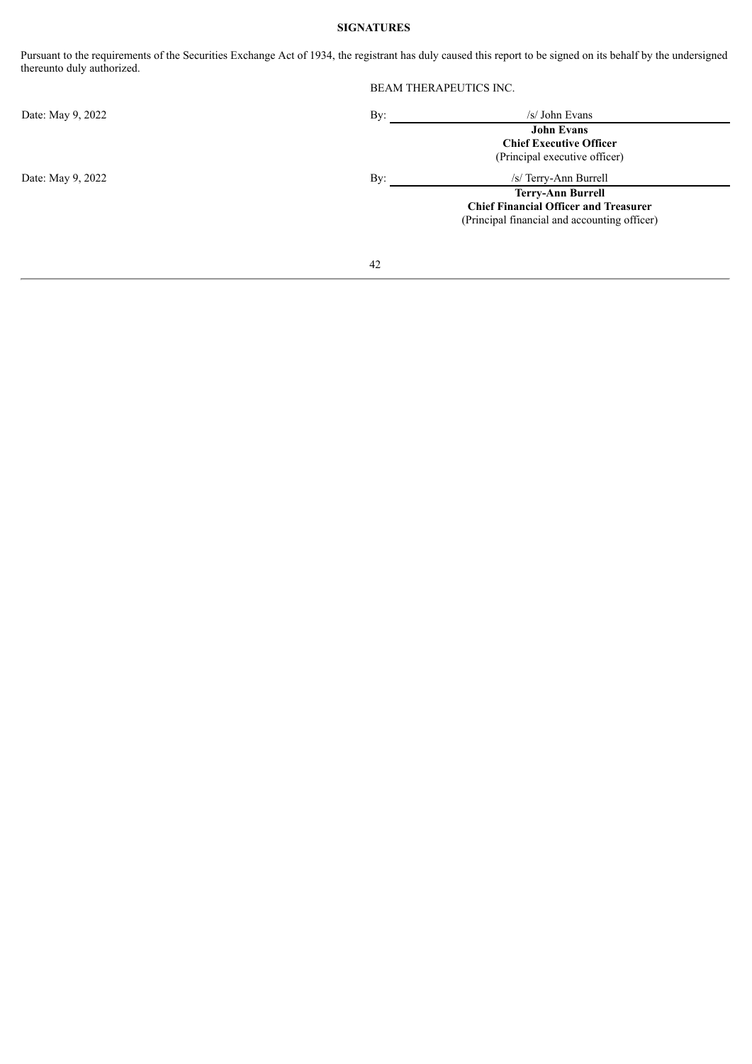**SIGNATURES**

Pursuant to the requirements of the Securities Exchange Act of 1934, the registrant has duly caused this report to be signed on its behalf by the undersigned thereunto duly authorized.

BEAM THERAPEUTICS INC.

| | | |
|---|---|---|
| Date: May 9, 2022 | By: | /s/ John Evans |
| | | **John Evans** |
| | | **Chief Executive Officer** |
| | | (Principal executive officer) |
| Date: May 9, 2022 | By: | /s/ Terry-Ann Burrell |
| | | **Terry-Ann Burrell** |
| | | **Chief Financial Officer and Treasurer** |
| | | (Principal financial and accounting officer) |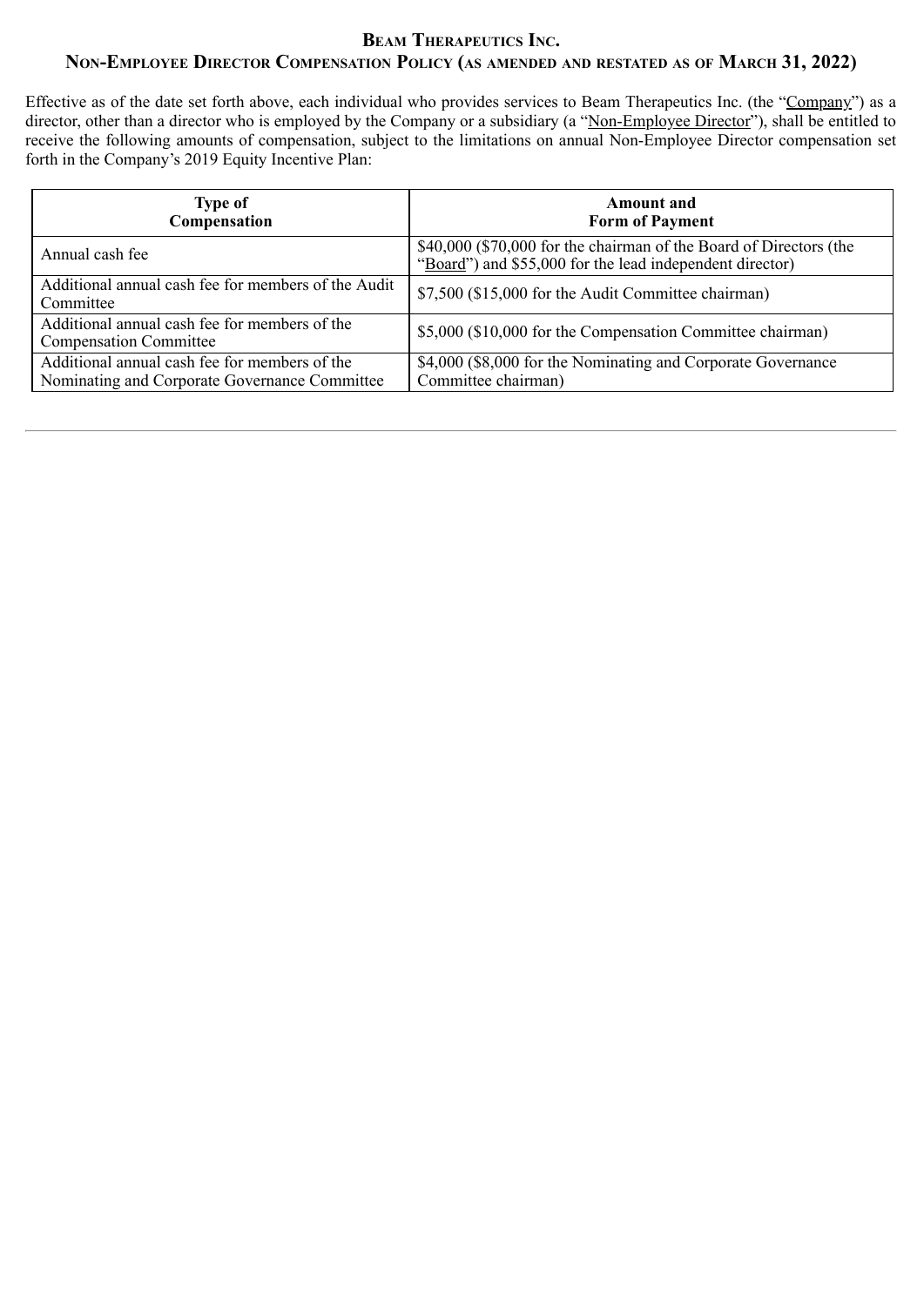# Beam Therapeutics Inc.

## Non-Employee Director Compensation Policy (as amended and restated as of March 31, 2022)

Effective as of the date set forth above, each individual who provides services to Beam Therapeutics Inc. (the "Company") as a director, other than a director who is employed by the Company or a subsidiary (a "Non-Employee Director"), shall be entitled to receive the following amounts of compensation, subject to the limitations on annual Non-Employee Director compensation set forth in the Company's 2019 Equity Incentive Plan:

| Type of Compensation | Amount and Form of Payment |
|---|---|
| Annual cash fee | $40,000 ($70,000 for the chairman of the Board of Directors (the "Board") and $55,000 for the lead independent director) |
| Additional annual cash fee for members of the Audit Committee | $7,500 ($15,000 for the Audit Committee chairman) |
| Additional annual cash fee for members of the Compensation Committee | $5,000 ($10,000 for the Compensation Committee chairman) |
| Additional annual cash fee for members of the Nominating and Corporate Governance Committee | $4,000 ($8,000 for the Nominating and Corporate Governance Committee chairman) |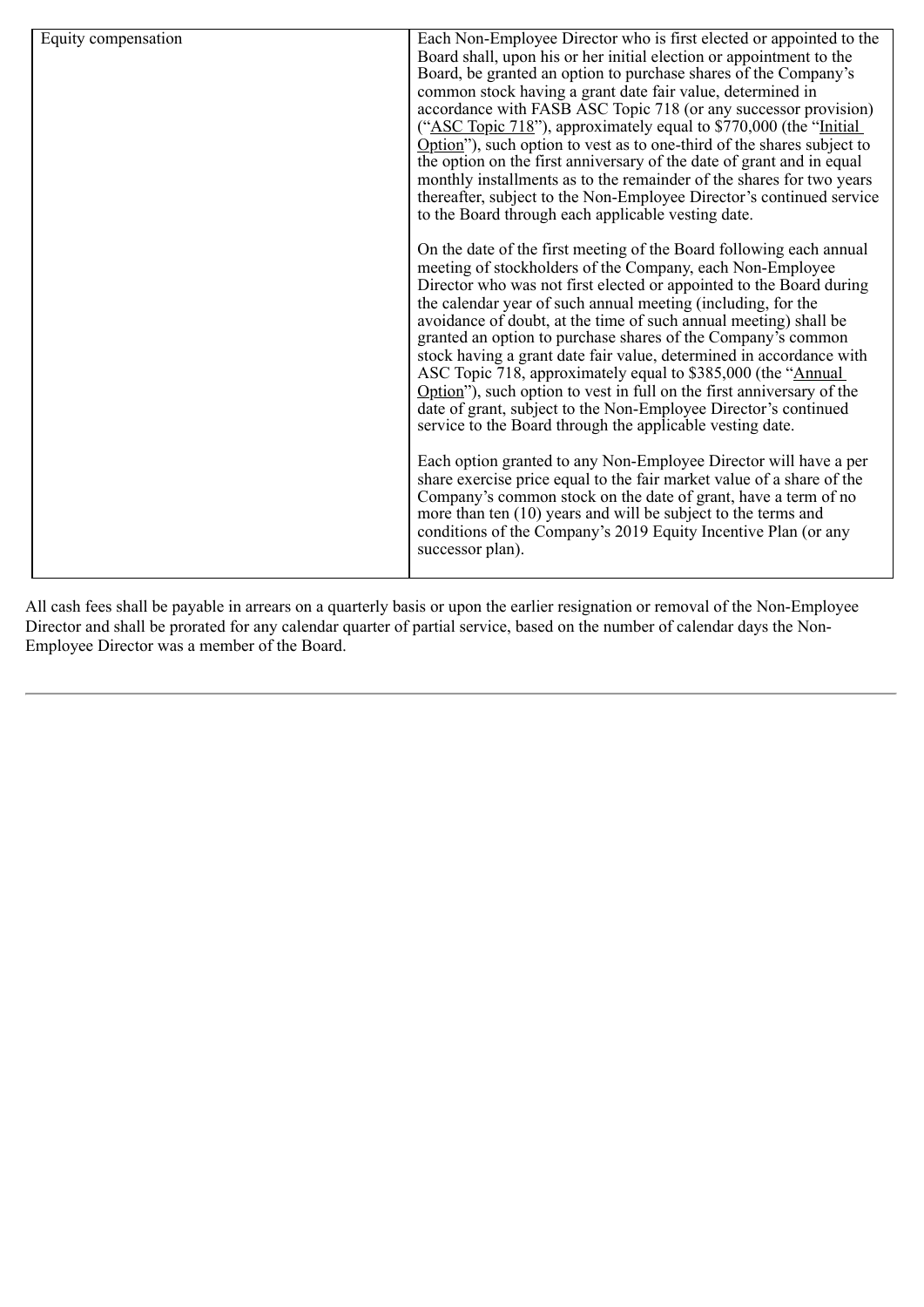| Equity compensation | Each Non-Employee Director who is first elected or appointed to the Board shall, upon his or her initial election or appointment to the Board, be granted an option to purchase shares of the Company's common stock having a grant date fair value, determined in accordance with FASB ASC Topic 718 (or any successor provision) ("ASC Topic 718"), approximately equal to $770,000 (the "Initial Option"), such option to vest as to one-third of the shares subject to the option on the first anniversary of the date of grant and in equal monthly installments as to the remainder of the shares for two years thereafter, subject to the Non-Employee Director's continued service to the Board through each applicable vesting date.<br><br>On the date of the first meeting of the Board following each annual meeting of stockholders of the Company, each Non-Employee Director who was not first elected or appointed to the Board during the calendar year of such annual meeting (including, for the avoidance of doubt, at the time of such annual meeting) shall be granted an option to purchase shares of the Company's common stock having a grant date fair value, determined in accordance with ASC Topic 718, approximately equal to $385,000 (the "Annual Option"), such option to vest in full on the first anniversary of the date of grant, subject to the Non-Employee Director's continued service to the Board through the applicable vesting date.<br><br>Each option granted to any Non-Employee Director will have a per share exercise price equal to the fair market value of a share of the Company's common stock on the date of grant, have a term of no more than ten (10) years and will be subject to the terms and conditions of the Company's 2019 Equity Incentive Plan (or any successor plan). |
|---|---|

All cash fees shall be payable in arrears on a quarterly basis or upon the earlier resignation or removal of the Non-Employee Director and shall be prorated for any calendar quarter of partial service, based on the number of calendar days the Non-Employee Director was a member of the Board.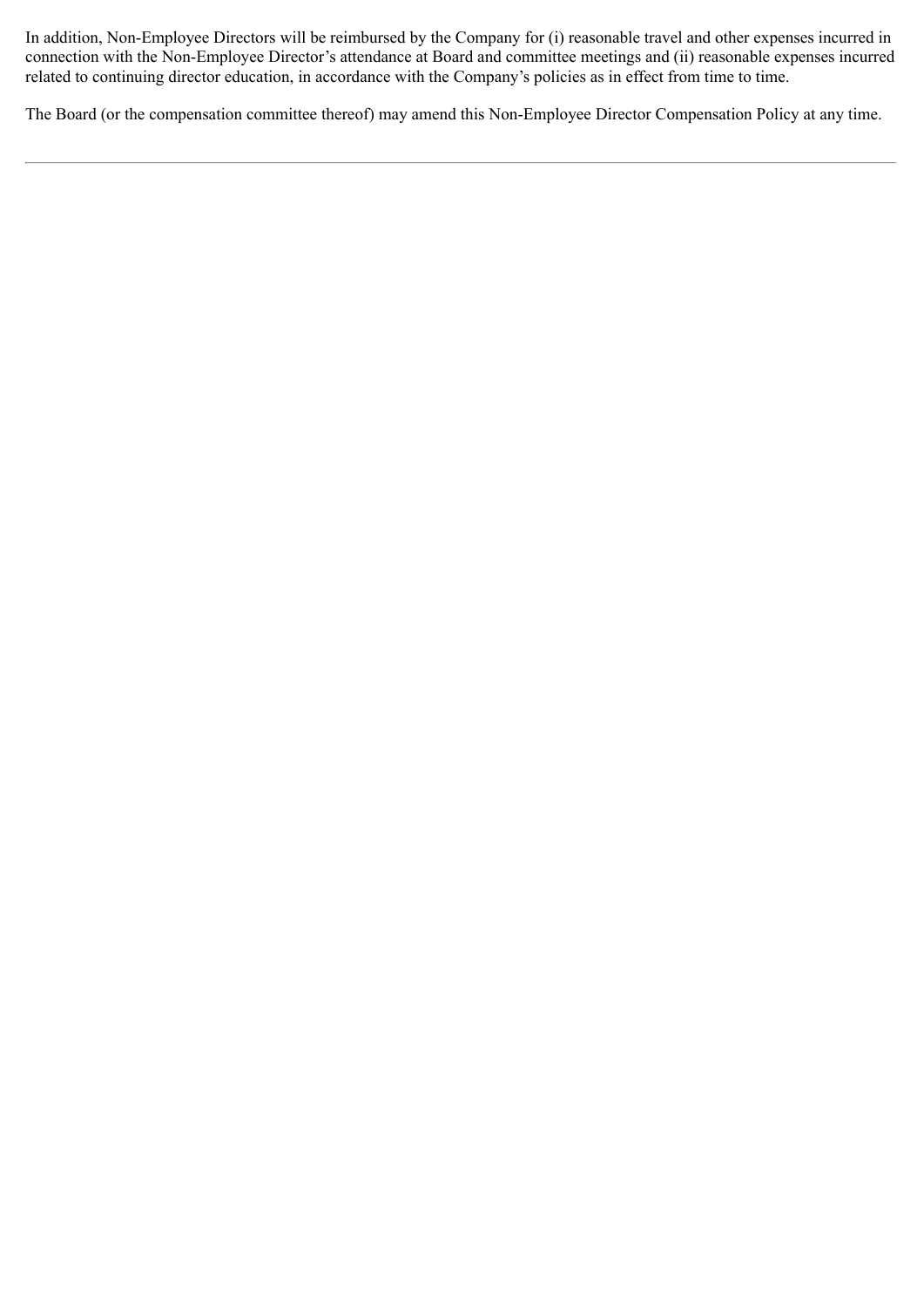In addition, Non-Employee Directors will be reimbursed by the Company for (i) reasonable travel and other expenses incurred in connection with the Non-Employee Director's attendance at Board and committee meetings and (ii) reasonable expenses incurred related to continuing director education, in accordance with the Company's policies as in effect from time to time.

The Board (or the compensation committee thereof) may amend this Non-Employee Director Compensation Policy at any time.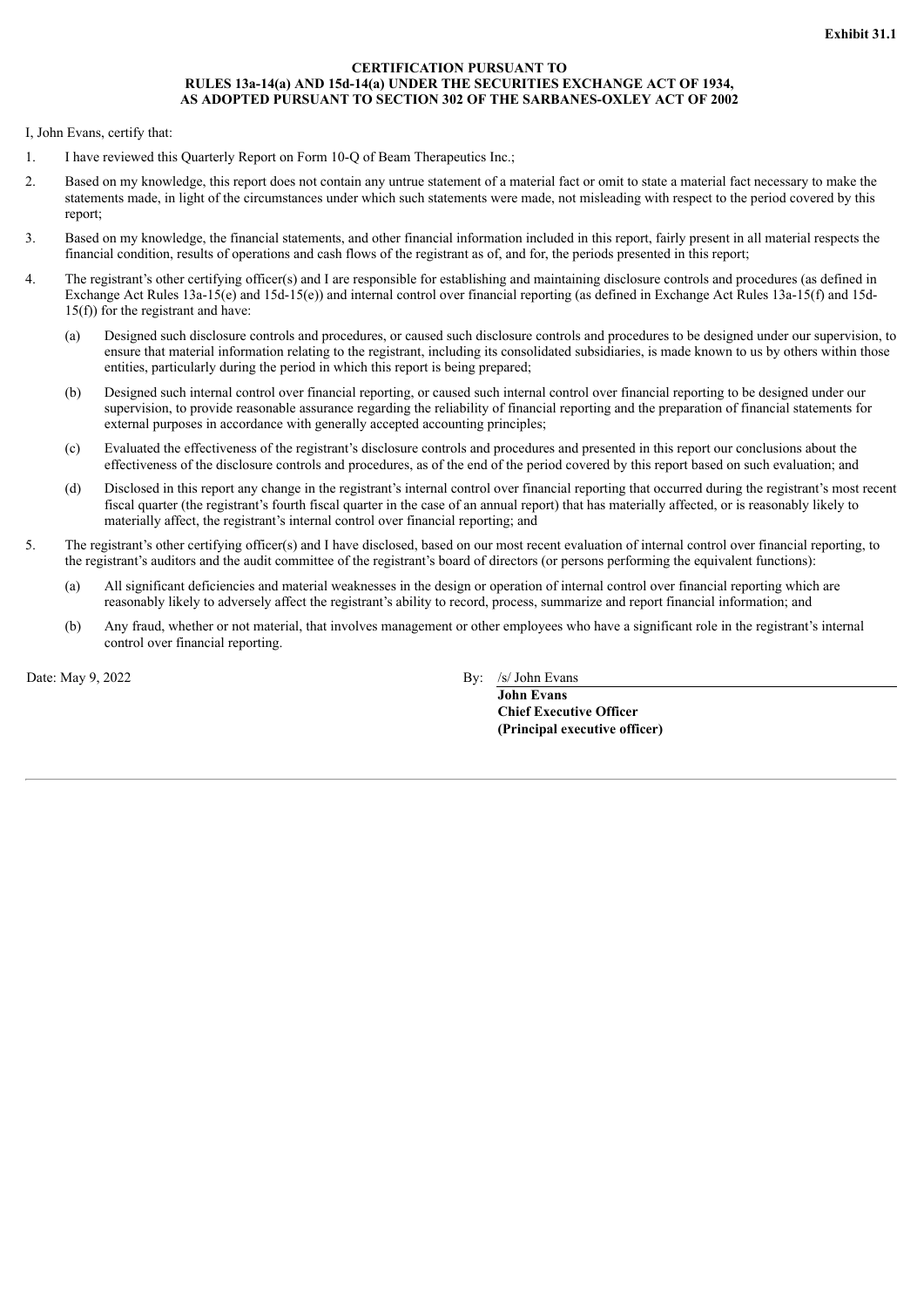**Exhibit 31.1**

**CERTIFICATION PURSUANT TO RULES 13a-14(a) AND 15d-14(a) UNDER THE SECURITIES EXCHANGE ACT OF 1934, AS ADOPTED PURSUANT TO SECTION 302 OF THE SARBANES-OXLEY ACT OF 2002**

I, John Evans, certify that:

1. I have reviewed this Quarterly Report on Form 10-Q of Beam Therapeutics Inc.;

2. Based on my knowledge, this report does not contain any untrue statement of a material fact or omit to state a material fact necessary to make the statements made, in light of the circumstances under which such statements were made, not misleading with respect to the period covered by this report;

3. Based on my knowledge, the financial statements, and other financial information included in this report, fairly present in all material respects the financial condition, results of operations and cash flows of the registrant as of, and for, the periods presented in this report;

4. The registrant's other certifying officer(s) and I are responsible for establishing and maintaining disclosure controls and procedures (as defined in Exchange Act Rules 13a-15(e) and 15d-15(e)) and internal control over financial reporting (as defined in Exchange Act Rules 13a-15(f) and 15d-15(f)) for the registrant and have:

   (a) Designed such disclosure controls and procedures, or caused such disclosure controls and procedures to be designed under our supervision, to ensure that material information relating to the registrant, including its consolidated subsidiaries, is made known to us by others within those entities, particularly during the period in which this report is being prepared;

   (b) Designed such internal control over financial reporting, or caused such internal control over financial reporting to be designed under our supervision, to provide reasonable assurance regarding the reliability of financial reporting and the preparation of financial statements for external purposes in accordance with generally accepted accounting principles;

   (c) Evaluated the effectiveness of the registrant's disclosure controls and procedures and presented in this report our conclusions about the effectiveness of the disclosure controls and procedures, as of the end of the period covered by this report based on such evaluation; and

   (d) Disclosed in this report any change in the registrant's internal control over financial reporting that occurred during the registrant's most recent fiscal quarter (the registrant's fourth fiscal quarter in the case of an annual report) that has materially affected, or is reasonably likely to materially affect, the registrant's internal control over financial reporting; and

5. The registrant's other certifying officer(s) and I have disclosed, based on our most recent evaluation of internal control over financial reporting, to the registrant's auditors and the audit committee of the registrant's board of directors (or persons performing the equivalent functions):

   (a) All significant deficiencies and material weaknesses in the design or operation of internal control over financial reporting which are reasonably likely to adversely affect the registrant's ability to record, process, summarize and report financial information; and

   (b) Any fraud, whether or not material, that involves management or other employees who have a significant role in the registrant's internal control over financial reporting.

Date: May 9, 2022

By: /s/ John Evans

**John Evans**
**Chief Executive Officer**
**(Principal executive officer)**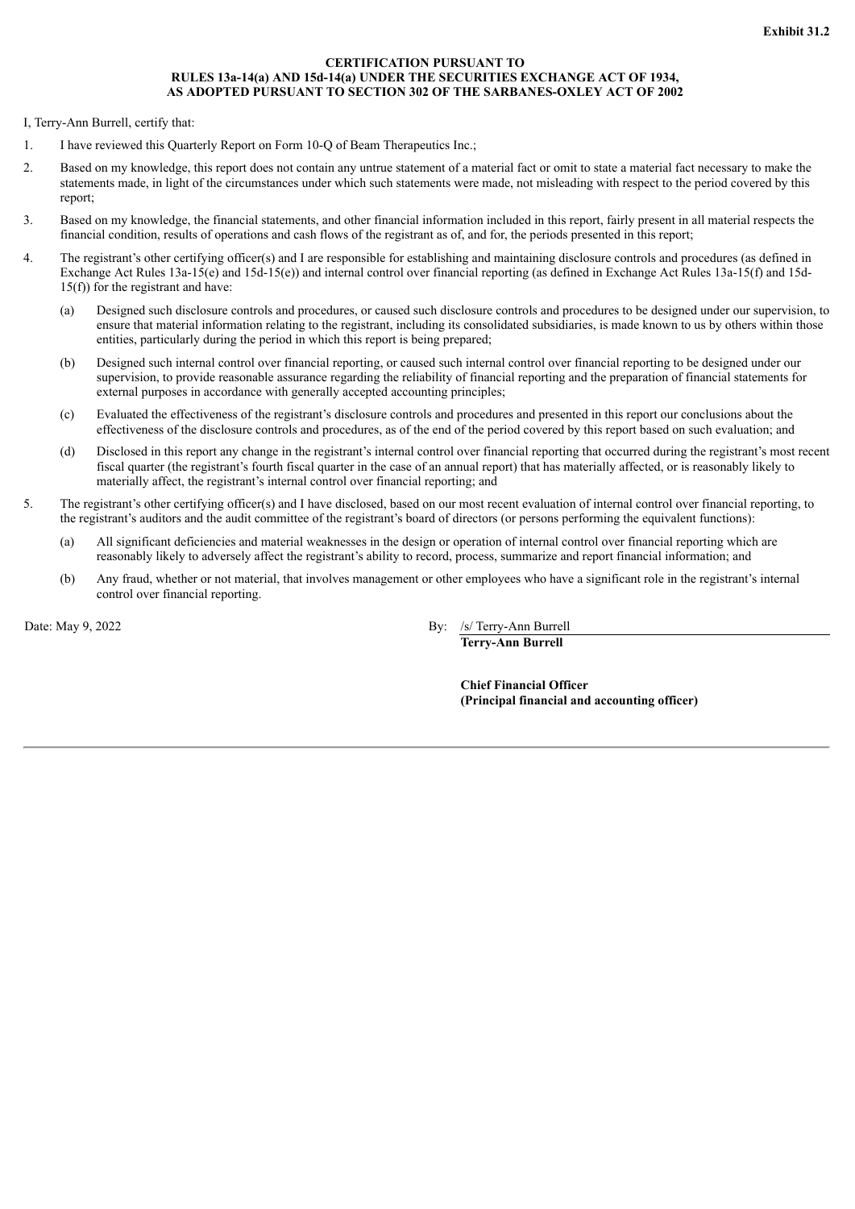**Exhibit 31.2**

**CERTIFICATION PURSUANT TO**
**RULES 13a-14(a) AND 15d-14(a) UNDER THE SECURITIES EXCHANGE ACT OF 1934,**
**AS ADOPTED PURSUANT TO SECTION 302 OF THE SARBANES-OXLEY ACT OF 2002**

I, Terry-Ann Burrell, certify that:

1. I have reviewed this Quarterly Report on Form 10-Q of Beam Therapeutics Inc.;
2. Based on my knowledge, this report does not contain any untrue statement of a material fact or omit to state a material fact necessary to make the statements made, in light of the circumstances under which such statements were made, not misleading with respect to the period covered by this report;
3. Based on my knowledge, the financial statements, and other financial information included in this report, fairly present in all material respects the financial condition, results of operations and cash flows of the registrant as of, and for, the periods presented in this report;
4. The registrant's other certifying officer(s) and I are responsible for establishing and maintaining disclosure controls and procedures (as defined in Exchange Act Rules 13a-15(e) and 15d-15(e)) and internal control over financial reporting (as defined in Exchange Act Rules 13a-15(f) and 15d-15(f)) for the registrant and have:
   (a) Designed such disclosure controls and procedures, or caused such disclosure controls and procedures to be designed under our supervision, to ensure that material information relating to the registrant, including its consolidated subsidiaries, is made known to us by others within those entities, particularly during the period in which this report is being prepared;
   (b) Designed such internal control over financial reporting, or caused such internal control over financial reporting to be designed under our supervision, to provide reasonable assurance regarding the reliability of financial reporting and the preparation of financial statements for external purposes in accordance with generally accepted accounting principles;
   (c) Evaluated the effectiveness of the registrant's disclosure controls and procedures and presented in this report our conclusions about the effectiveness of the disclosure controls and procedures, as of the end of the period covered by this report based on such evaluation; and
   (d) Disclosed in this report any change in the registrant's internal control over financial reporting that occurred during the registrant's most recent fiscal quarter (the registrant's fourth fiscal quarter in the case of an annual report) that has materially affected, or is reasonably likely to materially affect, the registrant's internal control over financial reporting; and
5. The registrant's other certifying officer(s) and I have disclosed, based on our most recent evaluation of internal control over financial reporting, to the registrant's auditors and the audit committee of the registrant's board of directors (or persons performing the equivalent functions):
   (a) All significant deficiencies and material weaknesses in the design or operation of internal control over financial reporting which are reasonably likely to adversely affect the registrant's ability to record, process, summarize and report financial information; and
   (b) Any fraud, whether or not material, that involves management or other employees who have a significant role in the registrant's internal control over financial reporting.

Date: May 9, 2022

By: /s/ Terry-Ann Burrell
**Terry-Ann Burrell**

**Chief Financial Officer**
**(Principal financial and accounting officer)**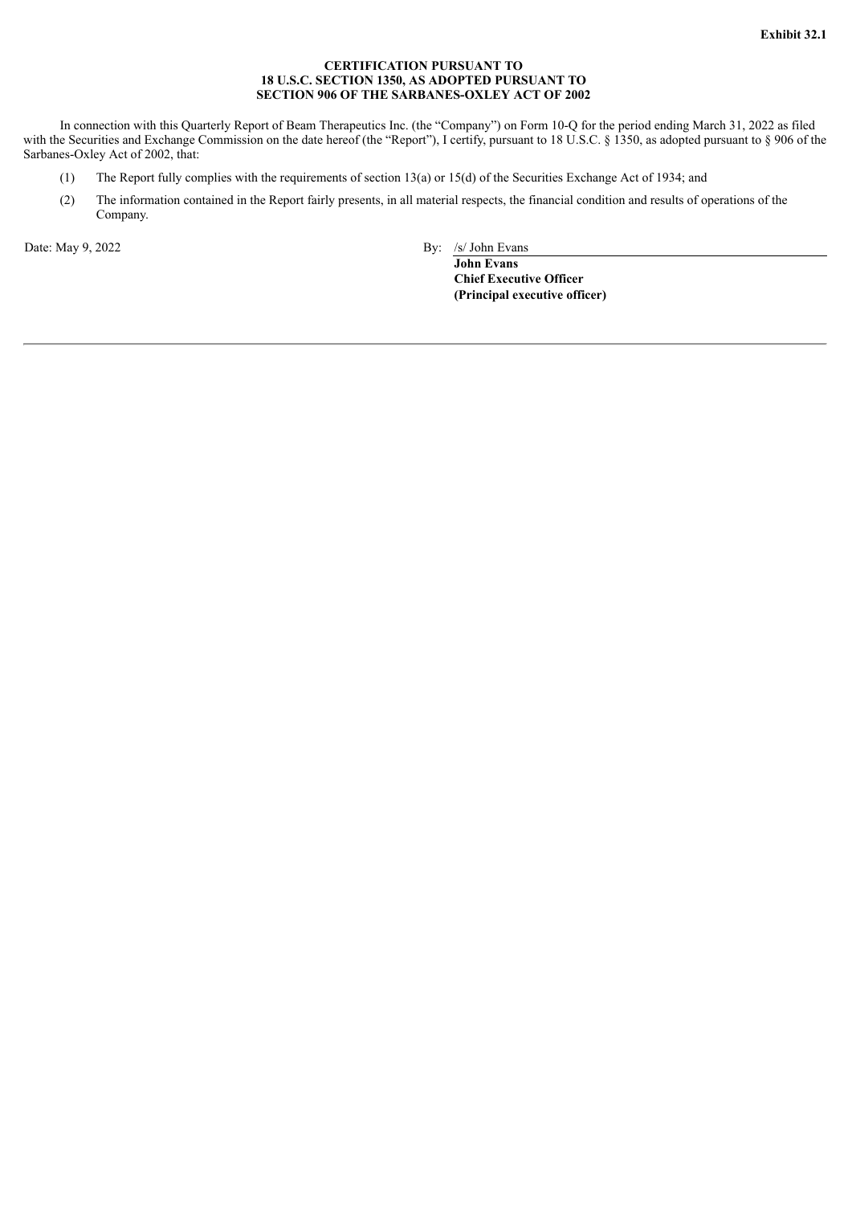**Exhibit 32.1**

**CERTIFICATION PURSUANT TO
18 U.S.C. SECTION 1350, AS ADOPTED PURSUANT TO
SECTION 906 OF THE SARBANES-OXLEY ACT OF 2002**

In connection with this Quarterly Report of Beam Therapeutics Inc. (the "Company") on Form 10-Q for the period ending March 31, 2022 as filed with the Securities and Exchange Commission on the date hereof (the "Report"), I certify, pursuant to 18 U.S.C. § 1350, as adopted pursuant to § 906 of the Sarbanes-Oxley Act of 2002, that:

(1) The Report fully complies with the requirements of section 13(a) or 15(d) of the Securities Exchange Act of 1934; and

(2) The information contained in the Report fairly presents, in all material respects, the financial condition and results of operations of the Company.

Date: May 9, 2022

By: /s/ John Evans
**John Evans**
**Chief Executive Officer**
**(Principal executive officer)**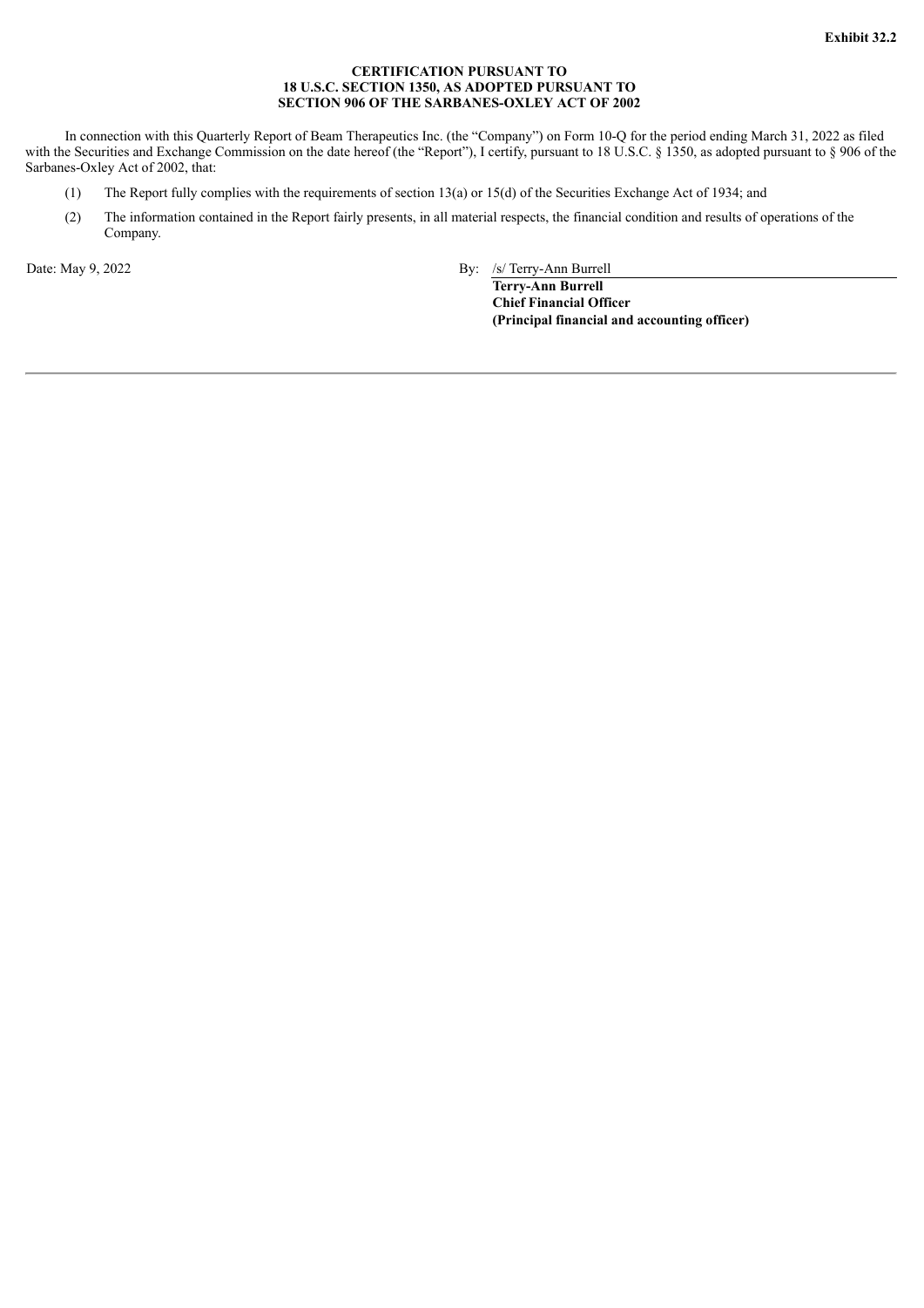**Exhibit 32.2**

**CERTIFICATION PURSUANT TO
18 U.S.C. SECTION 1350, AS ADOPTED PURSUANT TO
SECTION 906 OF THE SARBANES-OXLEY ACT OF 2002**

In connection with this Quarterly Report of Beam Therapeutics Inc. (the "Company") on Form 10-Q for the period ending March 31, 2022 as filed with the Securities and Exchange Commission on the date hereof (the "Report"), I certify, pursuant to 18 U.S.C. § 1350, as adopted pursuant to § 906 of the Sarbanes-Oxley Act of 2002, that:

(1) The Report fully complies with the requirements of section 13(a) or 15(d) of the Securities Exchange Act of 1934; and

(2) The information contained in the Report fairly presents, in all material respects, the financial condition and results of operations of the Company.

Date: May 9, 2022

By: /s/ Terry-Ann Burrell

**Terry-Ann Burrell**
**Chief Financial Officer**
**(Principal financial and accounting officer)**